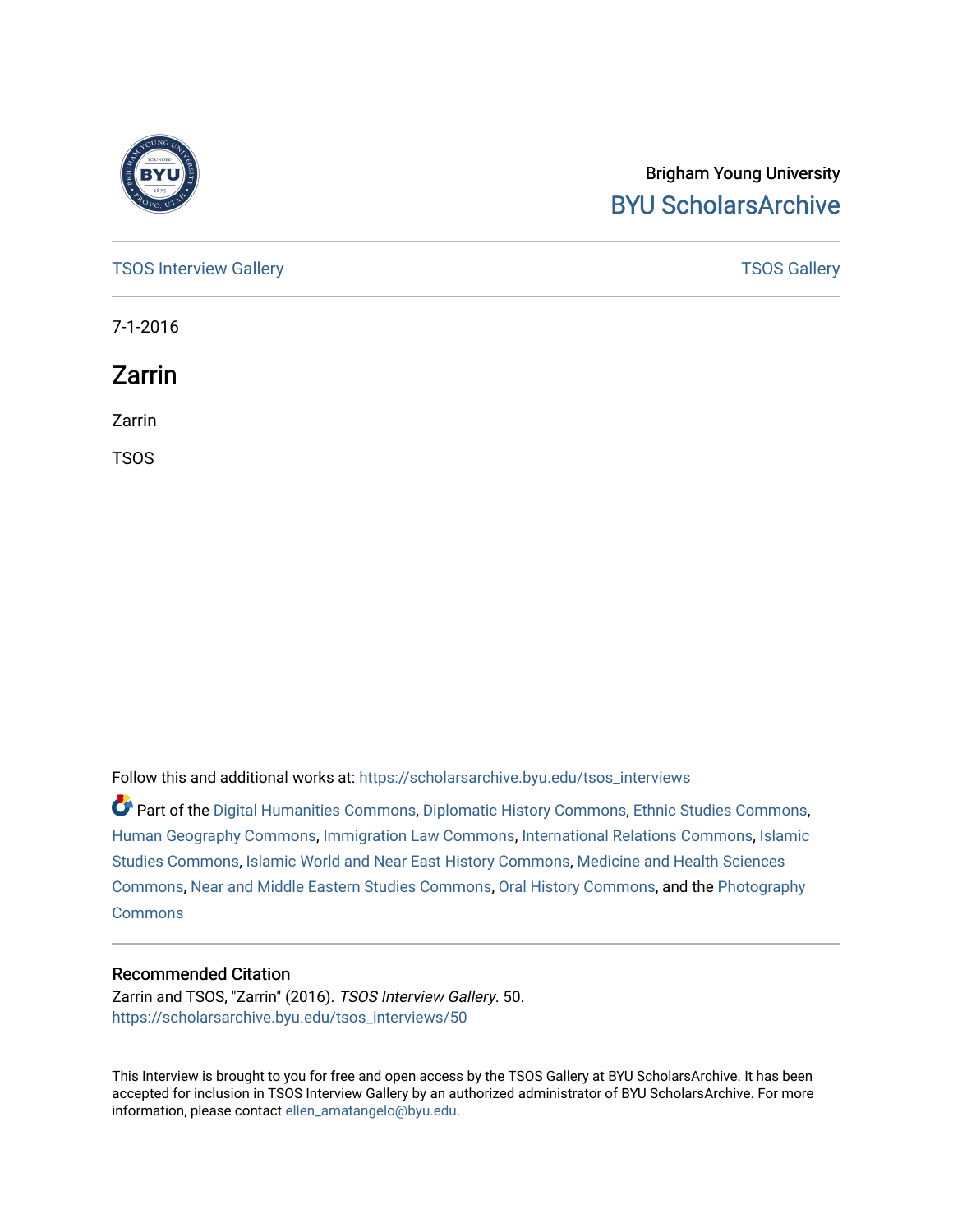Brigham Young University
BYU ScholarsArchive

TSOS Interview Gallery | TSOS Gallery

7-1-2016

# Zarrin

Zarrin

TSOS

Follow this and additional works at: https://scholarsarchive.byu.edu/tsos_interviews

Part of the Digital Humanities Commons, Diplomatic History Commons, Ethnic Studies Commons, Human Geography Commons, Immigration Law Commons, International Relations Commons, Islamic Studies Commons, Islamic World and Near East History Commons, Medicine and Health Sciences Commons, Near and Middle Eastern Studies Commons, Oral History Commons, and the Photography Commons

## Recommended Citation

Zarrin and TSOS, "Zarrin" (2016). *TSOS Interview Gallery*. 50.
https://scholarsarchive.byu.edu/tsos_interviews/50

This Interview is brought to you for free and open access by the TSOS Gallery at BYU ScholarsArchive. It has been accepted for inclusion in TSOS Interview Gallery by an authorized administrator of BYU ScholarsArchive. For more information, please contact ellen_amatangelo@byu.edu.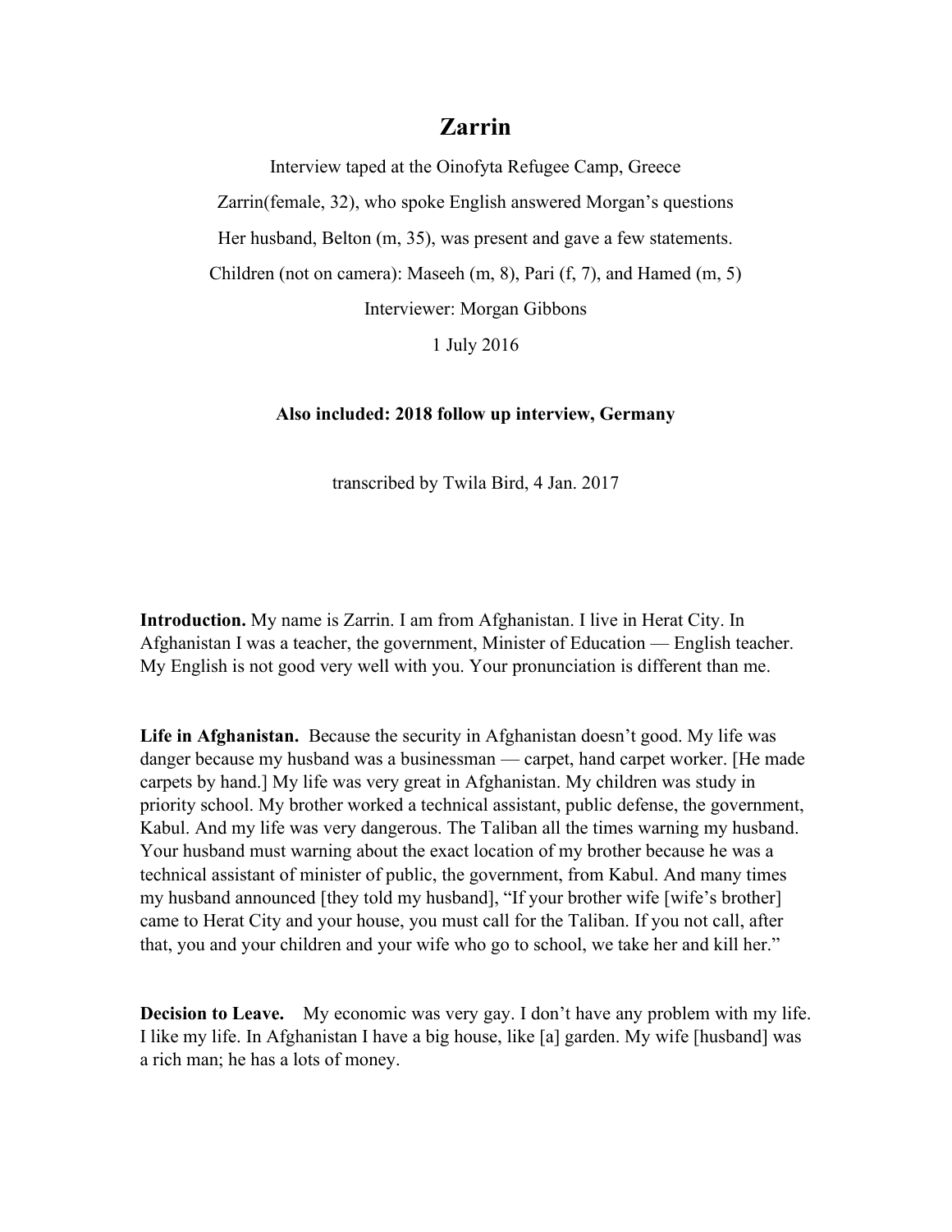# Zarrin

Interview taped at the Oinofyta Refugee Camp, Greece

Zarrin(female, 32), who spoke English answered Morgan's questions

Her husband, Belton (m, 35), was present and gave a few statements.

Children (not on camera): Maseeh (m, 8), Pari (f, 7), and Hamed (m, 5)

Interviewer: Morgan Gibbons

1 July 2016

**Also included: 2018 follow up interview, Germany**

transcribed by Twila Bird, 4 Jan. 2017

**Introduction.** My name is Zarrin. I am from Afghanistan. I live in Herat City. In Afghanistan I was a teacher, the government, Minister of Education — English teacher. My English is not good very well with you. Your pronunciation is different than me.

**Life in Afghanistan.** Because the security in Afghanistan doesn't good. My life was danger because my husband was a businessman — carpet, hand carpet worker. [He made carpets by hand.] My life was very great in Afghanistan. My children was study in priority school. My brother worked a technical assistant, public defense, the government, Kabul. And my life was very dangerous. The Taliban all the times warning my husband. Your husband must warning about the exact location of my brother because he was a technical assistant of minister of public, the government, from Kabul. And many times my husband announced [they told my husband], "If your brother wife [wife's brother] came to Herat City and your house, you must call for the Taliban. If you not call, after that, you and your children and your wife who go to school, we take her and kill her."

**Decision to Leave.** My economic was very gay. I don't have any problem with my life. I like my life. In Afghanistan I have a big house, like [a] garden. My wife [husband] was a rich man; he has a lots of money.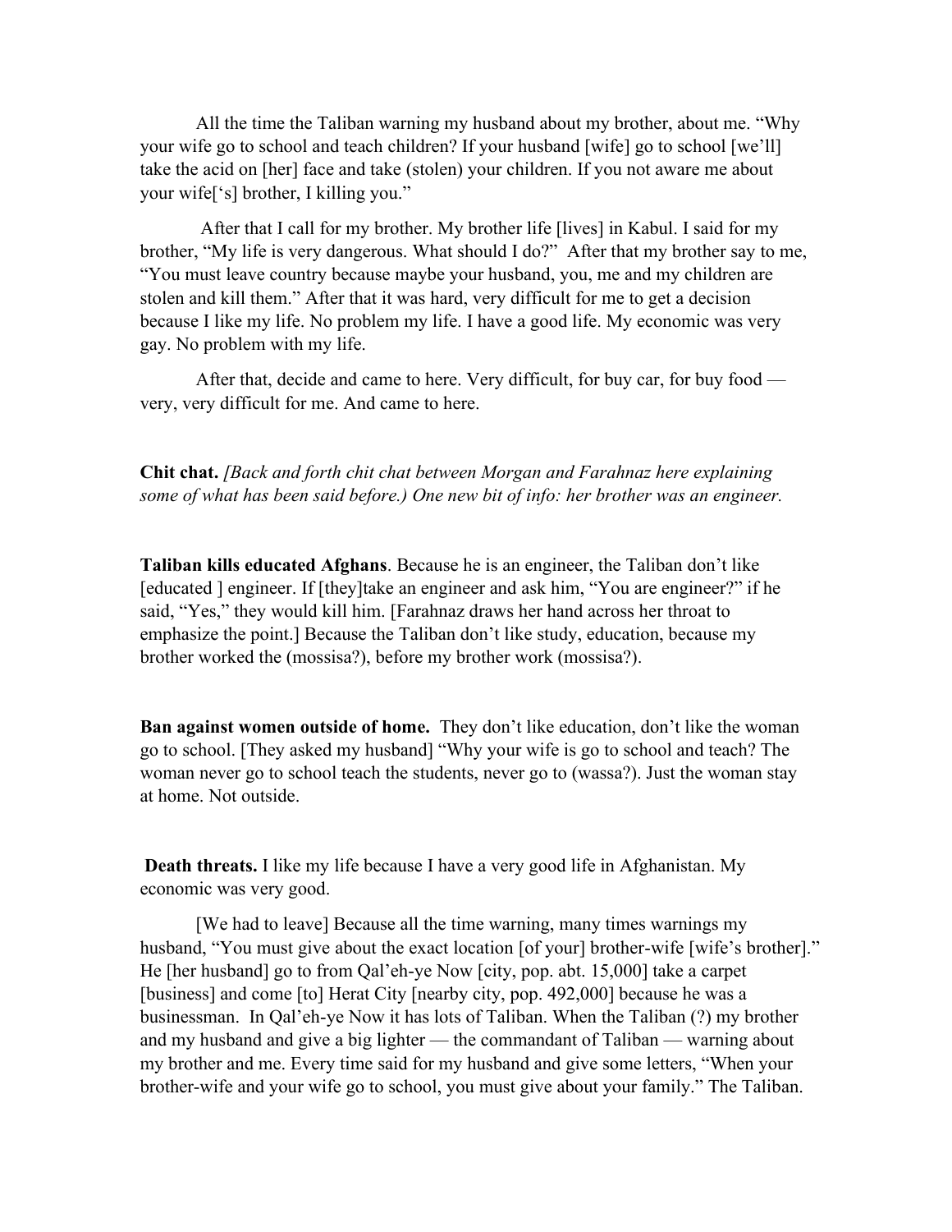All the time the Taliban warning my husband about my brother, about me. "Why your wife go to school and teach children? If your husband [wife] go to school [we'll] take the acid on [her] face and take (stolen) your children. If you not aware me about your wife['s] brother, I killing you."

After that I call for my brother. My brother life [lives] in Kabul. I said for my brother, "My life is very dangerous. What should I do?" After that my brother say to me, "You must leave country because maybe your husband, you, me and my children are stolen and kill them." After that it was hard, very difficult for me to get a decision because I like my life. No problem my life. I have a good life. My economic was very gay. No problem with my life.

After that, decide and came to here. Very difficult, for buy car, for buy food — very, very difficult for me. And came to here.

**Chit chat.** *[Back and forth chit chat between Morgan and Farahnaz here explaining some of what has been said before.) One new bit of info: her brother was an engineer.*

**Taliban kills educated Afghans**. Because he is an engineer, the Taliban don't like [educated ] engineer. If [they]take an engineer and ask him, "You are engineer?" if he said, "Yes," they would kill him. [Farahnaz draws her hand across her throat to emphasize the point.] Because the Taliban don't like study, education, because my brother worked the (mossisa?), before my brother work (mossisa?).

**Ban against women outside of home.** They don't like education, don't like the woman go to school. [They asked my husband] "Why your wife is go to school and teach? The woman never go to school teach the students, never go to (wassa?). Just the woman stay at home. Not outside.

**Death threats.** I like my life because I have a very good life in Afghanistan. My economic was very good.

[We had to leave] Because all the time warning, many times warnings my husband, "You must give about the exact location [of your] brother-wife [wife's brother]." He [her husband] go to from Qal'eh-ye Now [city, pop. abt. 15,000] take a carpet [business] and come [to] Herat City [nearby city, pop. 492,000] because he was a businessman. In Qal'eh-ye Now it has lots of Taliban. When the Taliban (?) my brother and my husband and give a big lighter — the commandant of Taliban — warning about my brother and me. Every time said for my husband and give some letters, "When your brother-wife and your wife go to school, you must give about your family." The Taliban.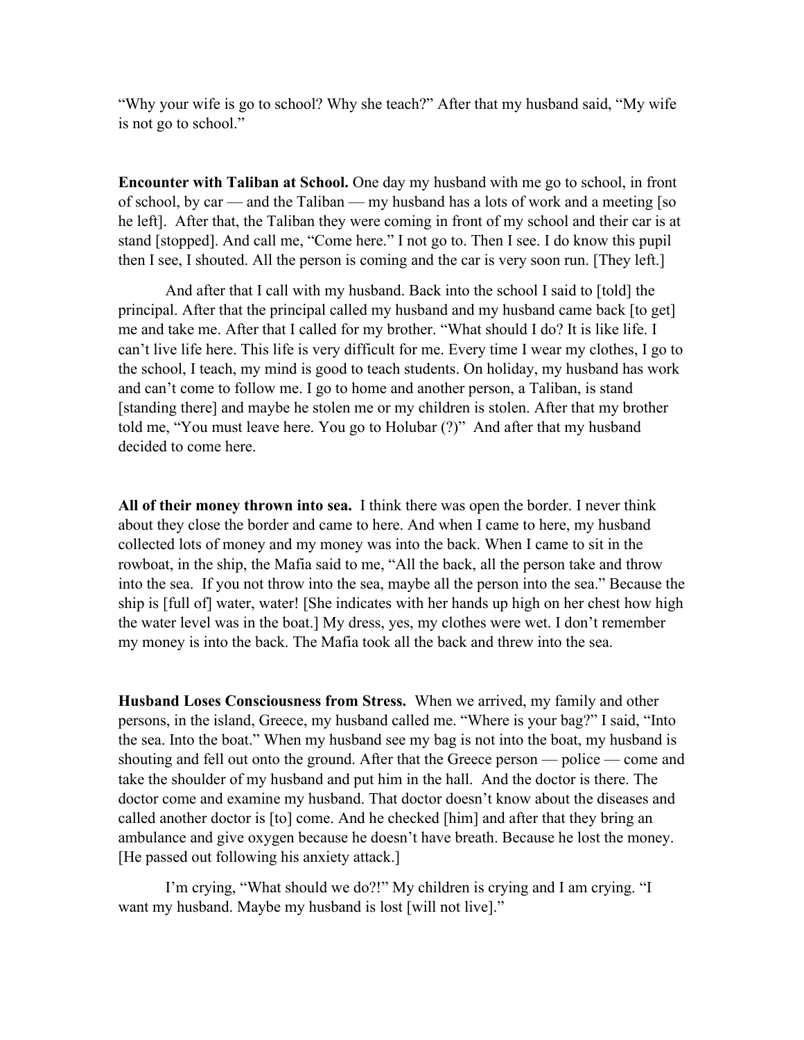"Why your wife is go to school? Why she teach?" After that my husband said, "My wife is not go to school."

**Encounter with Taliban at School.** One day my husband with me go to school, in front of school, by car — and the Taliban — my husband has a lots of work and a meeting [so he left]. After that, the Taliban they were coming in front of my school and their car is at stand [stopped]. And call me, "Come here." I not go to. Then I see. I do know this pupil then I see, I shouted. All the person is coming and the car is very soon run. [They left.]

And after that I call with my husband. Back into the school I said to [told] the principal. After that the principal called my husband and my husband came back [to get] me and take me. After that I called for my brother. "What should I do? It is like life. I can't live life here. This life is very difficult for me. Every time I wear my clothes, I go to the school, I teach, my mind is good to teach students. On holiday, my husband has work and can't come to follow me. I go to home and another person, a Taliban, is stand [standing there] and maybe he stolen me or my children is stolen. After that my brother told me, "You must leave here. You go to Holubar (?)" And after that my husband decided to come here.

**All of their money thrown into sea.** I think there was open the border. I never think about they close the border and came to here. And when I came to here, my husband collected lots of money and my money was into the back. When I came to sit in the rowboat, in the ship, the Mafia said to me, "All the back, all the person take and throw into the sea. If you not throw into the sea, maybe all the person into the sea." Because the ship is [full of] water, water! [She indicates with her hands up high on her chest how high the water level was in the boat.] My dress, yes, my clothes were wet. I don't remember my money is into the back. The Mafia took all the back and threw into the sea.

**Husband Loses Consciousness from Stress.** When we arrived, my family and other persons, in the island, Greece, my husband called me. "Where is your bag?" I said, "Into the sea. Into the boat." When my husband see my bag is not into the boat, my husband is shouting and fell out onto the ground. After that the Greece person — police — come and take the shoulder of my husband and put him in the hall. And the doctor is there. The doctor come and examine my husband. That doctor doesn't know about the diseases and called another doctor is [to] come. And he checked [him] and after that they bring an ambulance and give oxygen because he doesn't have breath. Because he lost the money. [He passed out following his anxiety attack.]

I'm crying, "What should we do?!" My children is crying and I am crying. "I want my husband. Maybe my husband is lost [will not live]."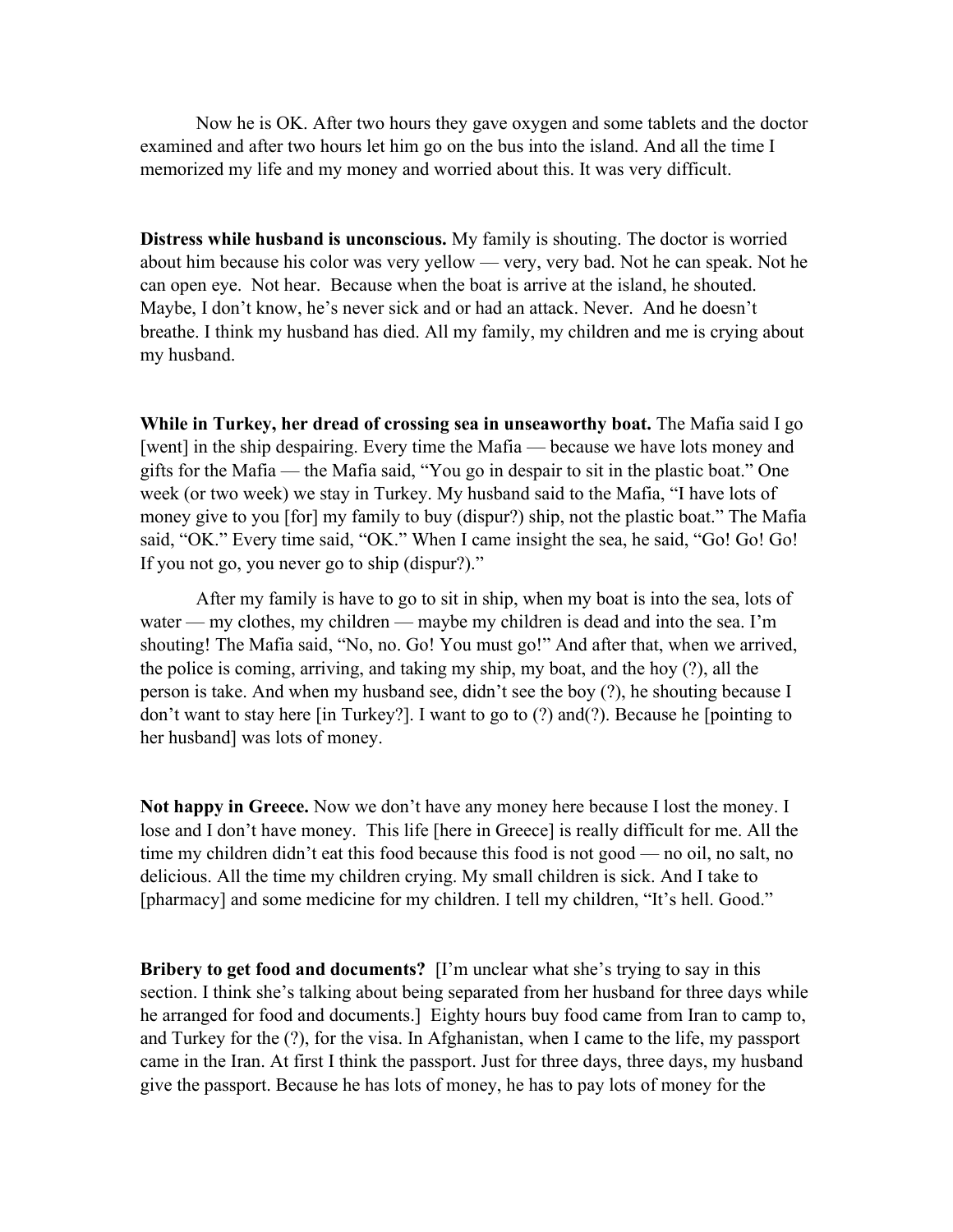Now he is OK. After two hours they gave oxygen and some tablets and the doctor examined and after two hours let him go on the bus into the island. And all the time I memorized my life and my money and worried about this. It was very difficult.

**Distress while husband is unconscious.** My family is shouting. The doctor is worried about him because his color was very yellow — very, very bad. Not he can speak. Not he can open eye. Not hear. Because when the boat is arrive at the island, he shouted. Maybe, I don't know, he's never sick and or had an attack. Never. And he doesn't breathe. I think my husband has died. All my family, my children and me is crying about my husband.

**While in Turkey, her dread of crossing sea in unseaworthy boat.** The Mafia said I go [went] in the ship despairing. Every time the Mafia — because we have lots money and gifts for the Mafia — the Mafia said, "You go in despair to sit in the plastic boat." One week (or two week) we stay in Turkey. My husband said to the Mafia, "I have lots of money give to you [for] my family to buy (dispur?) ship, not the plastic boat." The Mafia said, "OK." Every time said, "OK." When I came insight the sea, he said, "Go! Go! Go! If you not go, you never go to ship (dispur?)."

After my family is have to go to sit in ship, when my boat is into the sea, lots of water — my clothes, my children — maybe my children is dead and into the sea. I'm shouting! The Mafia said, "No, no. Go! You must go!" And after that, when we arrived, the police is coming, arriving, and taking my ship, my boat, and the hoy (?), all the person is take. And when my husband see, didn't see the boy (?), he shouting because I don't want to stay here [in Turkey?]. I want to go to (?) and(?). Because he [pointing to her husband] was lots of money.

**Not happy in Greece.** Now we don't have any money here because I lost the money. I lose and I don't have money. This life [here in Greece] is really difficult for me. All the time my children didn't eat this food because this food is not good — no oil, no salt, no delicious. All the time my children crying. My small children is sick. And I take to [pharmacy] and some medicine for my children. I tell my children, "It's hell. Good."

**Bribery to get food and documents?** [I'm unclear what she's trying to say in this section. I think she's talking about being separated from her husband for three days while he arranged for food and documents.] Eighty hours buy food came from Iran to camp to, and Turkey for the (?), for the visa. In Afghanistan, when I came to the life, my passport came in the Iran. At first I think the passport. Just for three days, three days, my husband give the passport. Because he has lots of money, he has to pay lots of money for the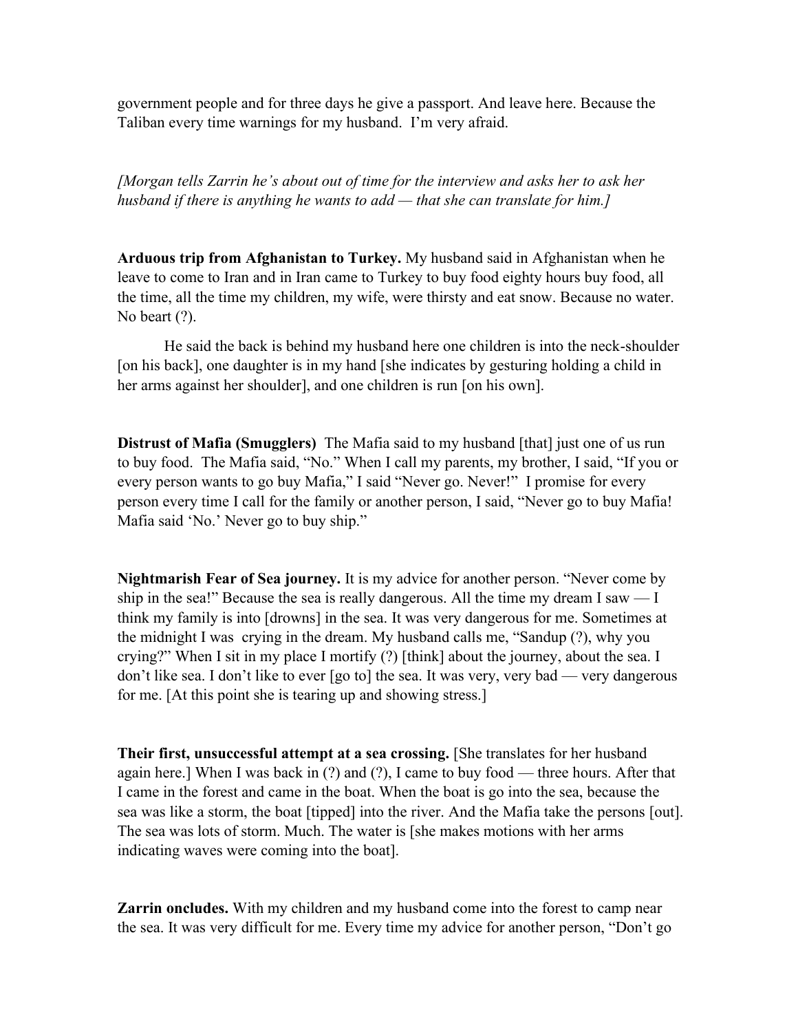government people and for three days he give a passport. And leave here. Because the Taliban every time warnings for my husband. I'm very afraid.

*[Morgan tells Zarrin he's about out of time for the interview and asks her to ask her husband if there is anything he wants to add — that she can translate for him.]*

**Arduous trip from Afghanistan to Turkey.** My husband said in Afghanistan when he leave to come to Iran and in Iran came to Turkey to buy food eighty hours buy food, all the time, all the time my children, my wife, were thirsty and eat snow. Because no water. No beart (?).

He said the back is behind my husband here one children is into the neck-shoulder [on his back], one daughter is in my hand [she indicates by gesturing holding a child in her arms against her shoulder], and one children is run [on his own].

**Distrust of Mafia (Smugglers)** The Mafia said to my husband [that] just one of us run to buy food. The Mafia said, "No." When I call my parents, my brother, I said, "If you or every person wants to go buy Mafia," I said "Never go. Never!" I promise for every person every time I call for the family or another person, I said, "Never go to buy Mafia! Mafia said 'No.' Never go to buy ship."

**Nightmarish Fear of Sea journey.** It is my advice for another person. "Never come by ship in the sea!" Because the sea is really dangerous. All the time my dream I saw — I think my family is into [drowns] in the sea. It was very dangerous for me. Sometimes at the midnight I was crying in the dream. My husband calls me, "Sandup (?), why you crying?" When I sit in my place I mortify (?) [think] about the journey, about the sea. I don't like sea. I don't like to ever [go to] the sea. It was very, very bad — very dangerous for me. [At this point she is tearing up and showing stress.]

**Their first, unsuccessful attempt at a sea crossing.** [She translates for her husband again here.] When I was back in (?) and (?), I came to buy food — three hours. After that I came in the forest and came in the boat. When the boat is go into the sea, because the sea was like a storm, the boat [tipped] into the river. And the Mafia take the persons [out]. The sea was lots of storm. Much. The water is [she makes motions with her arms indicating waves were coming into the boat].

**Zarrin oncludes.** With my children and my husband come into the forest to camp near the sea. It was very difficult for me. Every time my advice for another person, "Don't go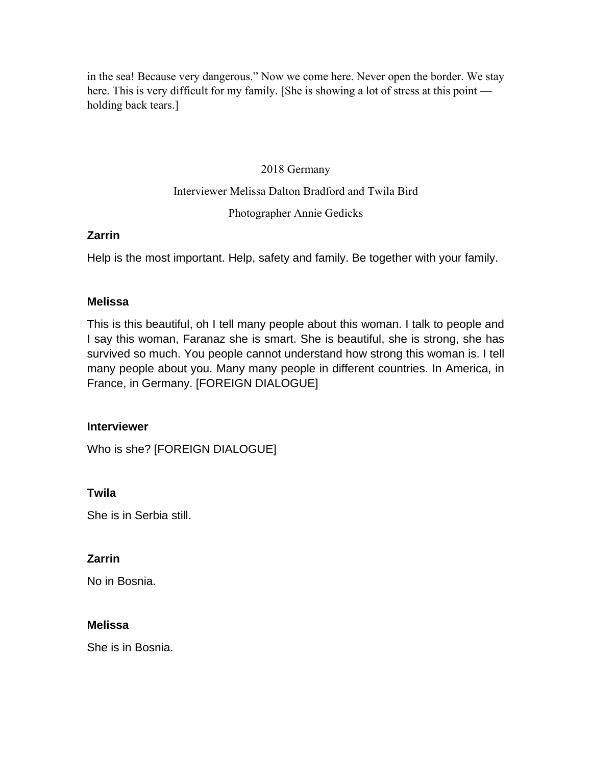in the sea! Because very dangerous." Now we come here. Never open the border. We stay here. This is very difficult for my family. [She is showing a lot of stress at this point — holding back tears.]

2018 Germany

Interviewer Melissa Dalton Bradford and Twila Bird

Photographer Annie Gedicks

**Zarrin**

Help is the most important. Help, safety and family. Be together with your family.

**Melissa**

This is this beautiful, oh I tell many people about this woman. I talk to people and I say this woman, Faranaz she is smart. She is beautiful, she is strong, she has survived so much. You people cannot understand how strong this woman is. I tell many people about you. Many many people in different countries. In America, in France, in Germany. [FOREIGN DIALOGUE]

**Interviewer**

Who is she? [FOREIGN DIALOGUE]

**Twila**

She is in Serbia still.

**Zarrin**

No in Bosnia.

**Melissa**

She is in Bosnia.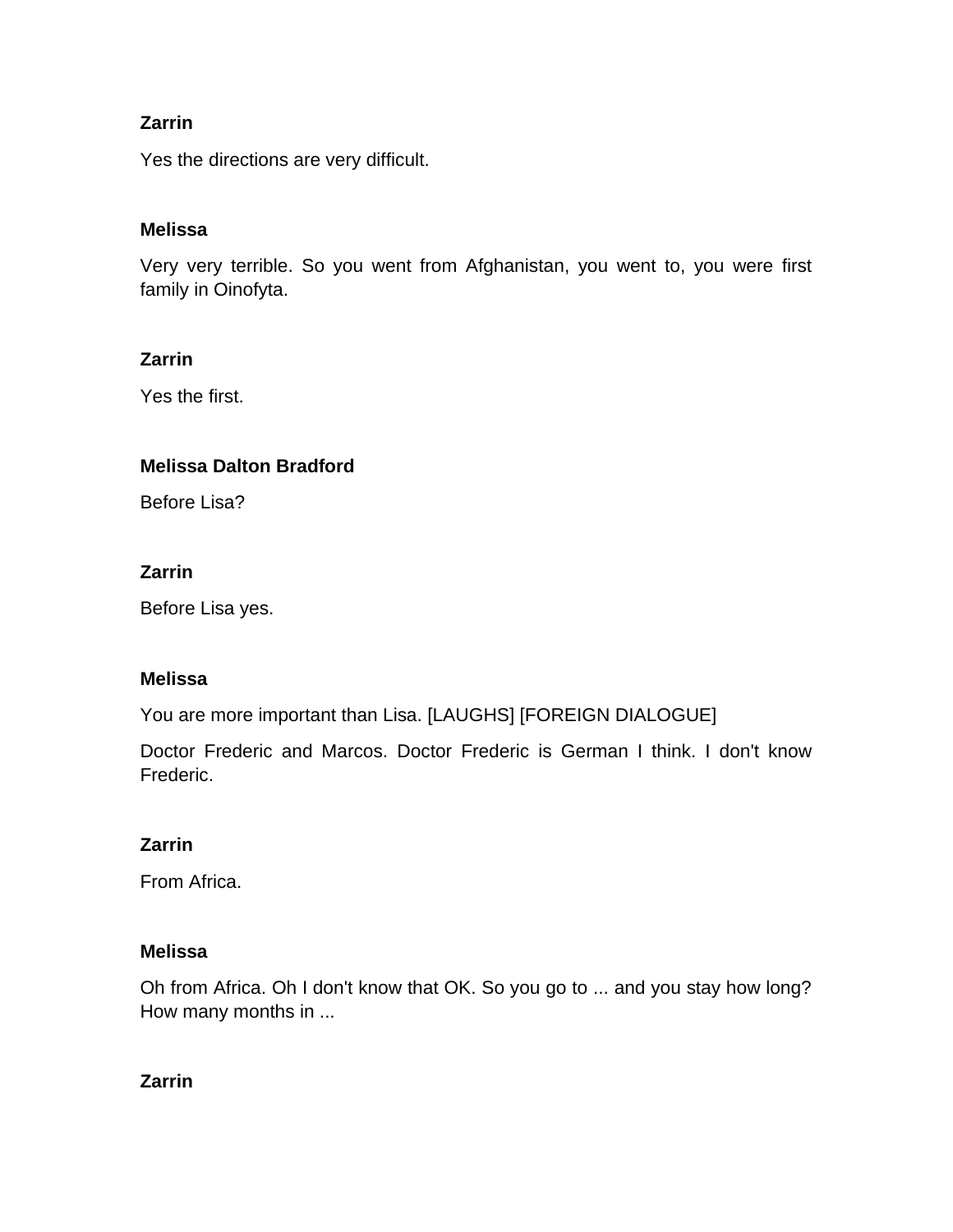**Zarrin**

Yes the directions are very difficult.

**Melissa**

Very very terrible. So you went from Afghanistan, you went to, you were first family in Oinofyta.

**Zarrin**

Yes the first.

**Melissa Dalton Bradford**

Before Lisa?

**Zarrin**

Before Lisa yes.

**Melissa**

You are more important than Lisa. [LAUGHS] [FOREIGN DIALOGUE]

Doctor Frederic and Marcos. Doctor Frederic is German I think. I don't know Frederic.

**Zarrin**

From Africa.

**Melissa**

Oh from Africa. Oh I don't know that OK. So you go to ... and you stay how long? How many months in ...

**Zarrin**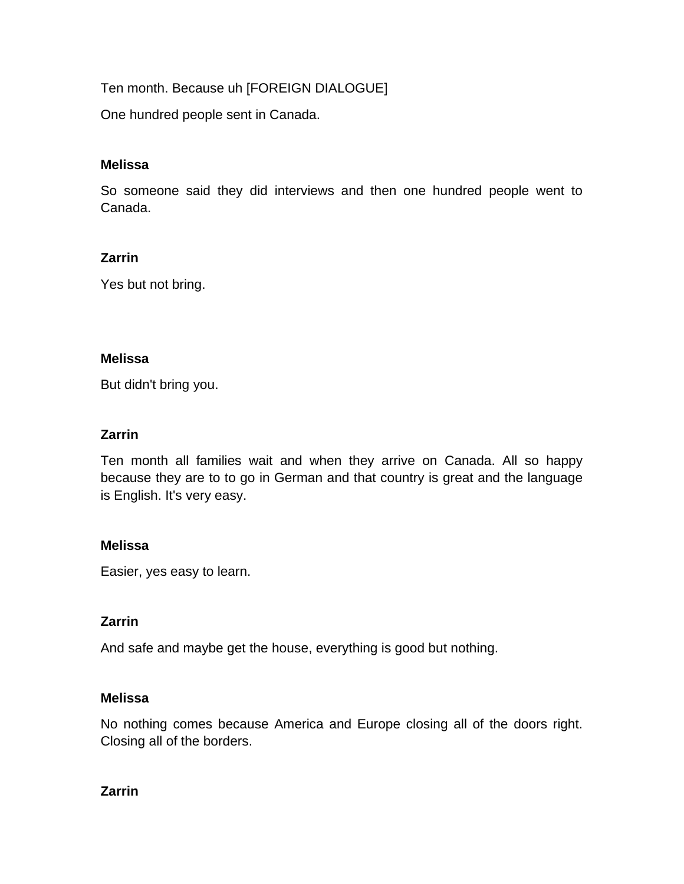Ten month. Because uh [FOREIGN DIALOGUE]

One hundred people sent in Canada.

**Melissa**

So someone said they did interviews and then one hundred people went to Canada.

**Zarrin**

Yes but not bring.

**Melissa**

But didn't bring you.

**Zarrin**

Ten month all families wait and when they arrive on Canada. All so happy because they are to to go in German and that country is great and the language is English. It's very easy.

**Melissa**

Easier, yes easy to learn.

**Zarrin**

And safe and maybe get the house, everything is good but nothing.

**Melissa**

No nothing comes because America and Europe closing all of the doors right. Closing all of the borders.

**Zarrin**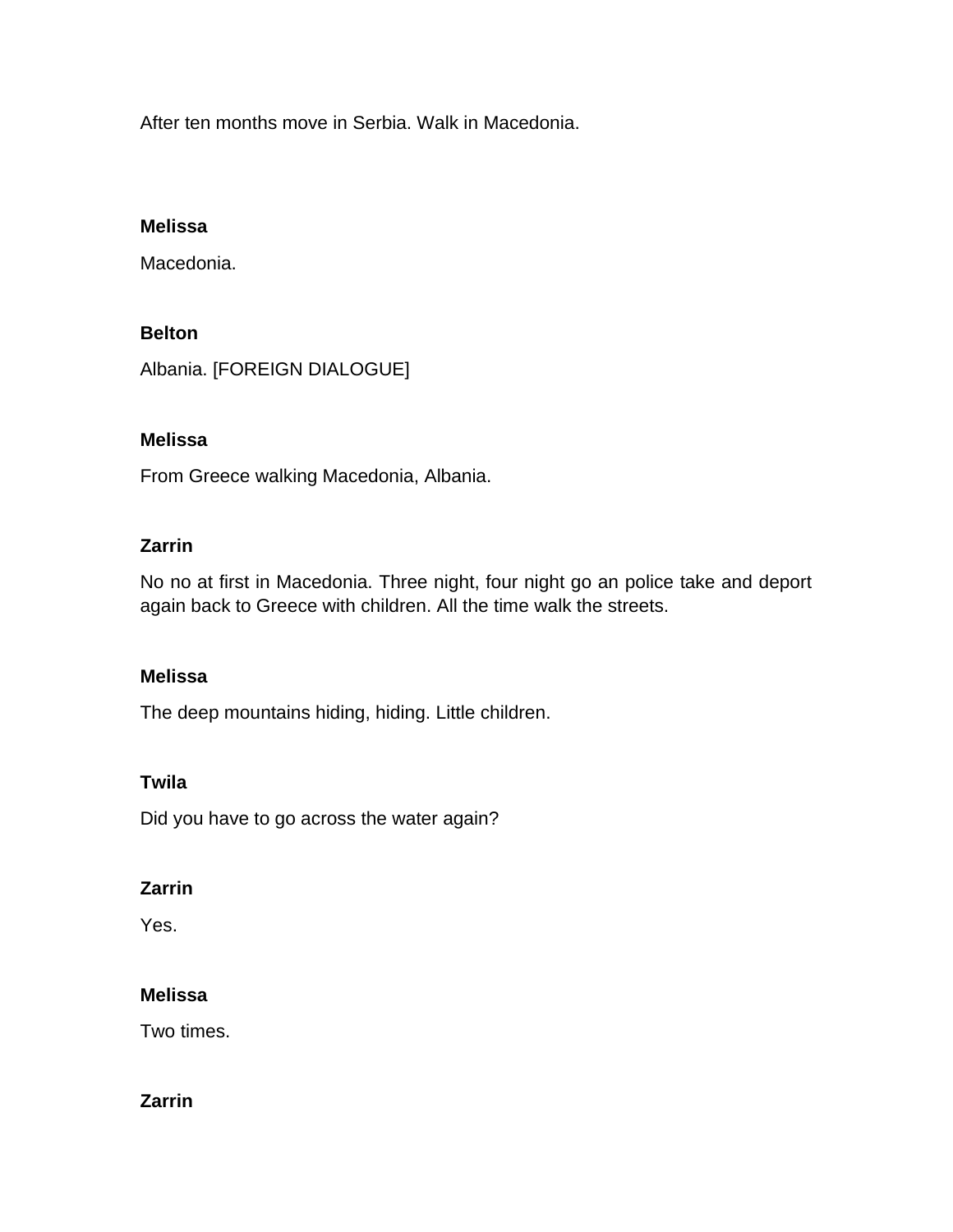After ten months move in Serbia. Walk in Macedonia.

**Melissa**

Macedonia.

**Belton**

Albania. [FOREIGN DIALOGUE]

**Melissa**

From Greece walking Macedonia, Albania.

**Zarrin**

No no at first in Macedonia. Three night, four night go an police take and deport again back to Greece with children. All the time walk the streets.

**Melissa**

The deep mountains hiding, hiding. Little children.

**Twila**

Did you have to go across the water again?

**Zarrin**

Yes.

**Melissa**

Two times.

**Zarrin**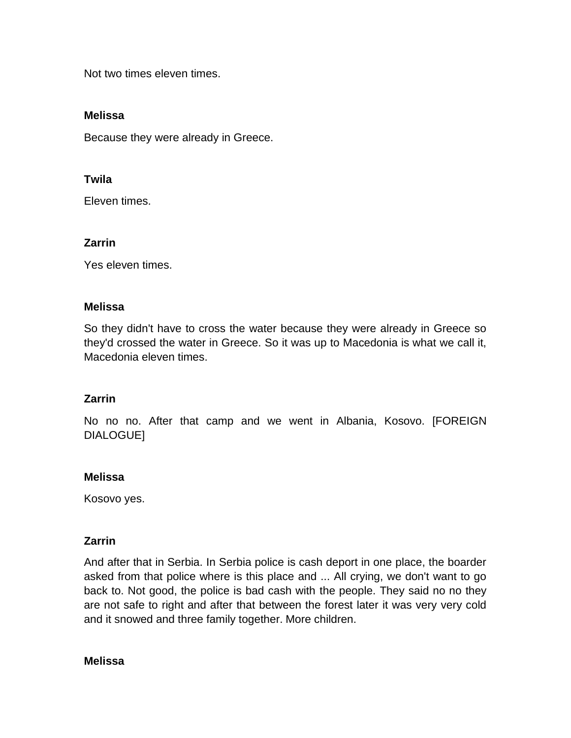Not two times eleven times.

**Melissa**

Because they were already in Greece.

**Twila**

Eleven times.

**Zarrin**

Yes eleven times.

**Melissa**

So they didn't have to cross the water because they were already in Greece so they'd crossed the water in Greece. So it was up to Macedonia is what we call it, Macedonia eleven times.

**Zarrin**

No no no. After that camp and we went in Albania, Kosovo. [FOREIGN DIALOGUE]

**Melissa**

Kosovo yes.

**Zarrin**

And after that in Serbia. In Serbia police is cash deport in one place, the boarder asked from that police where is this place and ... All crying, we don't want to go back to. Not good, the police is bad cash with the people. They said no no they are not safe to right and after that between the forest later it was very very cold and it snowed and three family together. More children.

**Melissa**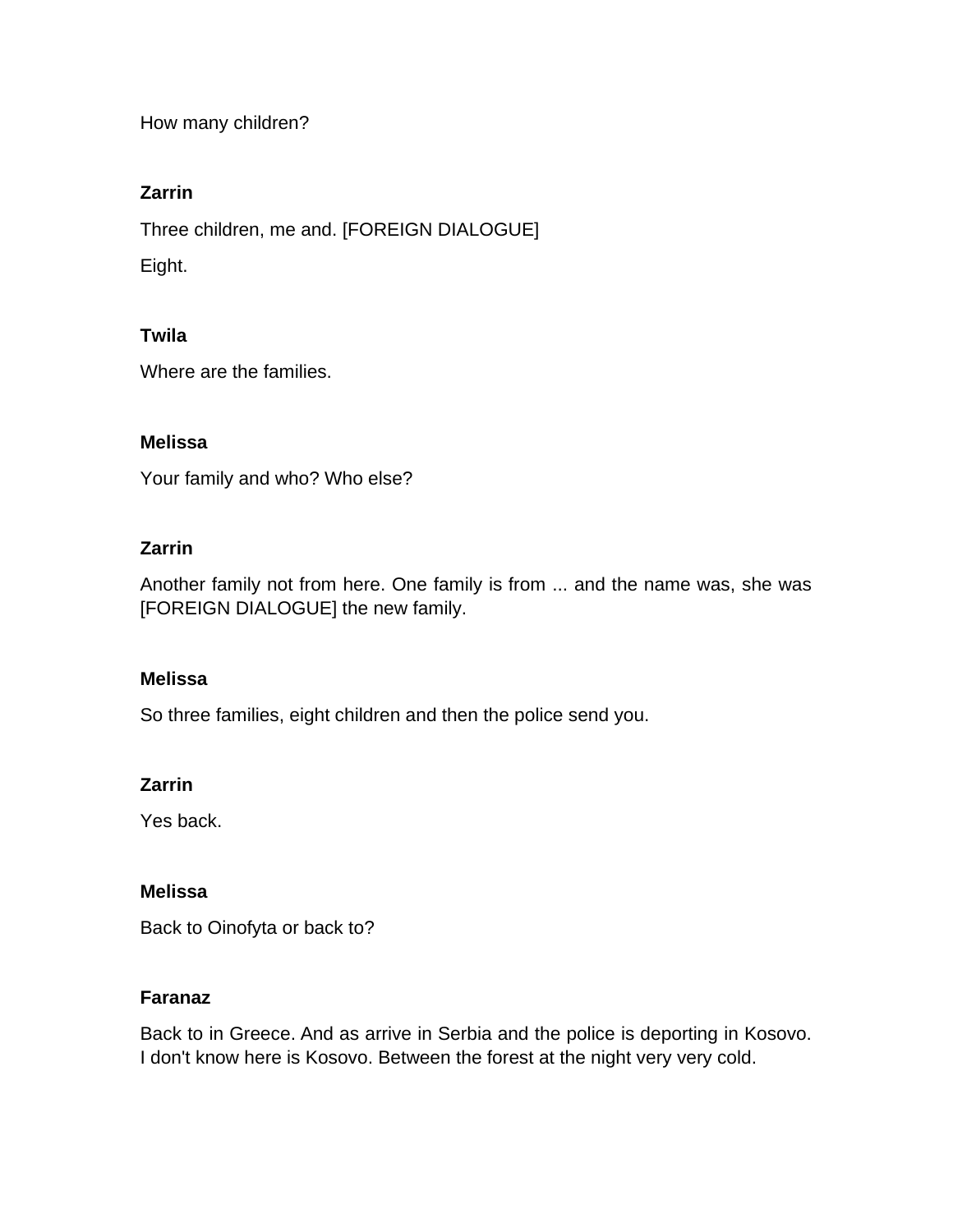How many children?

**Zarrin**

Three children, me and. [FOREIGN DIALOGUE]

Eight.

**Twila**

Where are the families.

**Melissa**

Your family and who? Who else?

**Zarrin**

Another family not from here. One family is from ... and the name was, she was [FOREIGN DIALOGUE] the new family.

**Melissa**

So three families, eight children and then the police send you.

**Zarrin**

Yes back.

**Melissa**

Back to Oinofyta or back to?

**Faranaz**

Back to in Greece. And as arrive in Serbia and the police is deporting in Kosovo. I don't know here is Kosovo. Between the forest at the night very very cold.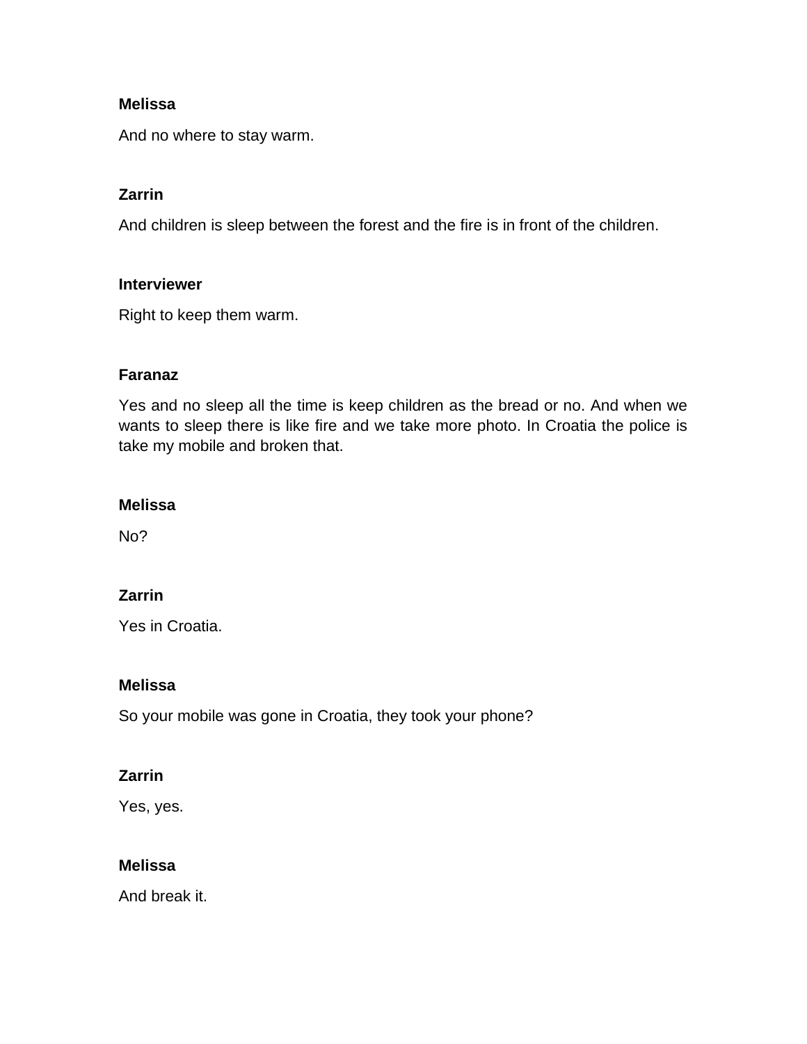**Melissa**

And no where to stay warm.

**Zarrin**

And children is sleep between the forest and the fire is in front of the children.

**Interviewer**

Right to keep them warm.

**Faranaz**

Yes and no sleep all the time is keep children as the bread or no. And when we wants to sleep there is like fire and we take more photo. In Croatia the police is take my mobile and broken that.

**Melissa**

No?

**Zarrin**

Yes in Croatia.

**Melissa**

So your mobile was gone in Croatia, they took your phone?

**Zarrin**

Yes, yes.

**Melissa**

And break it.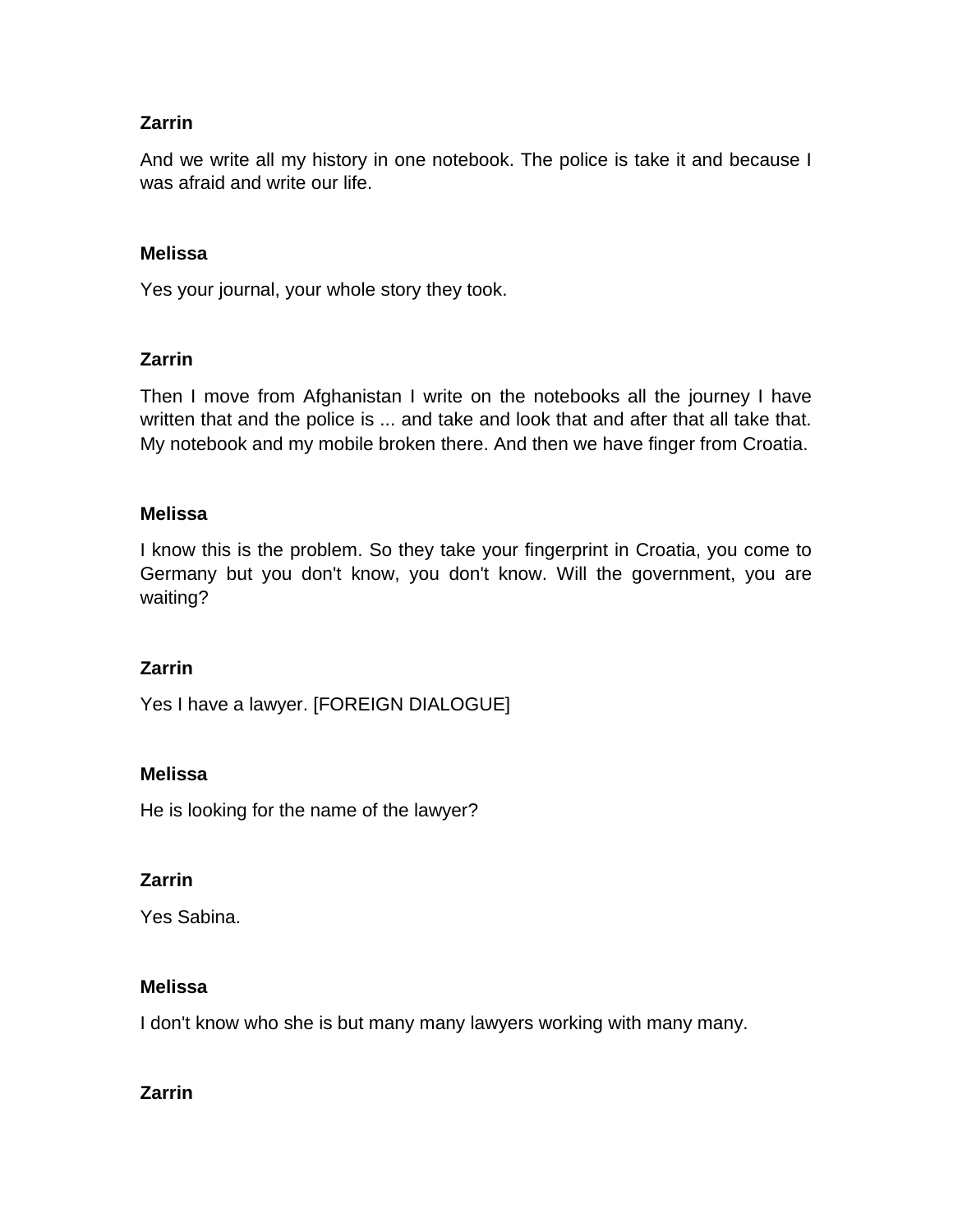**Zarrin**

And we write all my history in one notebook. The police is take it and because I was afraid and write our life.

**Melissa**

Yes your journal, your whole story they took.

**Zarrin**

Then I move from Afghanistan I write on the notebooks all the journey I have written that and the police is ... and take and look that and after that all take that. My notebook and my mobile broken there. And then we have finger from Croatia.

**Melissa**

I know this is the problem. So they take your fingerprint in Croatia, you come to Germany but you don't know, you don't know. Will the government, you are waiting?

**Zarrin**

Yes I have a lawyer. [FOREIGN DIALOGUE]

**Melissa**

He is looking for the name of the lawyer?

**Zarrin**

Yes Sabina.

**Melissa**

I don't know who she is but many many lawyers working with many many.

**Zarrin**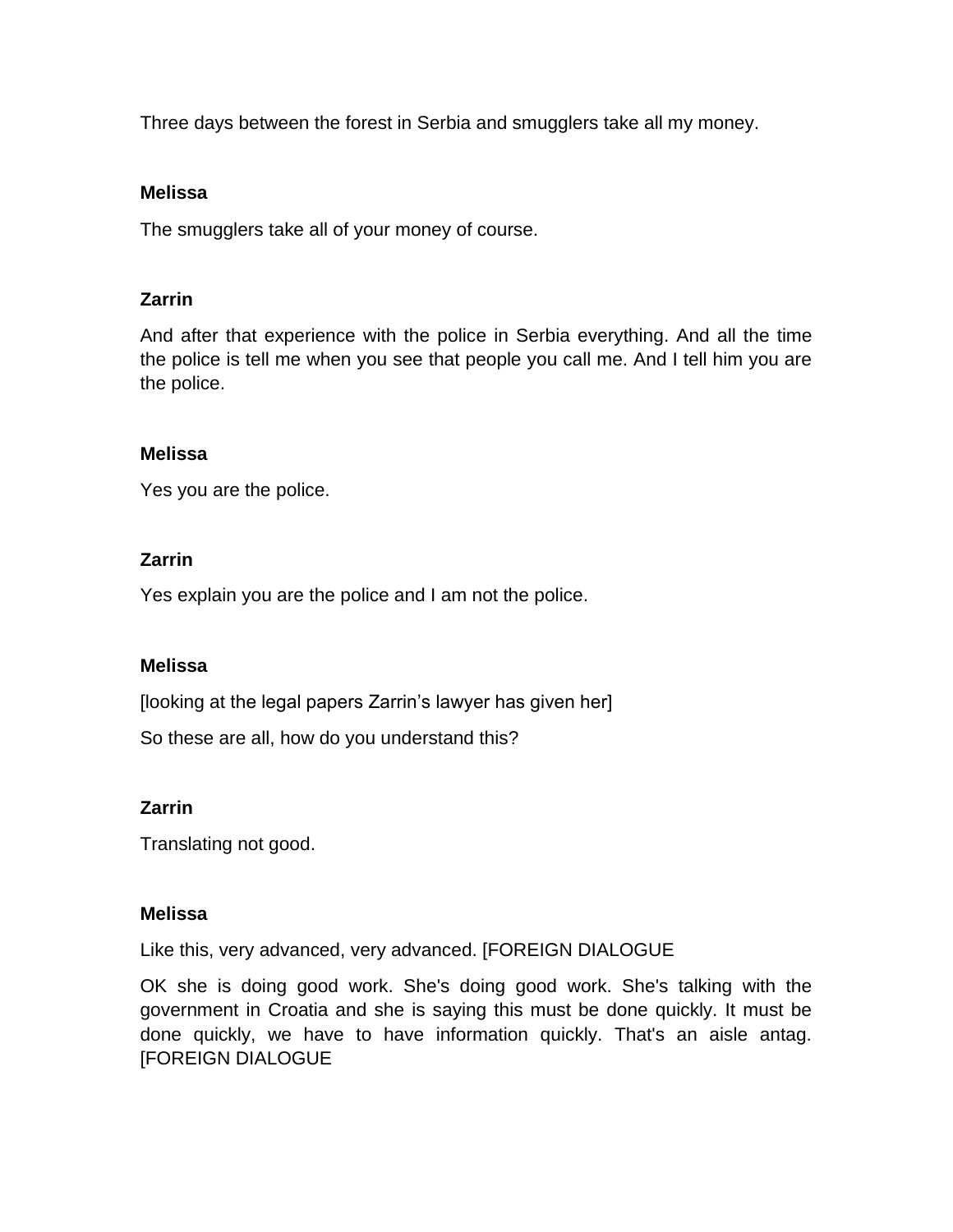Three days between the forest in Serbia and smugglers take all my money.

**Melissa**

The smugglers take all of your money of course.

**Zarrin**

And after that experience with the police in Serbia everything. And all the time the police is tell me when you see that people you call me. And I tell him you are the police.

**Melissa**

Yes you are the police.

**Zarrin**

Yes explain you are the police and I am not the police.

**Melissa**

[looking at the legal papers Zarrin's lawyer has given her]

So these are all, how do you understand this?

**Zarrin**

Translating not good.

**Melissa**

Like this, very advanced, very advanced. [FOREIGN DIALOGUE

OK she is doing good work. She's doing good work. She's talking with the government in Croatia and she is saying this must be done quickly. It must be done quickly, we have to have information quickly. That's an aisle antag. [FOREIGN DIALOGUE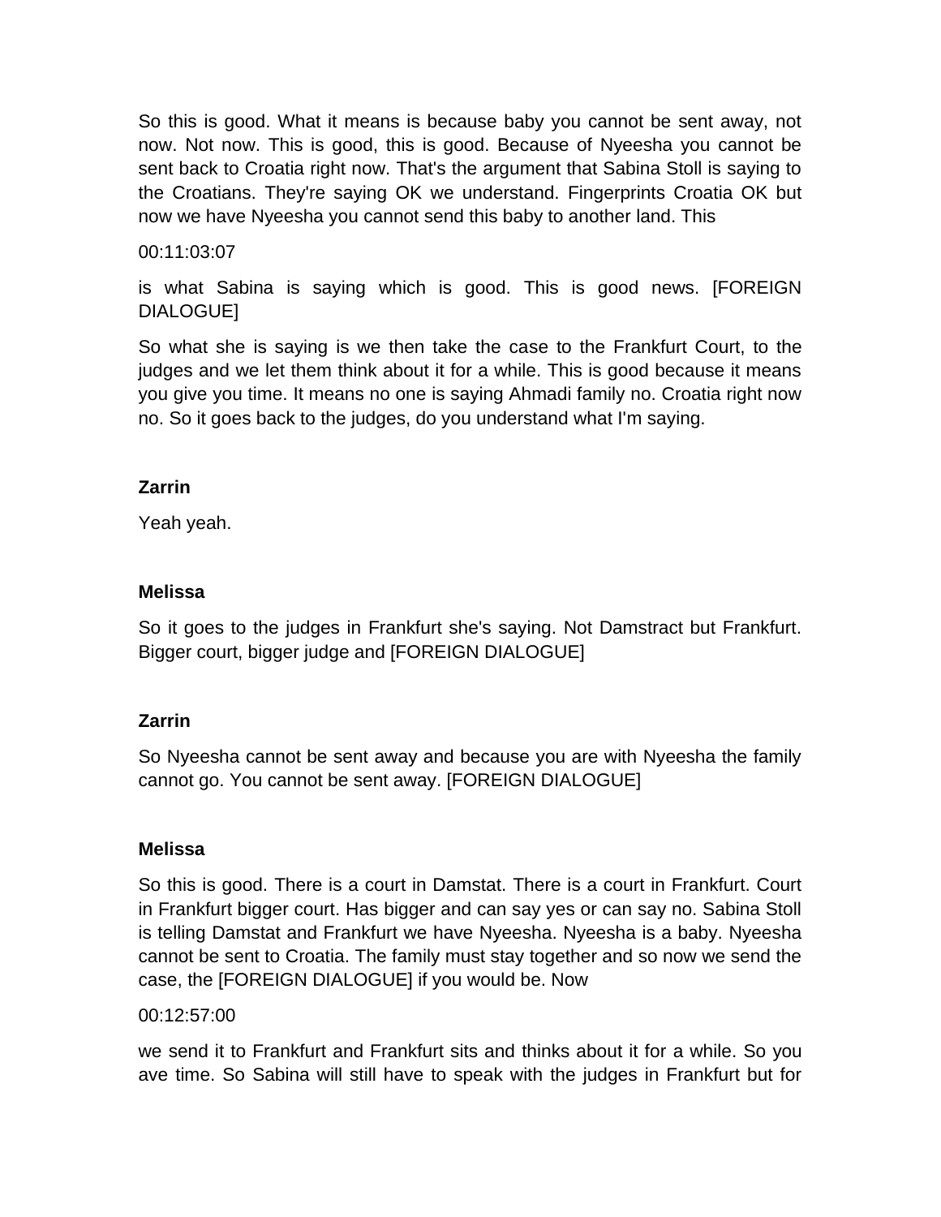So this is good. What it means is because baby you cannot be sent away, not now. Not now. This is good, this is good. Because of Nyeesha you cannot be sent back to Croatia right now. That's the argument that Sabina Stoll is saying to the Croatians. They're saying OK we understand. Fingerprints Croatia OK but now we have Nyeesha you cannot send this baby to another land. This

00:11:03:07

is what Sabina is saying which is good. This is good news. [FOREIGN DIALOGUE]

So what she is saying is we then take the case to the Frankfurt Court, to the judges and we let them think about it for a while. This is good because it means you give you time. It means no one is saying Ahmadi family no. Croatia right now no. So it goes back to the judges, do you understand what I'm saying.

**Zarrin**

Yeah yeah.

**Melissa**

So it goes to the judges in Frankfurt she's saying. Not Damstract but Frankfurt. Bigger court, bigger judge and [FOREIGN DIALOGUE]

**Zarrin**

So Nyeesha cannot be sent away and because you are with Nyeesha the family cannot go. You cannot be sent away. [FOREIGN DIALOGUE]

**Melissa**

So this is good. There is a court in Damstat. There is a court in Frankfurt. Court in Frankfurt bigger court. Has bigger and can say yes or can say no. Sabina Stoll is telling Damstat and Frankfurt we have Nyeesha. Nyeesha is a baby. Nyeesha cannot be sent to Croatia. The family must stay together and so now we send the case, the [FOREIGN DIALOGUE] if you would be. Now

00:12:57:00

we send it to Frankfurt and Frankfurt sits and thinks about it for a while. So you ave time. So Sabina will still have to speak with the judges in Frankfurt but for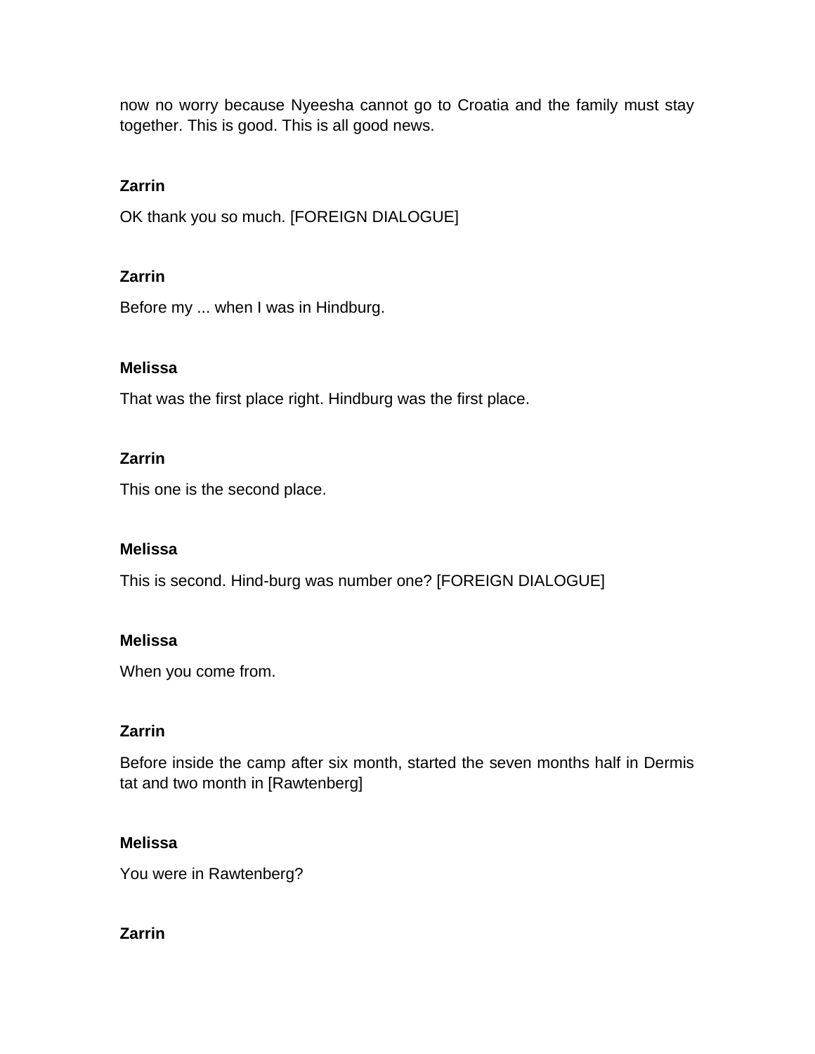now no worry because Nyeesha cannot go to Croatia and the family must stay together. This is good. This is all good news.

**Zarrin**

OK thank you so much. [FOREIGN DIALOGUE]

**Zarrin**

Before my ... when I was in Hindburg.

**Melissa**

That was the first place right. Hindburg was the first place.

**Zarrin**

This one is the second place.

**Melissa**

This is second. Hind-burg was number one? [FOREIGN DIALOGUE]

**Melissa**

When you come from.

**Zarrin**

Before inside the camp after six month, started the seven months half in Dermis tat and two month in [Rawtenberg]

**Melissa**

You were in Rawtenberg?

**Zarrin**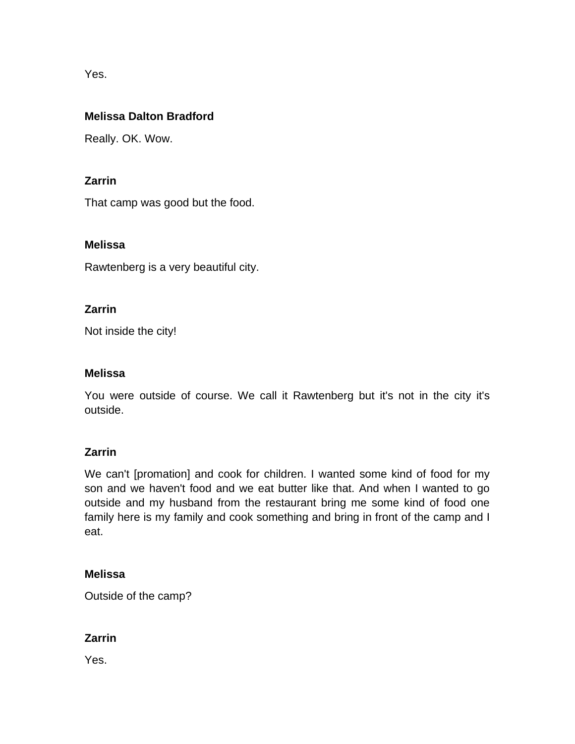Yes.

**Melissa Dalton Bradford**

Really. OK. Wow.

**Zarrin**

That camp was good but the food.

**Melissa**

Rawtenberg is a very beautiful city.

**Zarrin**

Not inside the city!

**Melissa**

You were outside of course. We call it Rawtenberg but it's not in the city it's outside.

**Zarrin**

We can't [promation] and cook for children. I wanted some kind of food for my son and we haven't food and we eat butter like that. And when I wanted to go outside and my husband from the restaurant bring me some kind of food one family here is my family and cook something and bring in front of the camp and I eat.

**Melissa**

Outside of the camp?

**Zarrin**

Yes.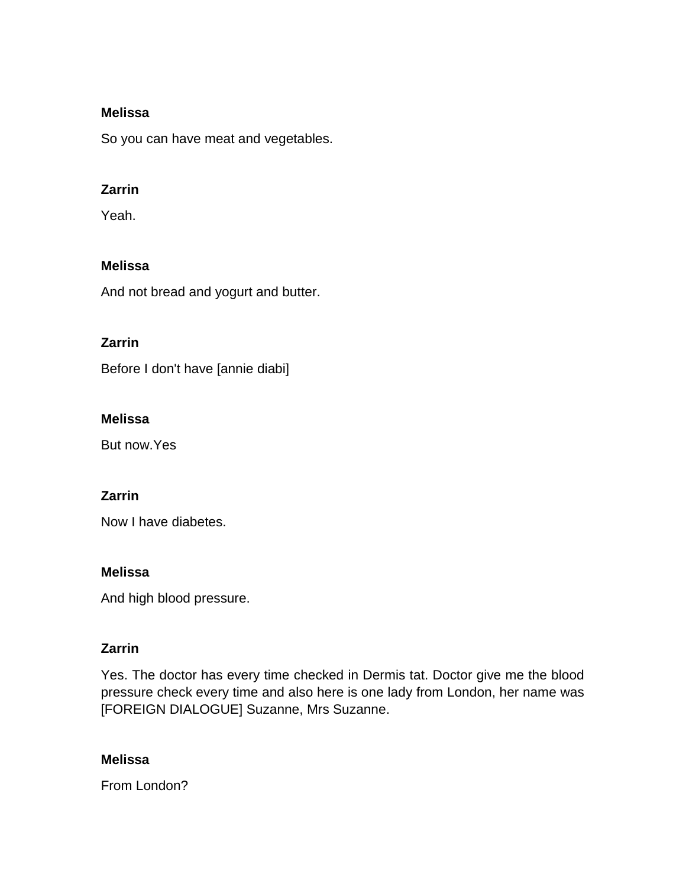**Melissa**

So you can have meat and vegetables.

**Zarrin**

Yeah.

**Melissa**

And not bread and yogurt and butter.

**Zarrin**

Before I don't have [annie diabi]

**Melissa**

But now.Yes

**Zarrin**

Now I have diabetes.

**Melissa**

And high blood pressure.

**Zarrin**

Yes. The doctor has every time checked in Dermis tat. Doctor give me the blood pressure check every time and also here is one lady from London, her name was [FOREIGN DIALOGUE] Suzanne, Mrs Suzanne.

**Melissa**

From London?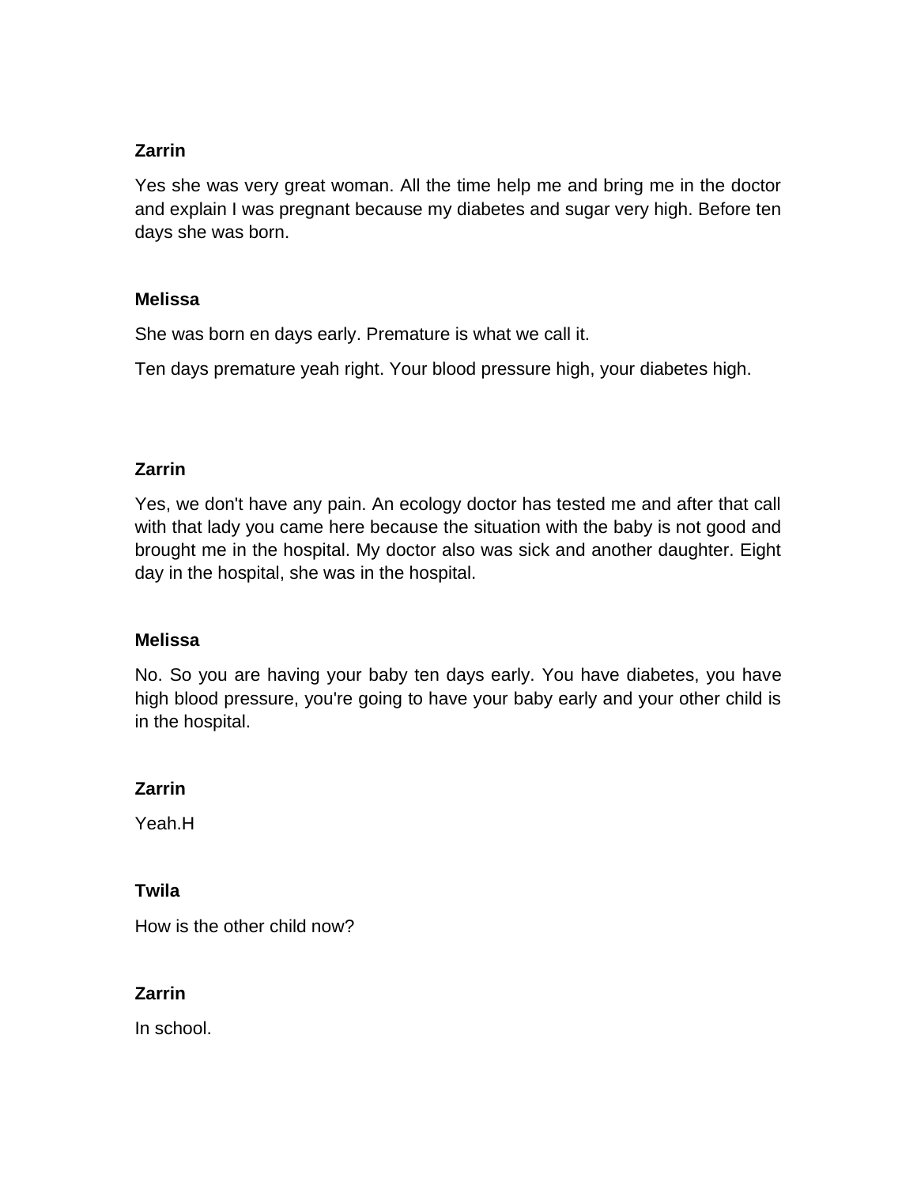**Zarrin**

Yes she was very great woman. All the time help me and bring me in the doctor and explain I was pregnant because my diabetes and sugar very high. Before ten days she was born.

**Melissa**

She was born en days early. Premature is what we call it.

Ten days premature yeah right. Your blood pressure high, your diabetes high.

**Zarrin**

Yes, we don't have any pain. An ecology doctor has tested me and after that call with that lady you came here because the situation with the baby is not good and brought me in the hospital. My doctor also was sick and another daughter. Eight day in the hospital, she was in the hospital.

**Melissa**

No. So you are having your baby ten days early. You have diabetes, you have high blood pressure, you're going to have your baby early and your other child is in the hospital.

**Zarrin**

Yeah.H

**Twila**

How is the other child now?

**Zarrin**

In school.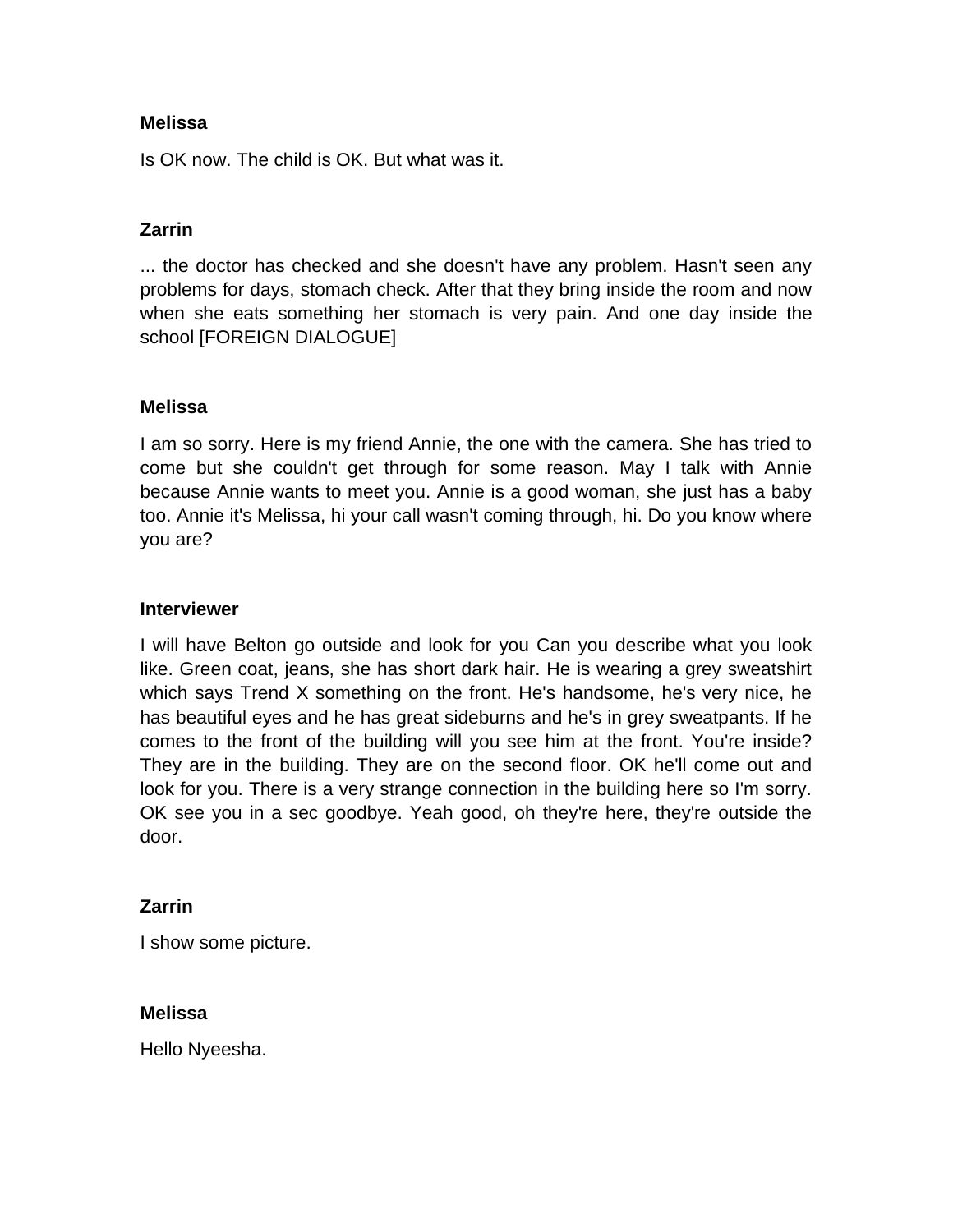**Melissa**

Is OK now. The child is OK. But what was it.

**Zarrin**

... the doctor has checked and she doesn't have any problem. Hasn't seen any problems for days, stomach check. After that they bring inside the room and now when she eats something her stomach is very pain. And one day inside the school [FOREIGN DIALOGUE]

**Melissa**

I am so sorry. Here is my friend Annie, the one with the camera. She has tried to come but she couldn't get through for some reason. May I talk with Annie because Annie wants to meet you. Annie is a good woman, she just has a baby too. Annie it's Melissa, hi your call wasn't coming through, hi. Do you know where you are?

**Interviewer**

I will have Belton go outside and look for you Can you describe what you look like. Green coat, jeans, she has short dark hair. He is wearing a grey sweatshirt which says Trend X something on the front. He's handsome, he's very nice, he has beautiful eyes and he has great sideburns and he's in grey sweatpants. If he comes to the front of the building will you see him at the front. You're inside? They are in the building. They are on the second floor. OK he'll come out and look for you. There is a very strange connection in the building here so I'm sorry. OK see you in a sec goodbye. Yeah good, oh they're here, they're outside the door.

**Zarrin**

I show some picture.

**Melissa**

Hello Nyeesha.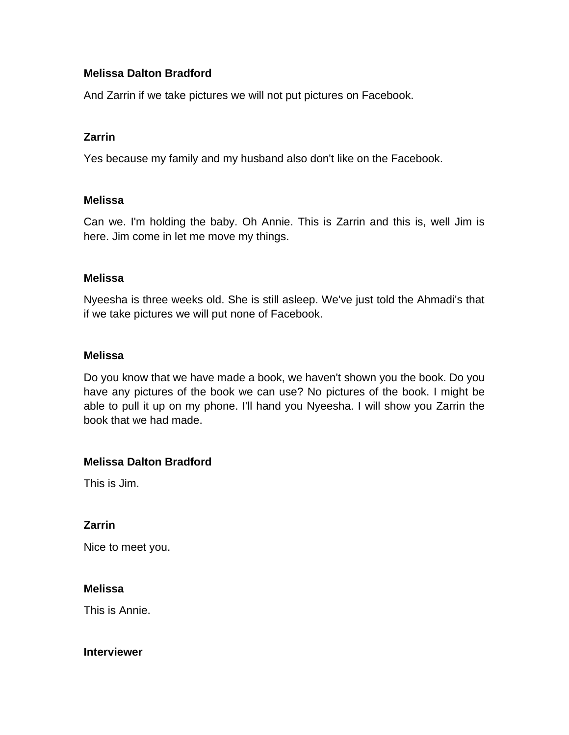**Melissa Dalton Bradford**

And Zarrin if we take pictures we will not put pictures on Facebook.

**Zarrin**

Yes because my family and my husband also don't like on the Facebook.

**Melissa**

Can we. I'm holding the baby. Oh Annie. This is Zarrin and this is, well Jim is here. Jim come in let me move my things.

**Melissa**

Nyeesha is three weeks old. She is still asleep. We've just told the Ahmadi's that if we take pictures we will put none of Facebook.

**Melissa**

Do you know that we have made a book, we haven't shown you the book. Do you have any pictures of the book we can use? No pictures of the book. I might be able to pull it up on my phone. I'll hand you Nyeesha. I will show you Zarrin the book that we had made.

**Melissa Dalton Bradford**

This is Jim.

**Zarrin**

Nice to meet you.

**Melissa**

This is Annie.

**Interviewer**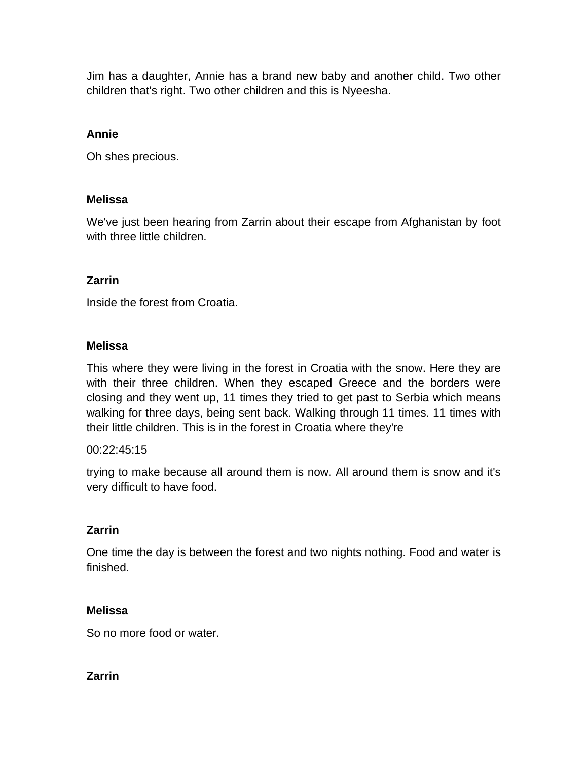Jim has a daughter, Annie has a brand new baby and another child. Two other children that's right. Two other children and this is Nyeesha.

**Annie**

Oh shes precious.

**Melissa**

We've just been hearing from Zarrin about their escape from Afghanistan by foot with three little children.

**Zarrin**

Inside the forest from Croatia.

**Melissa**

This where they were living in the forest in Croatia with the snow. Here they are with their three children. When they escaped Greece and the borders were closing and they went up, 11 times they tried to get past to Serbia which means walking for three days, being sent back. Walking through 11 times. 11 times with their little children. This is in the forest in Croatia where they're

00:22:45:15

trying to make because all around them is now. All around them is snow and it's very difficult to have food.

**Zarrin**

One time the day is between the forest and two nights nothing. Food and water is finished.

**Melissa**

So no more food or water.

**Zarrin**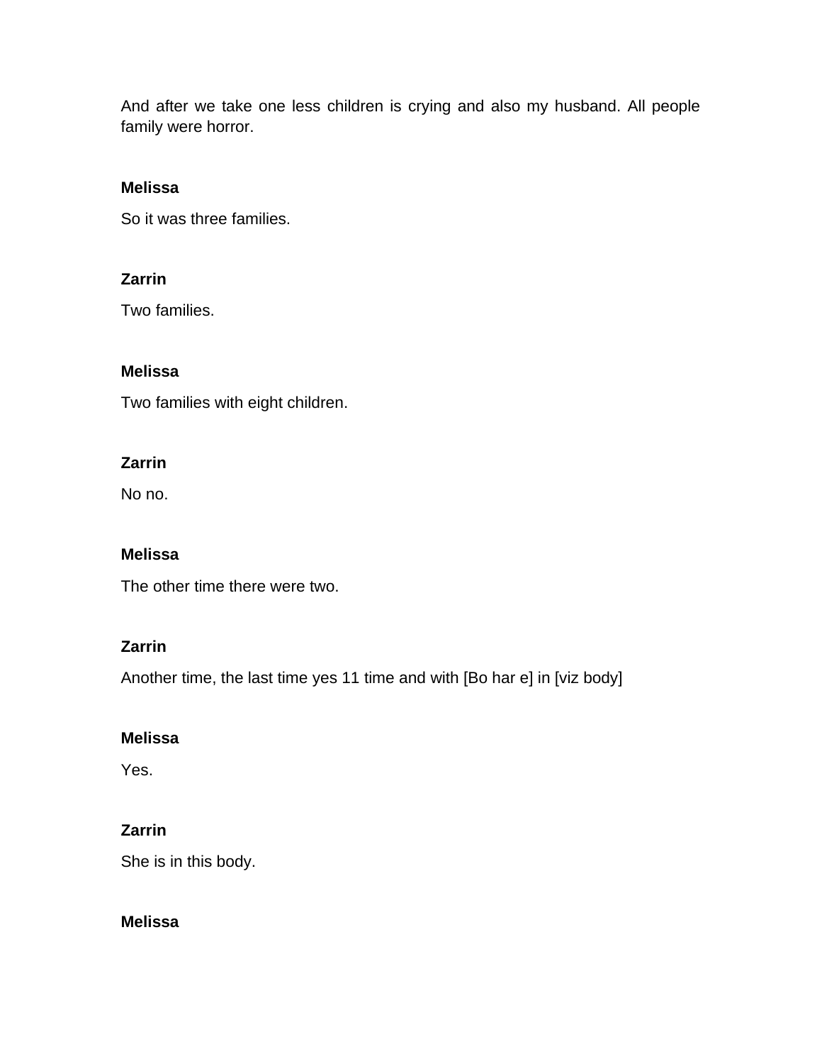And after we take one less children is crying and also my husband. All people family were horror.

**Melissa**

So it was three families.

**Zarrin**

Two families.

**Melissa**

Two families with eight children.

**Zarrin**

No no.

**Melissa**

The other time there were two.

**Zarrin**

Another time, the last time yes 11 time and with [Bo har e] in [viz body]

**Melissa**

Yes.

**Zarrin**

She is in this body.

**Melissa**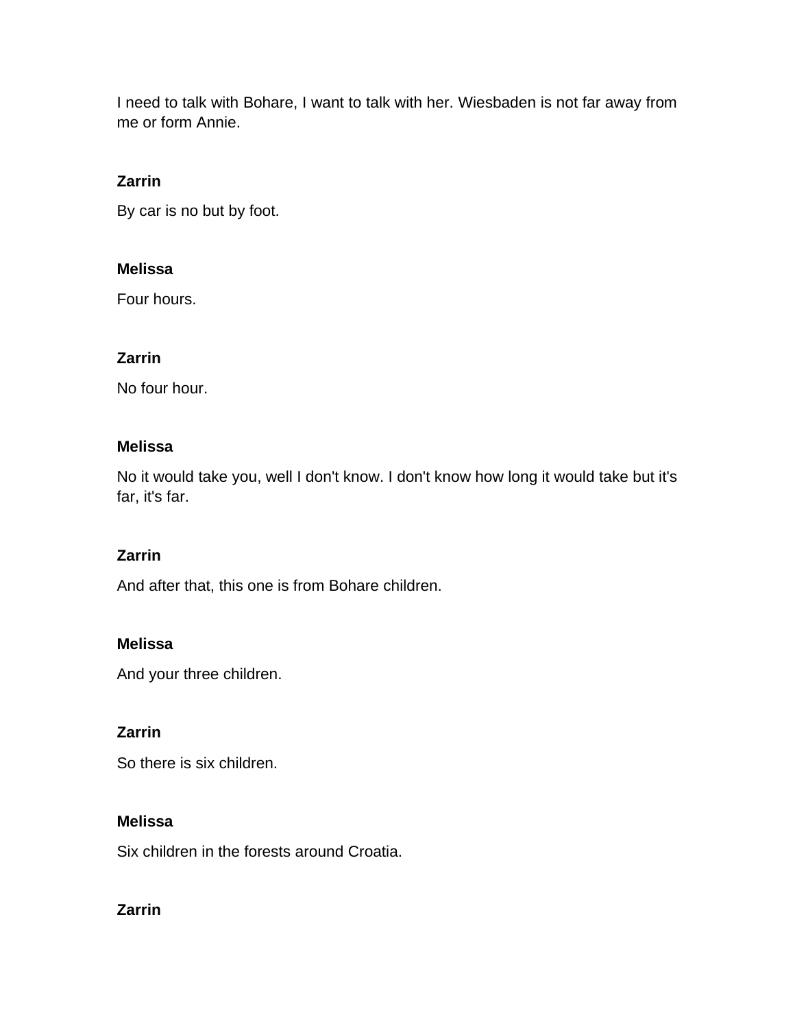I need to talk with Bohare, I want to talk with her. Wiesbaden is not far away from me or form Annie.

**Zarrin**

By car is no but by foot.

**Melissa**

Four hours.

**Zarrin**

No four hour.

**Melissa**

No it would take you, well I don't know. I don't know how long it would take but it's far, it's far.

**Zarrin**

And after that, this one is from Bohare children.

**Melissa**

And your three children.

**Zarrin**

So there is six children.

**Melissa**

Six children in the forests around Croatia.

**Zarrin**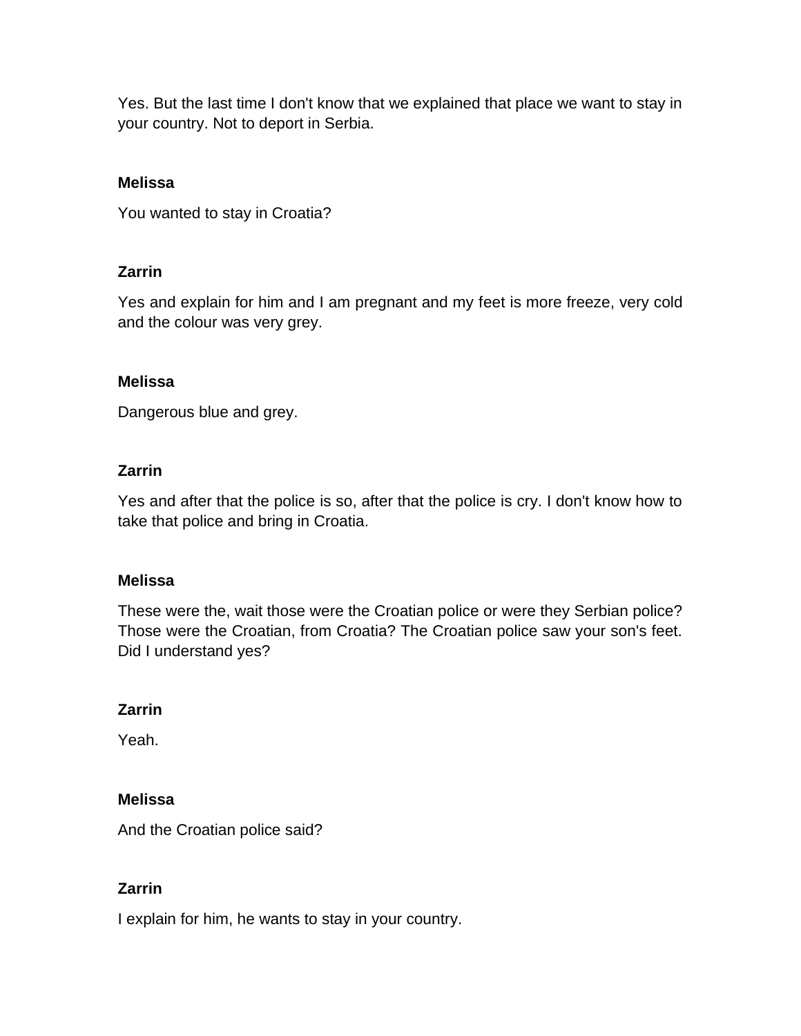Yes. But the last time I don't know that we explained that place we want to stay in your country. Not to deport in Serbia.

**Melissa**

You wanted to stay in Croatia?

**Zarrin**

Yes and explain for him and I am pregnant and my feet is more freeze, very cold and the colour was very grey.

**Melissa**

Dangerous blue and grey.

**Zarrin**

Yes and after that the police is so, after that the police is cry. I don't know how to take that police and bring in Croatia.

**Melissa**

These were the, wait those were the Croatian police or were they Serbian police? Those were the Croatian, from Croatia? The Croatian police saw your son's feet. Did I understand yes?

**Zarrin**

Yeah.

**Melissa**

And the Croatian police said?

**Zarrin**

I explain for him, he wants to stay in your country.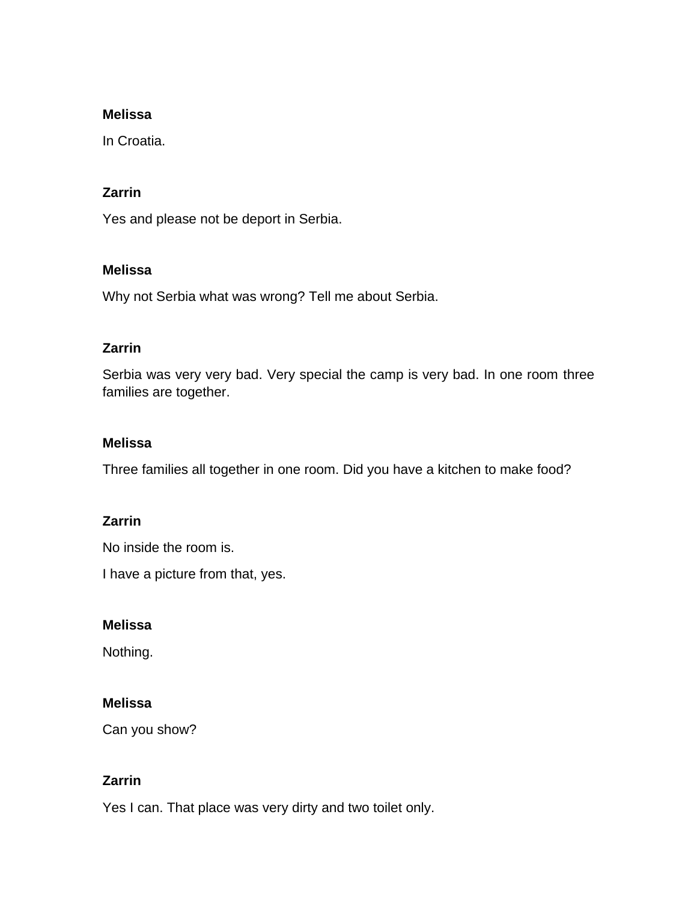**Melissa**

In Croatia.

**Zarrin**

Yes and please not be deport in Serbia.

**Melissa**

Why not Serbia what was wrong? Tell me about Serbia.

**Zarrin**

Serbia was very very bad. Very special the camp is very bad. In one room three families are together.

**Melissa**

Three families all together in one room. Did you have a kitchen to make food?

**Zarrin**

No inside the room is.

I have a picture from that, yes.

**Melissa**

Nothing.

**Melissa**

Can you show?

**Zarrin**

Yes I can. That place was very dirty and two toilet only.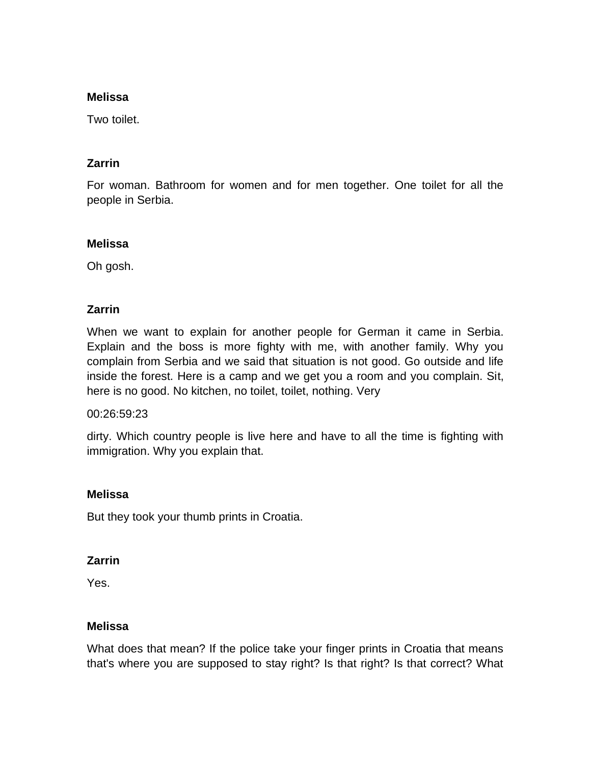**Melissa**

Two toilet.

**Zarrin**

For woman. Bathroom for women and for men together. One toilet for all the people in Serbia.

**Melissa**

Oh gosh.

**Zarrin**

When we want to explain for another people for German it came in Serbia. Explain and the boss is more fighty with me, with another family. Why you complain from Serbia and we said that situation is not good. Go outside and life inside the forest. Here is a camp and we get you a room and you complain. Sit, here is no good. No kitchen, no toilet, toilet, nothing. Very

00:26:59:23

dirty. Which country people is live here and have to all the time is fighting with immigration. Why you explain that.

**Melissa**

But they took your thumb prints in Croatia.

**Zarrin**

Yes.

**Melissa**

What does that mean? If the police take your finger prints in Croatia that means that's where you are supposed to stay right? Is that right? Is that correct? What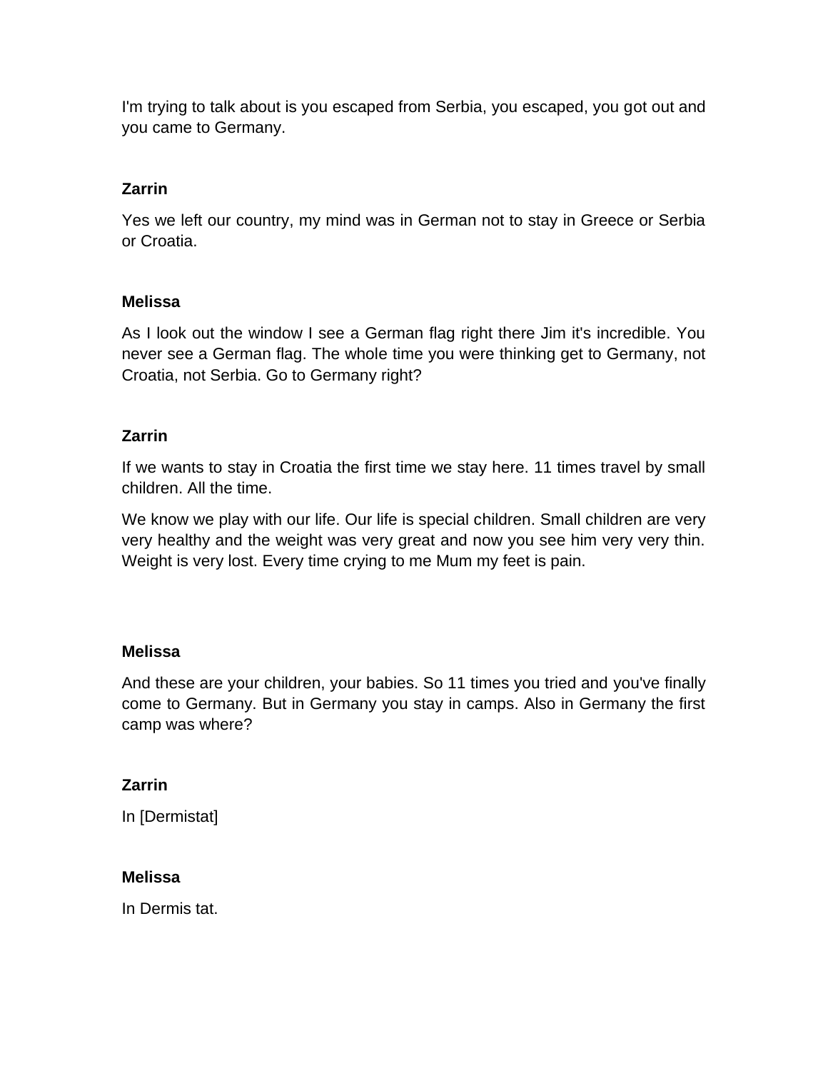I'm trying to talk about is you escaped from Serbia, you escaped, you got out and you came to Germany.

**Zarrin**

Yes we left our country, my mind was in German not to stay in Greece or Serbia or Croatia.

**Melissa**

As I look out the window I see a German flag right there Jim it's incredible. You never see a German flag. The whole time you were thinking get to Germany, not Croatia, not Serbia. Go to Germany right?

**Zarrin**

If we wants to stay in Croatia the first time we stay here. 11 times travel by small children. All the time.

We know we play with our life. Our life is special children. Small children are very very healthy and the weight was very great and now you see him very very thin. Weight is very lost. Every time crying to me Mum my feet is pain.

**Melissa**

And these are your children, your babies. So 11 times you tried and you've finally come to Germany. But in Germany you stay in camps. Also in Germany the first camp was where?

**Zarrin**

In [Dermistat]

**Melissa**

In Dermis tat.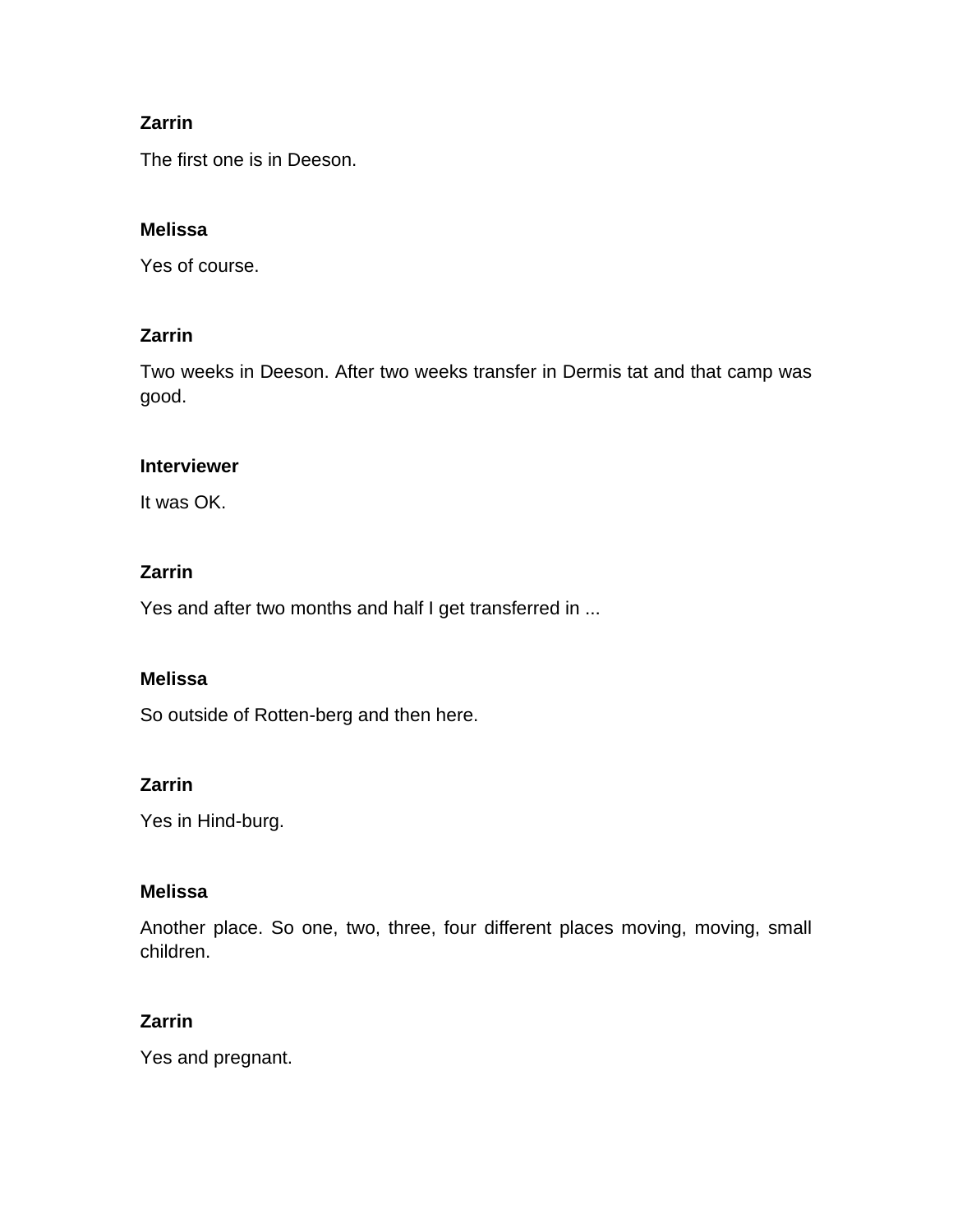**Zarrin**

The first one is in Deeson.

**Melissa**

Yes of course.

**Zarrin**

Two weeks in Deeson. After two weeks transfer in Dermis tat and that camp was good.

**Interviewer**

It was OK.

**Zarrin**

Yes and after two months and half I get transferred in ...

**Melissa**

So outside of Rotten-berg and then here.

**Zarrin**

Yes in Hind-burg.

**Melissa**

Another place. So one, two, three, four different places moving, moving, small children.

**Zarrin**

Yes and pregnant.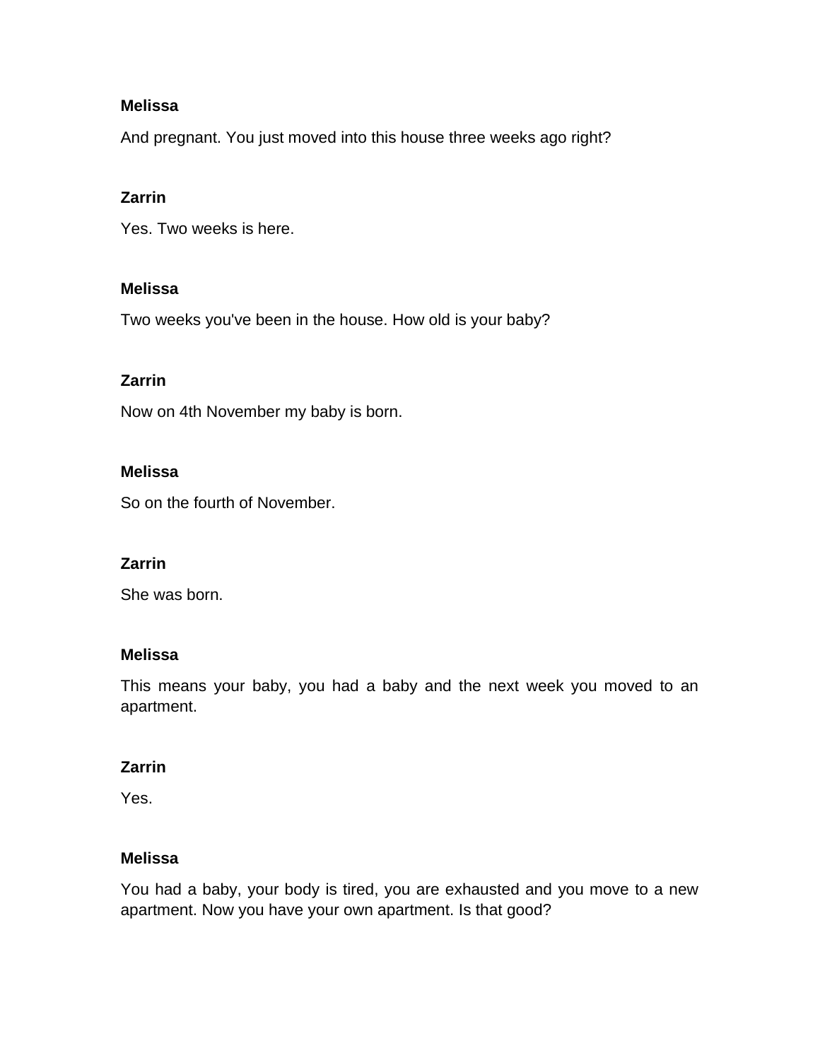**Melissa**

And pregnant. You just moved into this house three weeks ago right?

**Zarrin**

Yes. Two weeks is here.

**Melissa**

Two weeks you've been in the house. How old is your baby?

**Zarrin**

Now on 4th November my baby is born.

**Melissa**

So on the fourth of November.

**Zarrin**

She was born.

**Melissa**

This means your baby, you had a baby and the next week you moved to an apartment.

**Zarrin**

Yes.

**Melissa**

You had a baby, your body is tired, you are exhausted and you move to a new apartment. Now you have your own apartment. Is that good?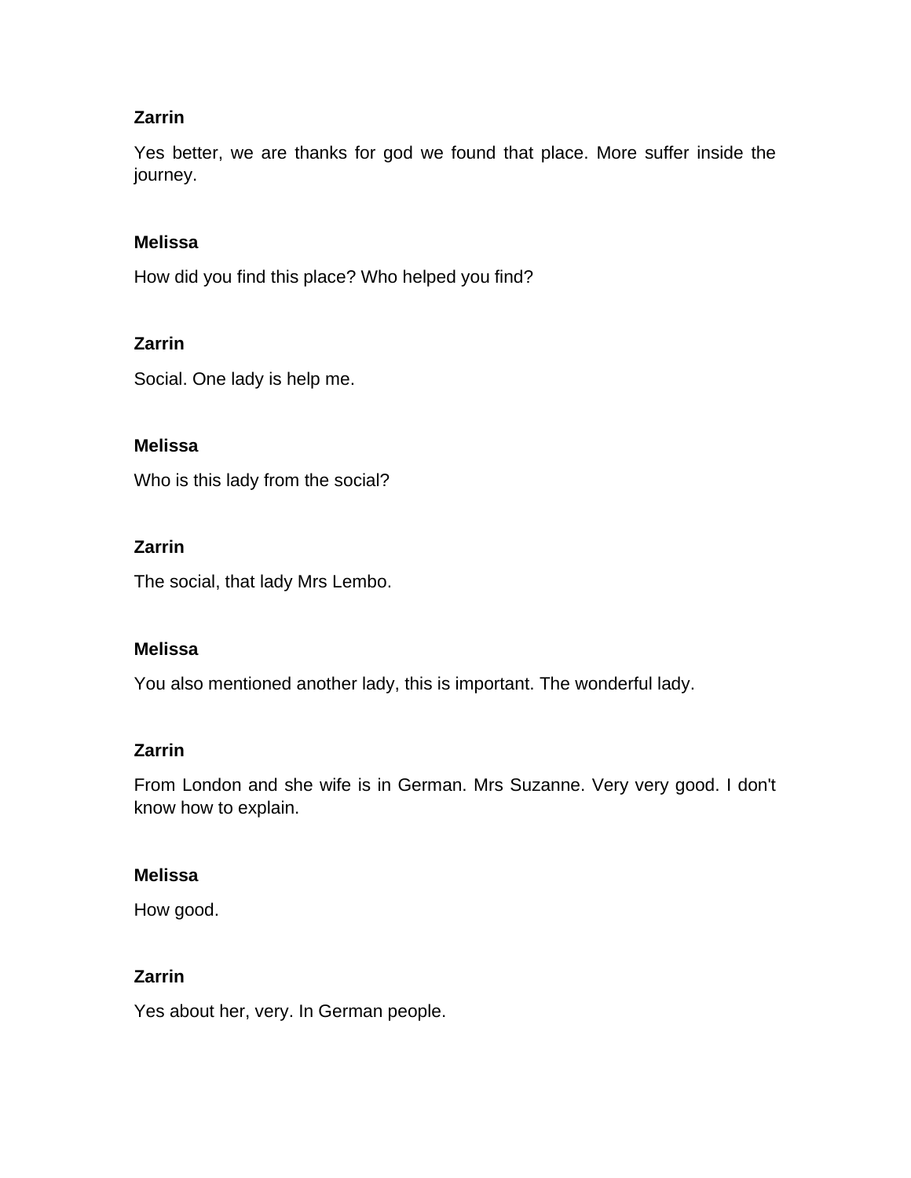**Zarrin**

Yes better, we are thanks for god we found that place. More suffer inside the journey.

**Melissa**

How did you find this place? Who helped you find?

**Zarrin**

Social. One lady is help me.

**Melissa**

Who is this lady from the social?

**Zarrin**

The social, that lady Mrs Lembo.

**Melissa**

You also mentioned another lady, this is important. The wonderful lady.

**Zarrin**

From London and she wife is in German. Mrs Suzanne. Very very good. I don't know how to explain.

**Melissa**

How good.

**Zarrin**

Yes about her, very. In German people.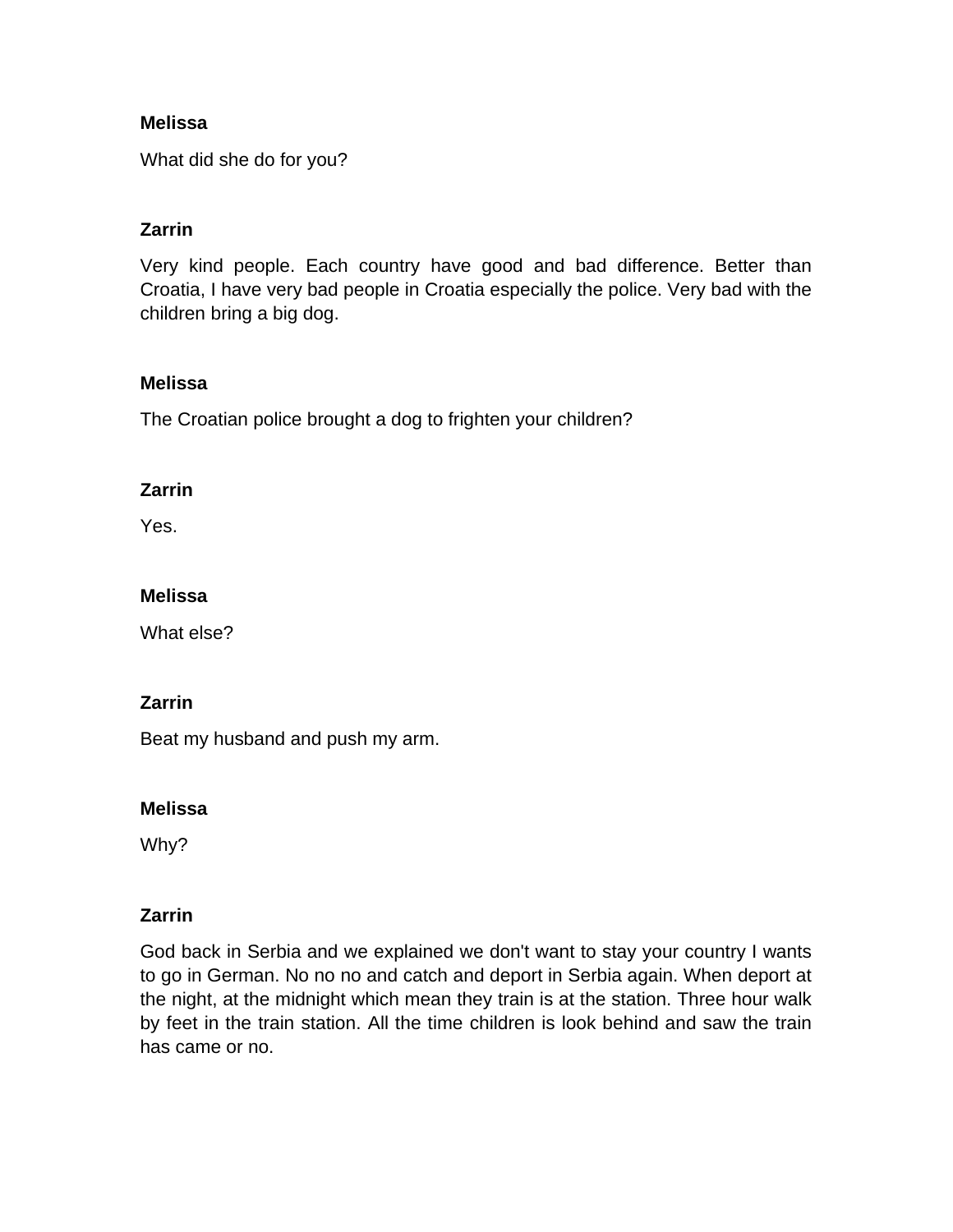**Melissa**

What did she do for you?

**Zarrin**

Very kind people. Each country have good and bad difference. Better than Croatia, I have very bad people in Croatia especially the police. Very bad with the children bring a big dog.

**Melissa**

The Croatian police brought a dog to frighten your children?

**Zarrin**

Yes.

**Melissa**

What else?

**Zarrin**

Beat my husband and push my arm.

**Melissa**

Why?

**Zarrin**

God back in Serbia and we explained we don't want to stay your country I wants to go in German. No no no and catch and deport in Serbia again. When deport at the night, at the midnight which mean they train is at the station. Three hour walk by feet in the train station. All the time children is look behind and saw the train has came or no.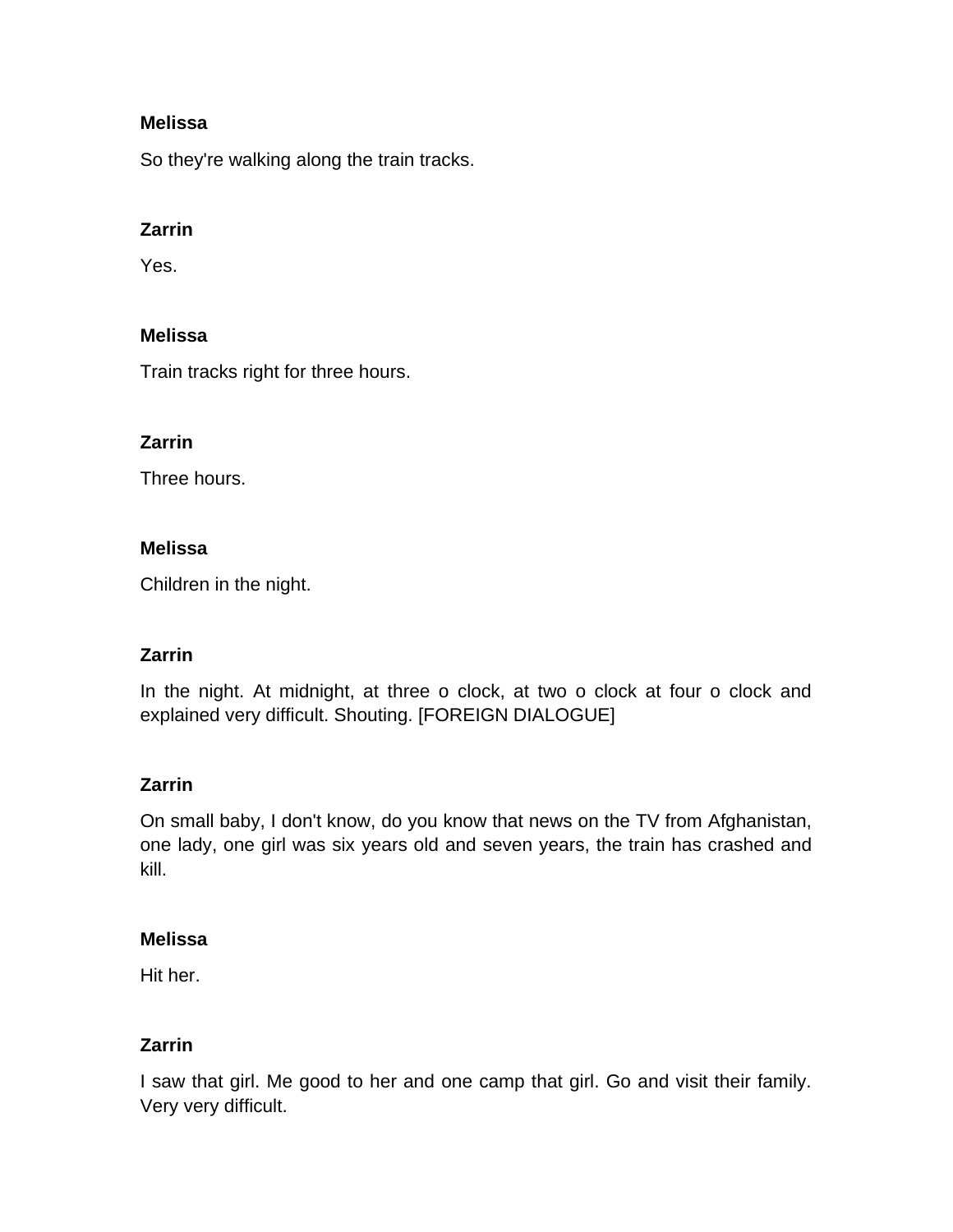**Melissa**

So they're walking along the train tracks.

**Zarrin**

Yes.

**Melissa**

Train tracks right for three hours.

**Zarrin**

Three hours.

**Melissa**

Children in the night.

**Zarrin**

In the night. At midnight, at three o clock, at two o clock at four o clock and explained very difficult. Shouting. [FOREIGN DIALOGUE]

**Zarrin**

On small baby, I don't know, do you know that news on the TV from Afghanistan, one lady, one girl was six years old and seven years, the train has crashed and kill.

**Melissa**

Hit her.

**Zarrin**

I saw that girl. Me good to her and one camp that girl. Go and visit their family. Very very difficult.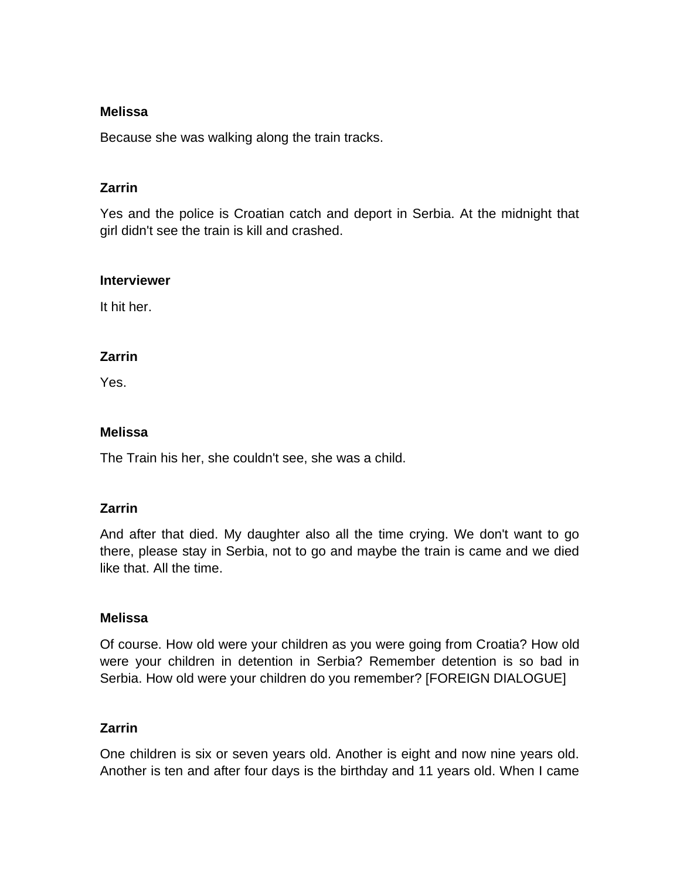**Melissa**

Because she was walking along the train tracks.

**Zarrin**

Yes and the police is Croatian catch and deport in Serbia. At the midnight that girl didn't see the train is kill and crashed.

**Interviewer**

It hit her.

**Zarrin**

Yes.

**Melissa**

The Train his her, she couldn't see, she was a child.

**Zarrin**

And after that died. My daughter also all the time crying. We don't want to go there, please stay in Serbia, not to go and maybe the train is came and we died like that. All the time.

**Melissa**

Of course. How old were your children as you were going from Croatia? How old were your children in detention in Serbia? Remember detention is so bad in Serbia. How old were your children do you remember? [FOREIGN DIALOGUE]

**Zarrin**

One children is six or seven years old. Another is eight and now nine years old. Another is ten and after four days is the birthday and 11 years old. When I came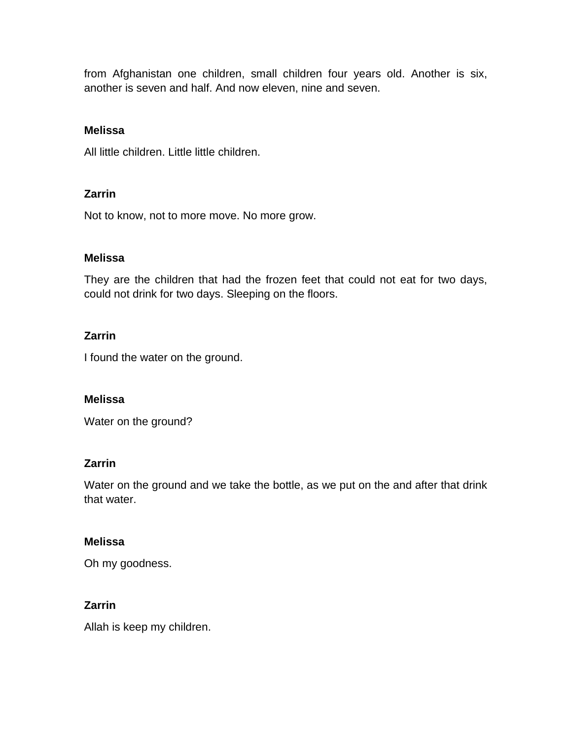from Afghanistan one children, small children four years old. Another is six, another is seven and half. And now eleven, nine and seven.

**Melissa**

All little children. Little little children.

**Zarrin**

Not to know, not to more move. No more grow.

**Melissa**

They are the children that had the frozen feet that could not eat for two days, could not drink for two days. Sleeping on the floors.

**Zarrin**

I found the water on the ground.

**Melissa**

Water on the ground?

**Zarrin**

Water on the ground and we take the bottle, as we put on the and after that drink that water.

**Melissa**

Oh my goodness.

**Zarrin**

Allah is keep my children.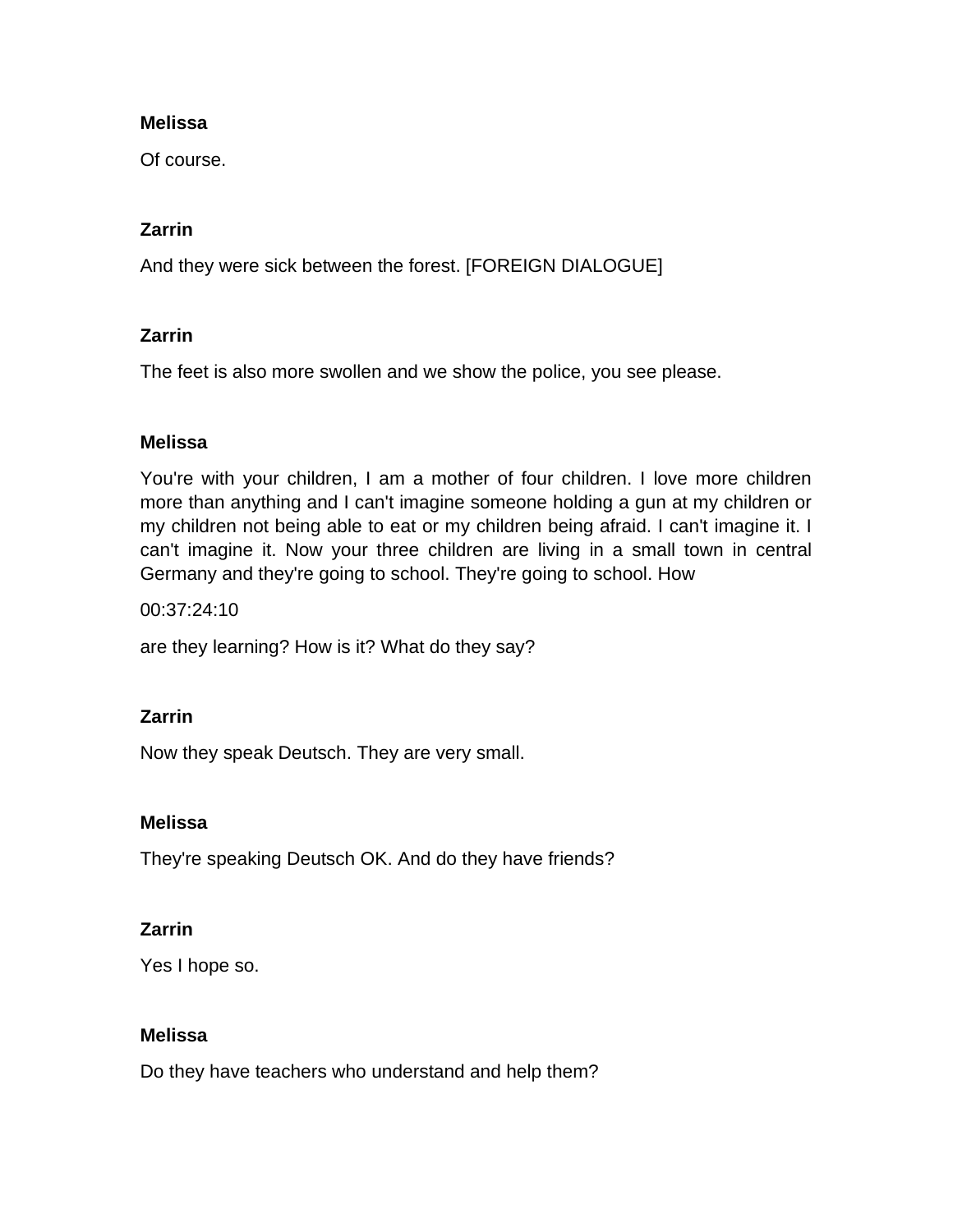**Melissa**

Of course.

**Zarrin**

And they were sick between the forest. [FOREIGN DIALOGUE]

**Zarrin**

The feet is also more swollen and we show the police, you see please.

**Melissa**

You're with your children, I am a mother of four children. I love more children more than anything and I can't imagine someone holding a gun at my children or my children not being able to eat or my children being afraid. I can't imagine it. I can't imagine it. Now your three children are living in a small town in central Germany and they're going to school. They're going to school. How

00:37:24:10

are they learning? How is it? What do they say?

**Zarrin**

Now they speak Deutsch. They are very small.

**Melissa**

They're speaking Deutsch OK. And do they have friends?

**Zarrin**

Yes I hope so.

**Melissa**

Do they have teachers who understand and help them?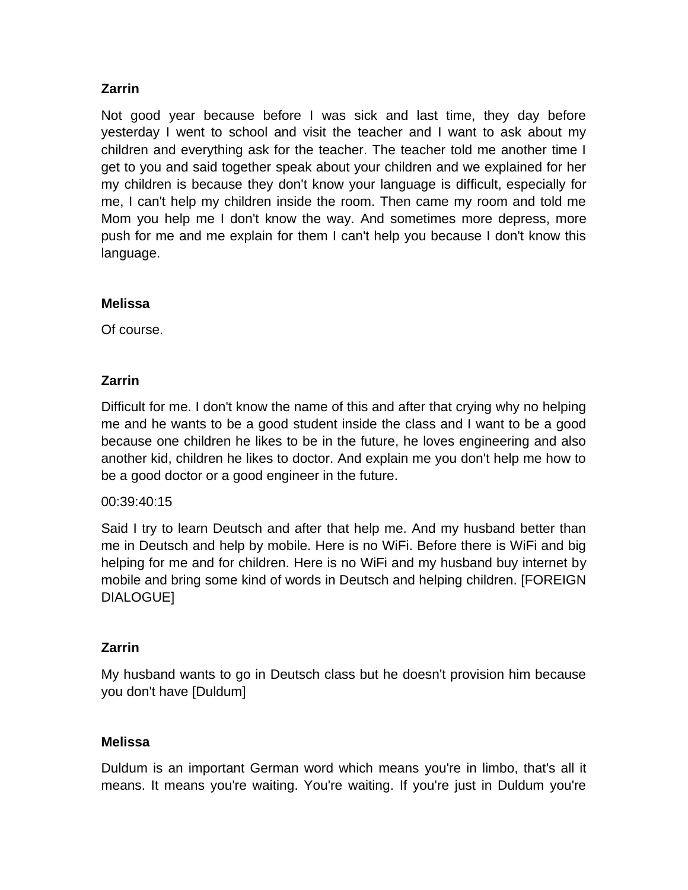**Zarrin**

Not good year because before I was sick and last time, they day before yesterday I went to school and visit the teacher and I want to ask about my children and everything ask for the teacher. The teacher told me another time I get to you and said together speak about your children and we explained for her my children is because they don't know your language is difficult, especially for me, I can't help my children inside the room. Then came my room and told me Mom you help me I don't know the way. And sometimes more depress, more push for me and me explain for them I can't help you because I don't know this language.

**Melissa**

Of course.

**Zarrin**

Difficult for me. I don't know the name of this and after that crying why no helping me and he wants to be a good student inside the class and I want to be a good because one children he likes to be in the future, he loves engineering and also another kid, children he likes to doctor. And explain me you don't help me how to be a good doctor or a good engineer in the future.

00:39:40:15

Said I try to learn Deutsch and after that help me. And my husband better than me in Deutsch and help by mobile. Here is no WiFi. Before there is WiFi and big helping for me and for children. Here is no WiFi and my husband buy internet by mobile and bring some kind of words in Deutsch and helping children. [FOREIGN DIALOGUE]

**Zarrin**

My husband wants to go in Deutsch class but he doesn't provision him because you don't have [Duldum]

**Melissa**

Duldum is an important German word which means you're in limbo, that's all it means. It means you're waiting. You're waiting. If you're just in Duldum you're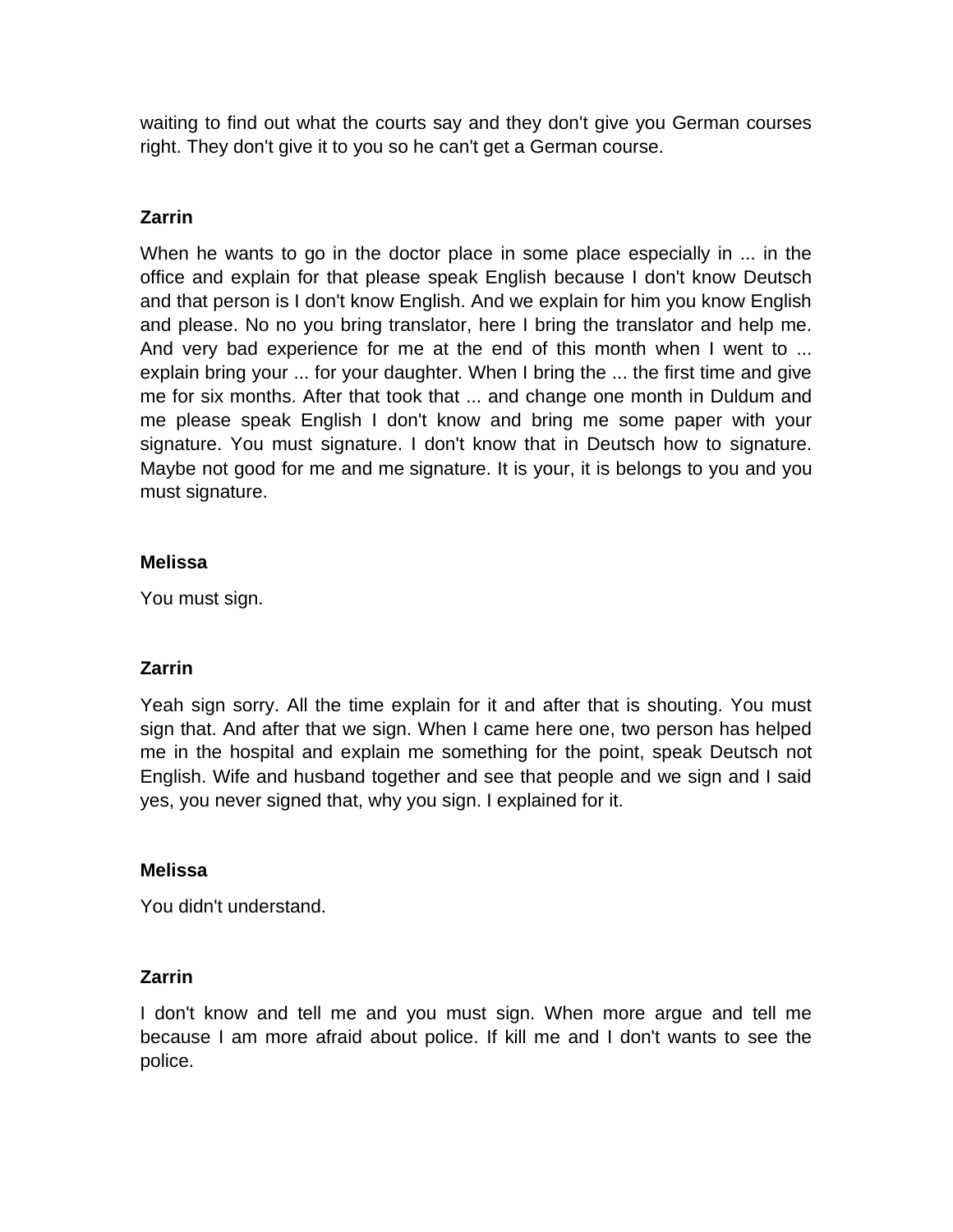waiting to find out what the courts say and they don't give you German courses right. They don't give it to you so he can't get a German course.

**Zarrin**

When he wants to go in the doctor place in some place especially in ... in the office and explain for that please speak English because I don't know Deutsch and that person is I don't know English. And we explain for him you know English and please. No no you bring translator, here I bring the translator and help me. And very bad experience for me at the end of this month when I went to ... explain bring your ... for your daughter. When I bring the ... the first time and give me for six months. After that took that ... and change one month in Duldum and me please speak English I don't know and bring me some paper with your signature. You must signature. I don't know that in Deutsch how to signature. Maybe not good for me and me signature. It is your, it is belongs to you and you must signature.

**Melissa**

You must sign.

**Zarrin**

Yeah sign sorry. All the time explain for it and after that is shouting. You must sign that. And after that we sign. When I came here one, two person has helped me in the hospital and explain me something for the point, speak Deutsch not English. Wife and husband together and see that people and we sign and I said yes, you never signed that, why you sign. I explained for it.

**Melissa**

You didn't understand.

**Zarrin**

I don't know and tell me and you must sign. When more argue and tell me because I am more afraid about police. If kill me and I don't wants to see the police.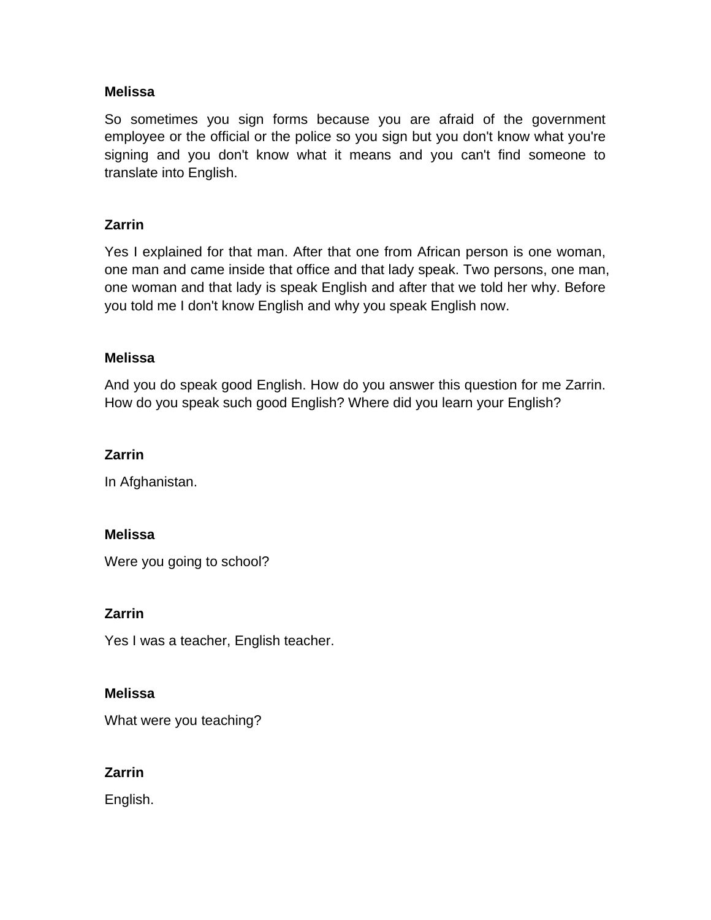**Melissa**

So sometimes you sign forms because you are afraid of the government employee or the official or the police so you sign but you don't know what you're signing and you don't know what it means and you can't find someone to translate into English.

**Zarrin**

Yes I explained for that man. After that one from African person is one woman, one man and came inside that office and that lady speak. Two persons, one man, one woman and that lady is speak English and after that we told her why. Before you told me I don't know English and why you speak English now.

**Melissa**

And you do speak good English. How do you answer this question for me Zarrin. How do you speak such good English? Where did you learn your English?

**Zarrin**

In Afghanistan.

**Melissa**

Were you going to school?

**Zarrin**

Yes I was a teacher, English teacher.

**Melissa**

What were you teaching?

**Zarrin**

English.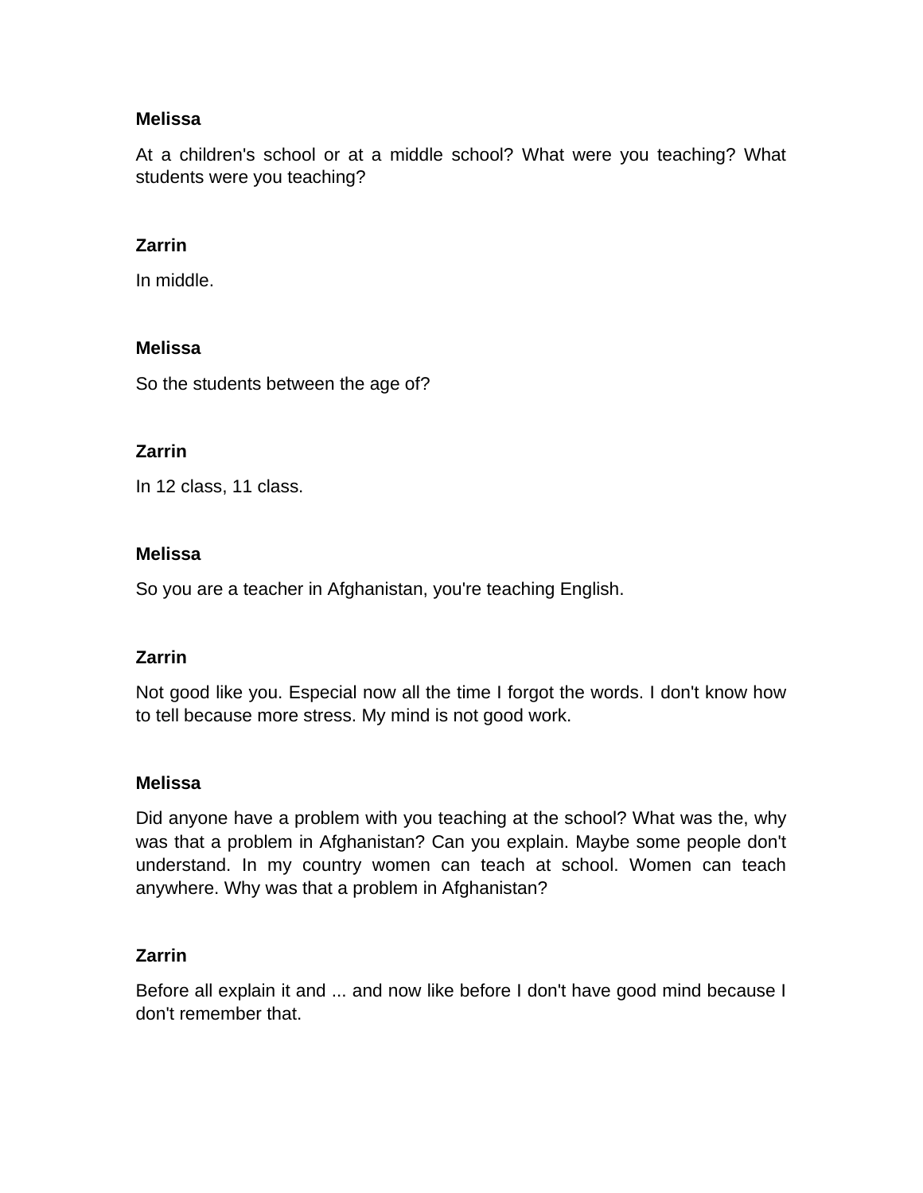**Melissa**

At a children's school or at a middle school? What were you teaching? What students were you teaching?

**Zarrin**

In middle.

**Melissa**

So the students between the age of?

**Zarrin**

In 12 class, 11 class.

**Melissa**

So you are a teacher in Afghanistan, you're teaching English.

**Zarrin**

Not good like you. Especial now all the time I forgot the words. I don't know how to tell because more stress. My mind is not good work.

**Melissa**

Did anyone have a problem with you teaching at the school? What was the, why was that a problem in Afghanistan? Can you explain. Maybe some people don't understand. In my country women can teach at school. Women can teach anywhere. Why was that a problem in Afghanistan?

**Zarrin**

Before all explain it and ... and now like before I don't have good mind because I don't remember that.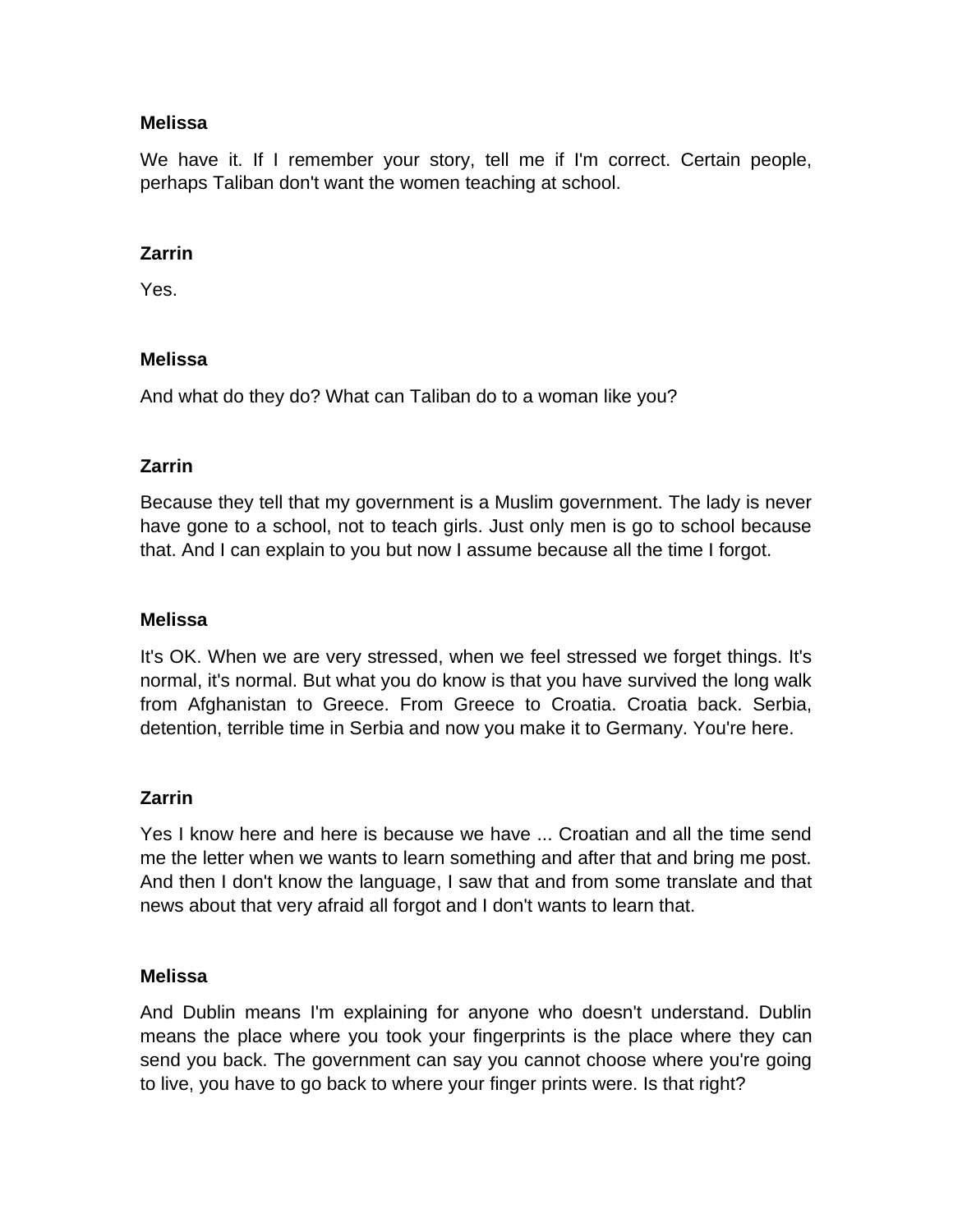**Melissa**

We have it. If I remember your story, tell me if I'm correct. Certain people, perhaps Taliban don't want the women teaching at school.

**Zarrin**

Yes.

**Melissa**

And what do they do? What can Taliban do to a woman like you?

**Zarrin**

Because they tell that my government is a Muslim government. The lady is never have gone to a school, not to teach girls. Just only men is go to school because that. And I can explain to you but now I assume because all the time I forgot.

**Melissa**

It's OK. When we are very stressed, when we feel stressed we forget things. It's normal, it's normal. But what you do know is that you have survived the long walk from Afghanistan to Greece. From Greece to Croatia. Croatia back. Serbia, detention, terrible time in Serbia and now you make it to Germany. You're here.

**Zarrin**

Yes I know here and here is because we have ... Croatian and all the time send me the letter when we wants to learn something and after that and bring me post. And then I don't know the language, I saw that and from some translate and that news about that very afraid all forgot and I don't wants to learn that.

**Melissa**

And Dublin means I'm explaining for anyone who doesn't understand. Dublin means the place where you took your fingerprints is the place where they can send you back. The government can say you cannot choose where you're going to live, you have to go back to where your finger prints were. Is that right?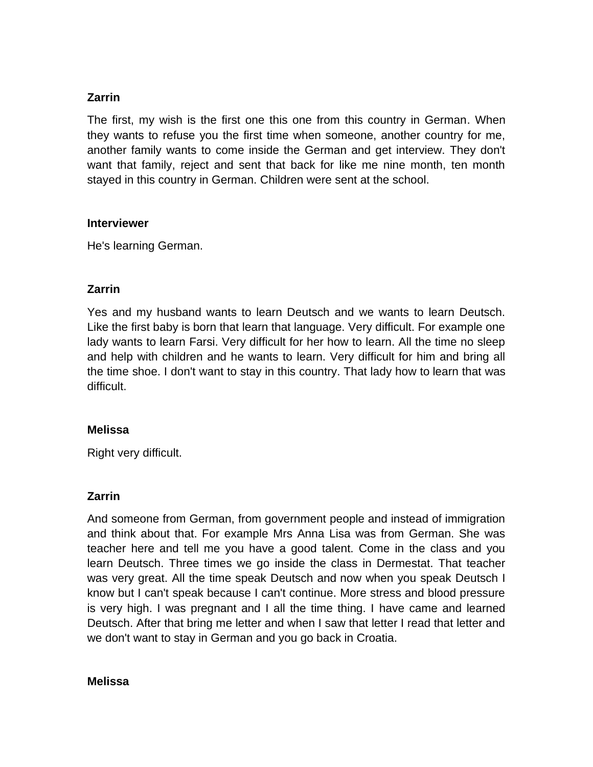**Zarrin**

The first, my wish is the first one this one from this country in German. When they wants to refuse you the first time when someone, another country for me, another family wants to come inside the German and get interview. They don't want that family, reject and sent that back for like me nine month, ten month stayed in this country in German. Children were sent at the school.

**Interviewer**

He's learning German.

**Zarrin**

Yes and my husband wants to learn Deutsch and we wants to learn Deutsch. Like the first baby is born that learn that language. Very difficult. For example one lady wants to learn Farsi. Very difficult for her how to learn. All the time no sleep and help with children and he wants to learn. Very difficult for him and bring all the time shoe. I don't want to stay in this country. That lady how to learn that was difficult.

**Melissa**

Right very difficult.

**Zarrin**

And someone from German, from government people and instead of immigration and think about that. For example Mrs Anna Lisa was from German. She was teacher here and tell me you have a good talent. Come in the class and you learn Deutsch. Three times we go inside the class in Dermestat. That teacher was very great. All the time speak Deutsch and now when you speak Deutsch I know but I can't speak because I can't continue. More stress and blood pressure is very high. I was pregnant and I all the time thing. I have came and learned Deutsch. After that bring me letter and when I saw that letter I read that letter and we don't want to stay in German and you go back in Croatia.

**Melissa**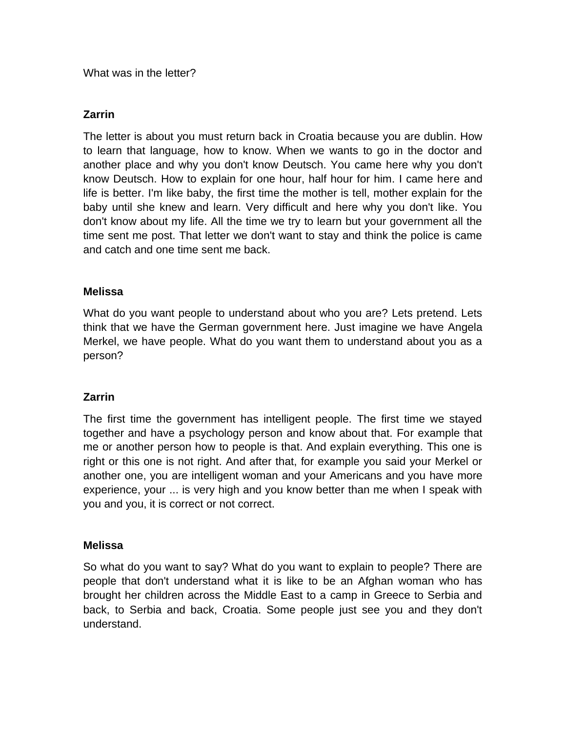What was in the letter?

**Zarrin**

The letter is about you must return back in Croatia because you are dublin. How to learn that language, how to know. When we wants to go in the doctor and another place and why you don't know Deutsch. You came here why you don't know Deutsch. How to explain for one hour, half hour for him. I came here and life is better. I'm like baby, the first time the mother is tell, mother explain for the baby until she knew and learn. Very difficult and here why you don't like. You don't know about my life. All the time we try to learn but your government all the time sent me post. That letter we don't want to stay and think the police is came and catch and one time sent me back.

**Melissa**

What do you want people to understand about who you are? Lets pretend. Lets think that we have the German government here. Just imagine we have Angela Merkel, we have people. What do you want them to understand about you as a person?

**Zarrin**

The first time the government has intelligent people. The first time we stayed together and have a psychology person and know about that. For example that me or another person how to people is that. And explain everything. This one is right or this one is not right. And after that, for example you said your Merkel or another one, you are intelligent woman and your Americans and you have more experience, your ... is very high and you know better than me when I speak with you and you, it is correct or not correct.

**Melissa**

So what do you want to say? What do you want to explain to people? There are people that don't understand what it is like to be an Afghan woman who has brought her children across the Middle East to a camp in Greece to Serbia and back, to Serbia and back, Croatia. Some people just see you and they don't understand.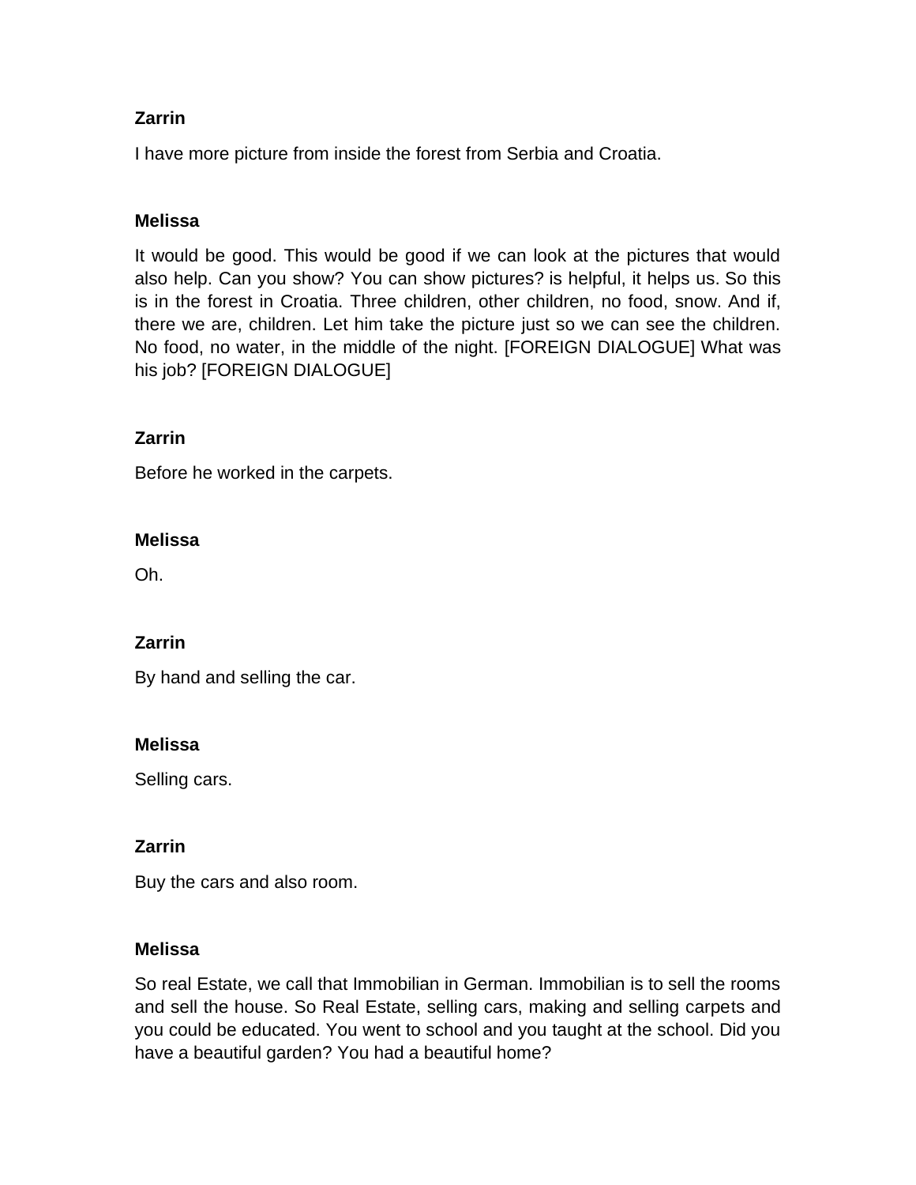**Zarrin**

I have more picture from inside the forest from Serbia and Croatia.

**Melissa**

It would be good. This would be good if we can look at the pictures that would also help. Can you show? You can show pictures? is helpful, it helps us. So this is in the forest in Croatia. Three children, other children, no food, snow. And if, there we are, children. Let him take the picture just so we can see the children. No food, no water, in the middle of the night. [FOREIGN DIALOGUE] What was his job? [FOREIGN DIALOGUE]

**Zarrin**

Before he worked in the carpets.

**Melissa**

Oh.

**Zarrin**

By hand and selling the car.

**Melissa**

Selling cars.

**Zarrin**

Buy the cars and also room.

**Melissa**

So real Estate, we call that Immobilian in German. Immobilian is to sell the rooms and sell the house. So Real Estate, selling cars, making and selling carpets and you could be educated. You went to school and you taught at the school. Did you have a beautiful garden? You had a beautiful home?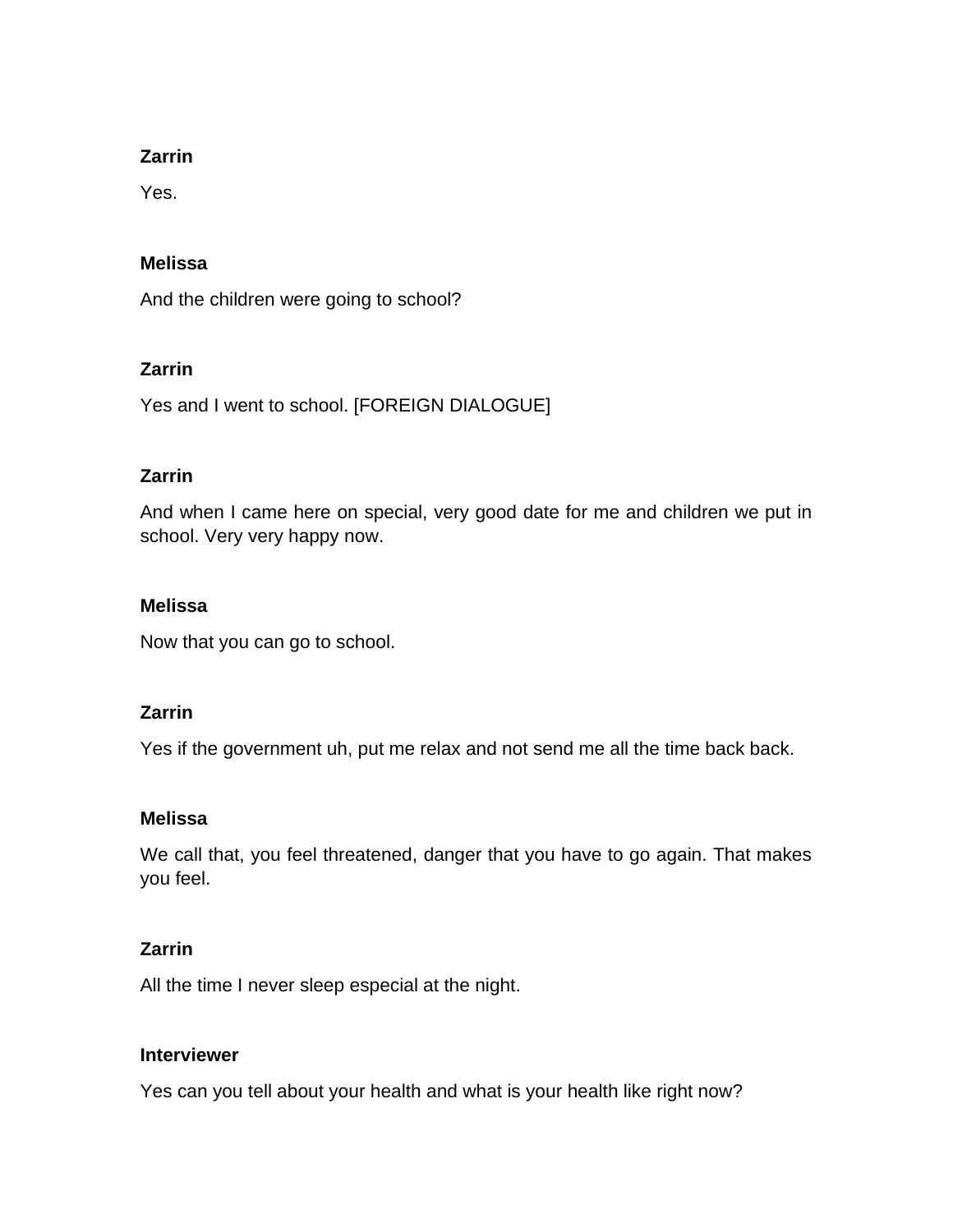**Zarrin**

Yes.

**Melissa**

And the children were going to school?

**Zarrin**

Yes and I went to school. [FOREIGN DIALOGUE]

**Zarrin**

And when I came here on special, very good date for me and children we put in school. Very very happy now.

**Melissa**

Now that you can go to school.

**Zarrin**

Yes if the government uh, put me relax and not send me all the time back back.

**Melissa**

We call that, you feel threatened, danger that you have to go again. That makes you feel.

**Zarrin**

All the time I never sleep especial at the night.

**Interviewer**

Yes can you tell about your health and what is your health like right now?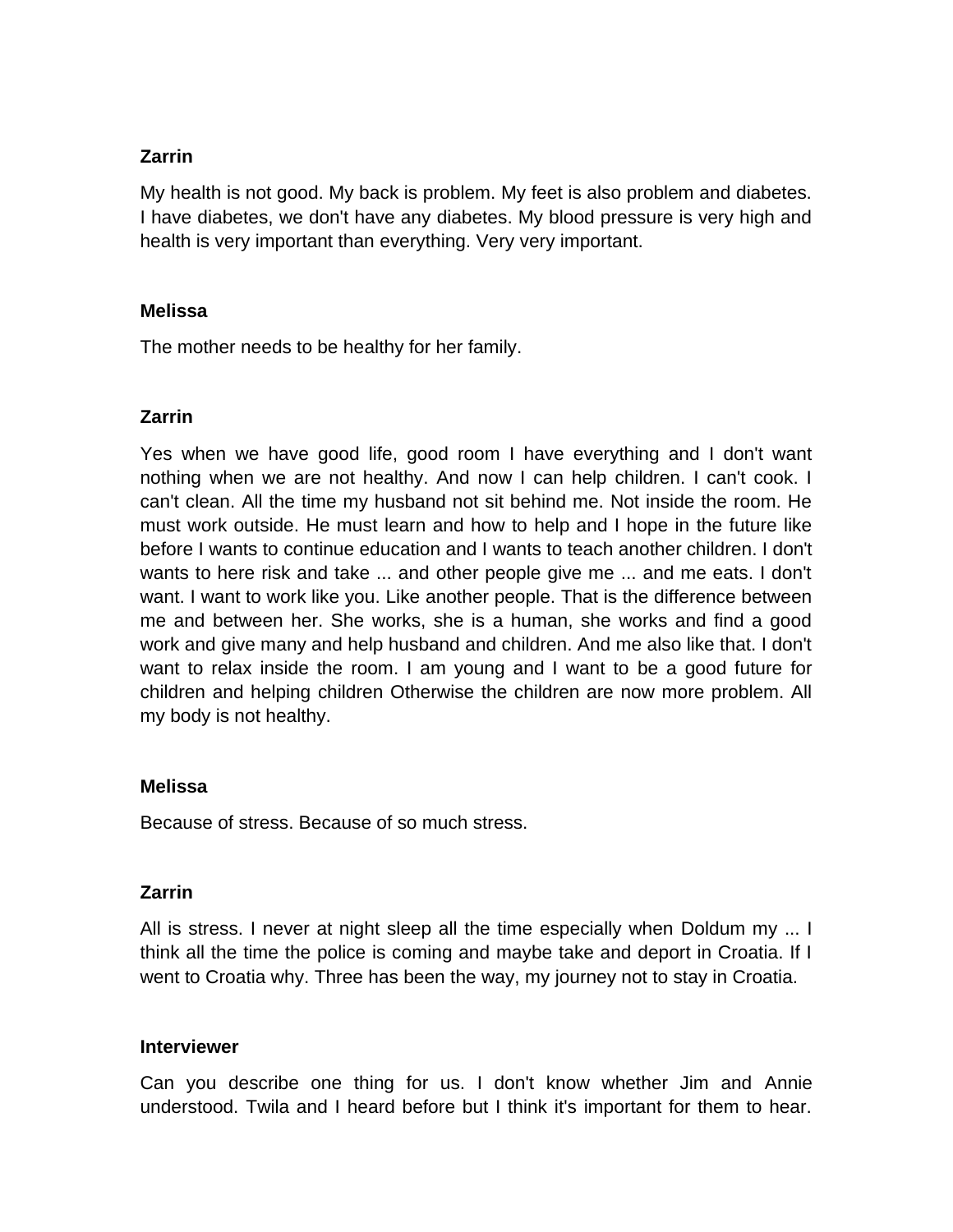**Zarrin**

My health is not good. My back is problem. My feet is also problem and diabetes. I have diabetes, we don't have any diabetes. My blood pressure is very high and health is very important than everything. Very very important.

**Melissa**

The mother needs to be healthy for her family.

**Zarrin**

Yes when we have good life, good room I have everything and I don't want nothing when we are not healthy. And now I can help children. I can't cook. I can't clean. All the time my husband not sit behind me. Not inside the room. He must work outside. He must learn and how to help and I hope in the future like before I wants to continue education and I wants to teach another children. I don't wants to here risk and take ... and other people give me ... and me eats. I don't want. I want to work like you. Like another people. That is the difference between me and between her. She works, she is a human, she works and find a good work and give many and help husband and children. And me also like that. I don't want to relax inside the room. I am young and I want to be a good future for children and helping children Otherwise the children are now more problem. All my body is not healthy.

**Melissa**

Because of stress. Because of so much stress.

**Zarrin**

All is stress. I never at night sleep all the time especially when Doldum my ... I think all the time the police is coming and maybe take and deport in Croatia. If I went to Croatia why. Three has been the way, my journey not to stay in Croatia.

**Interviewer**

Can you describe one thing for us. I don't know whether Jim and Annie understood. Twila and I heard before but I think it's important for them to hear.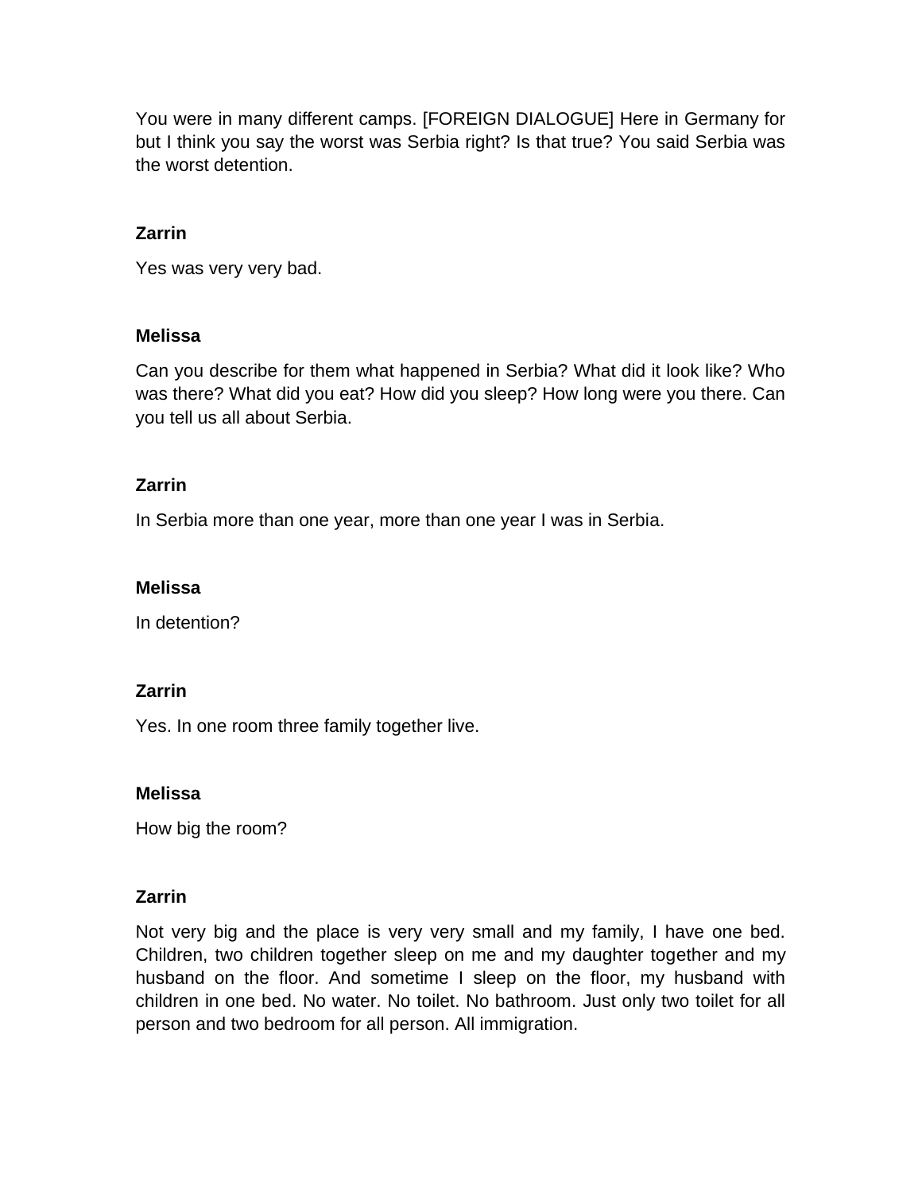You were in many different camps. [FOREIGN DIALOGUE] Here in Germany for but I think you say the worst was Serbia right? Is that true? You said Serbia was the worst detention.

**Zarrin**

Yes was very very bad.

**Melissa**

Can you describe for them what happened in Serbia? What did it look like? Who was there? What did you eat? How did you sleep? How long were you there. Can you tell us all about Serbia.

**Zarrin**

In Serbia more than one year, more than one year I was in Serbia.

**Melissa**

In detention?

**Zarrin**

Yes. In one room three family together live.

**Melissa**

How big the room?

**Zarrin**

Not very big and the place is very very small and my family, I have one bed. Children, two children together sleep on me and my daughter together and my husband on the floor. And sometime I sleep on the floor, my husband with children in one bed. No water. No toilet. No bathroom. Just only two toilet for all person and two bedroom for all person. All immigration.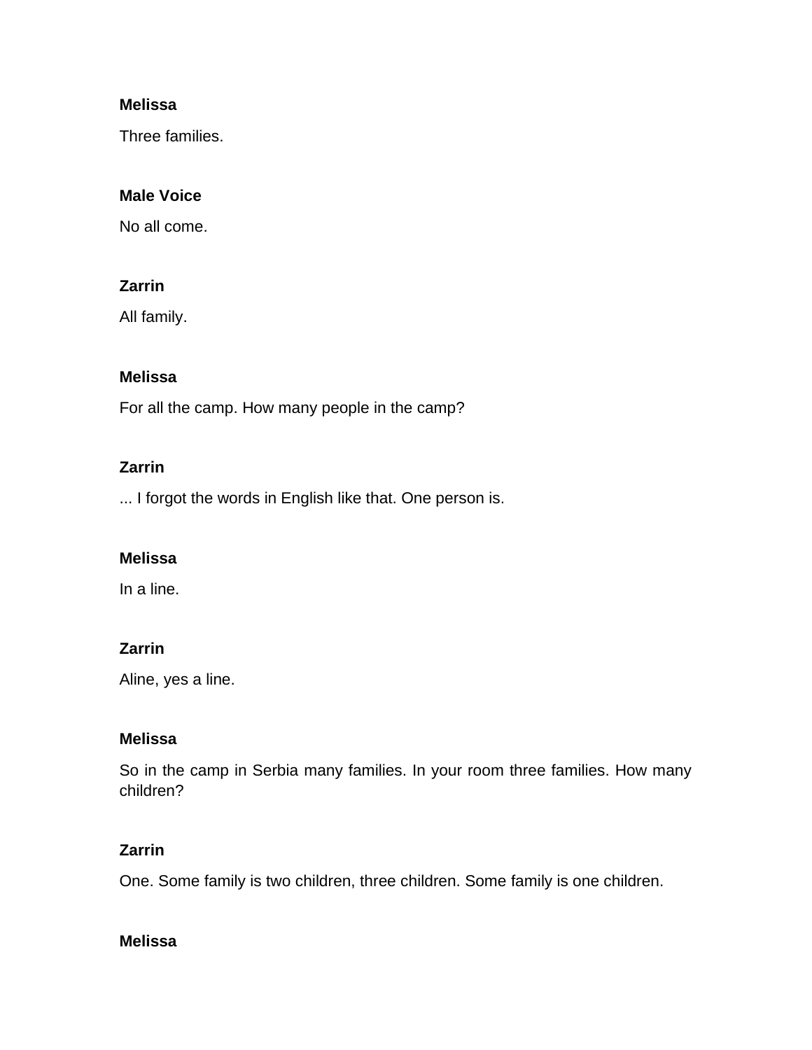**Melissa**

Three families.

**Male Voice**

No all come.

**Zarrin**

All family.

**Melissa**

For all the camp. How many people in the camp?

**Zarrin**

... I forgot the words in English like that. One person is.

**Melissa**

In a line.

**Zarrin**

Aline, yes a line.

**Melissa**

So in the camp in Serbia many families. In your room three families. How many children?

**Zarrin**

One. Some family is two children, three children. Some family is one children.

**Melissa**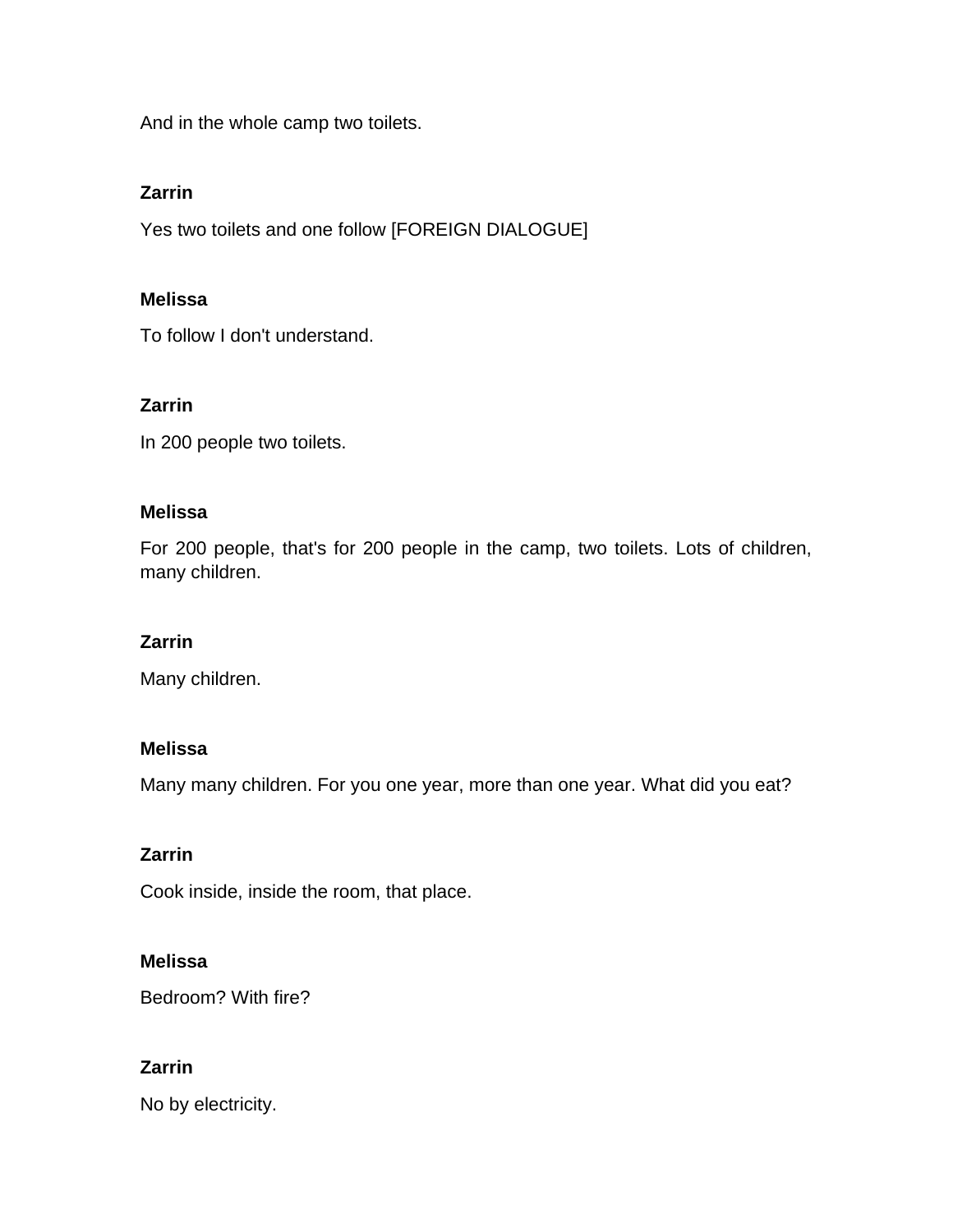And in the whole camp two toilets.

**Zarrin**

Yes two toilets and one follow [FOREIGN DIALOGUE]

**Melissa**

To follow I don't understand.

**Zarrin**

In 200 people two toilets.

**Melissa**

For 200 people, that's for 200 people in the camp, two toilets. Lots of children, many children.

**Zarrin**

Many children.

**Melissa**

Many many children. For you one year, more than one year. What did you eat?

**Zarrin**

Cook inside, inside the room, that place.

**Melissa**

Bedroom? With fire?

**Zarrin**

No by electricity.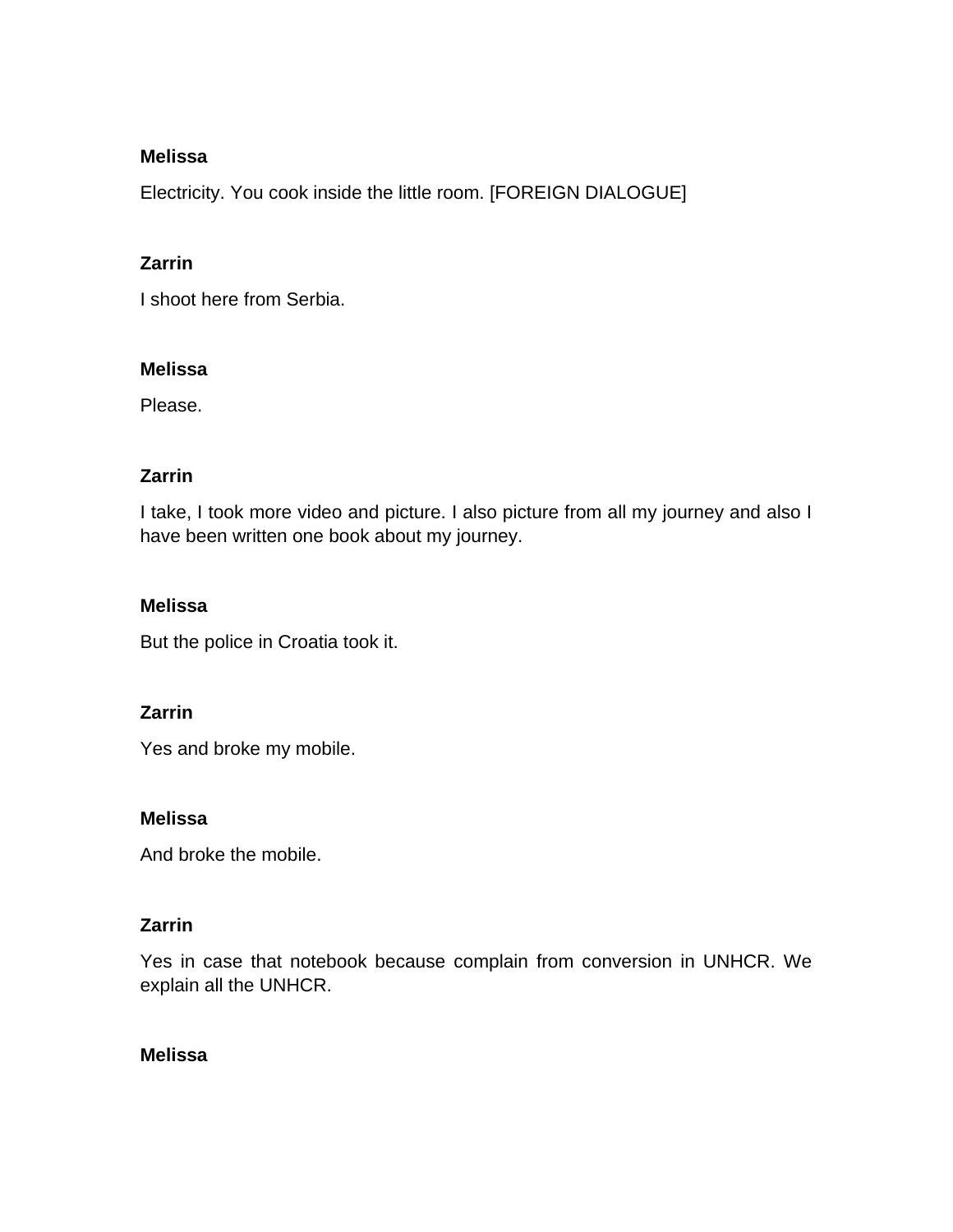**Melissa**

Electricity. You cook inside the little room. [FOREIGN DIALOGUE]

**Zarrin**

I shoot here from Serbia.

**Melissa**

Please.

**Zarrin**

I take, I took more video and picture. I also picture from all my journey and also I have been written one book about my journey.

**Melissa**

But the police in Croatia took it.

**Zarrin**

Yes and broke my mobile.

**Melissa**

And broke the mobile.

**Zarrin**

Yes in case that notebook because complain from conversion in UNHCR. We explain all the UNHCR.

**Melissa**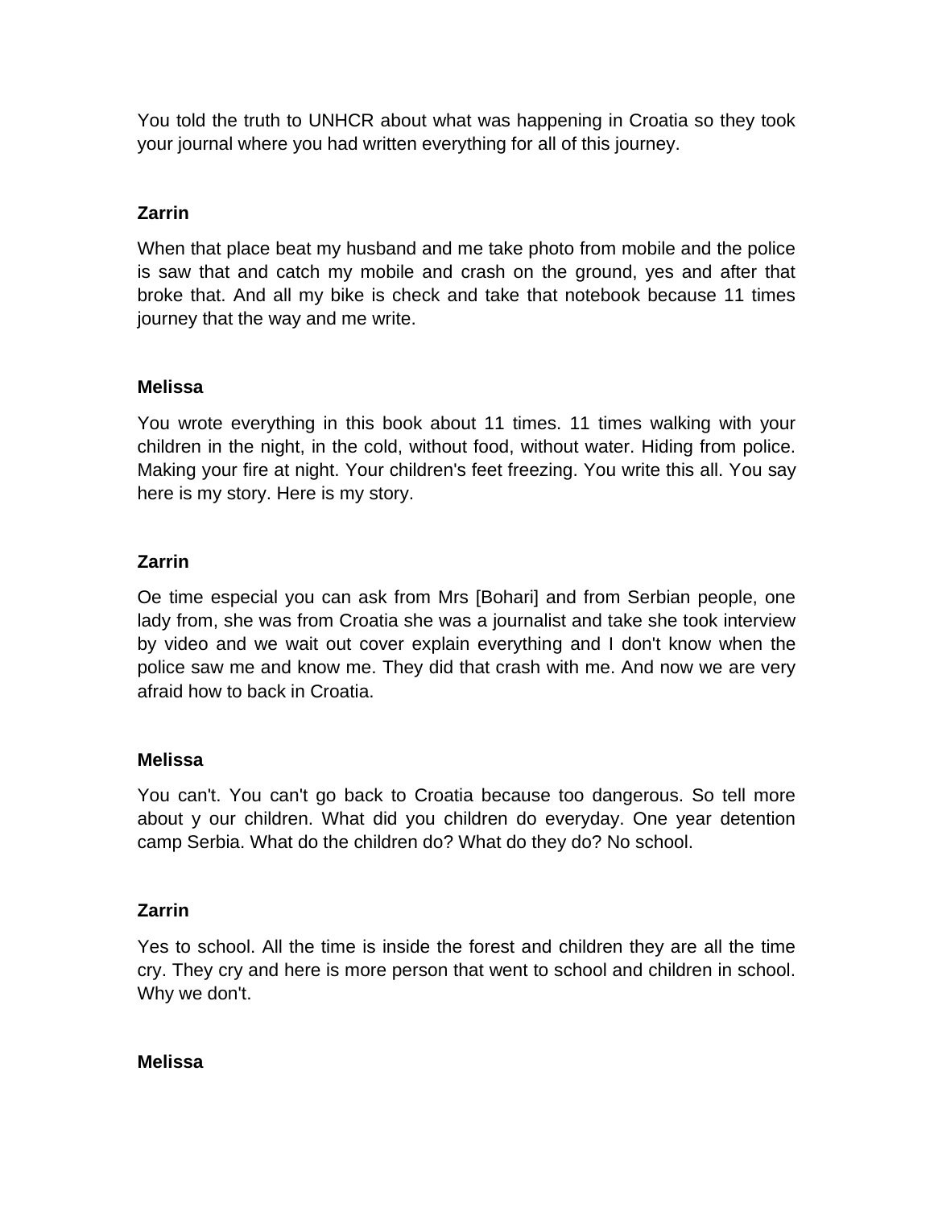You told the truth to UNHCR about what was happening in Croatia so they took your journal where you had written everything for all of this journey.

**Zarrin**

When that place beat my husband and me take photo from mobile and the police is saw that and catch my mobile and crash on the ground, yes and after that broke that. And all my bike is check and take that notebook because 11 times journey that the way and me write.

**Melissa**

You wrote everything in this book about 11 times. 11 times walking with your children in the night, in the cold, without food, without water. Hiding from police. Making your fire at night. Your children's feet freezing. You write this all. You say here is my story. Here is my story.

**Zarrin**

Oe time especial you can ask from Mrs [Bohari] and from Serbian people, one lady from, she was from Croatia she was a journalist and take she took interview by video and we wait out cover explain everything and I don't know when the police saw me and know me. They did that crash with me. And now we are very afraid how to back in Croatia.

**Melissa**

You can't. You can't go back to Croatia because too dangerous. So tell more about y our children. What did you children do everyday. One year detention camp Serbia. What do the children do? What do they do? No school.

**Zarrin**

Yes to school. All the time is inside the forest and children they are all the time cry. They cry and here is more person that went to school and children in school. Why we don't.

**Melissa**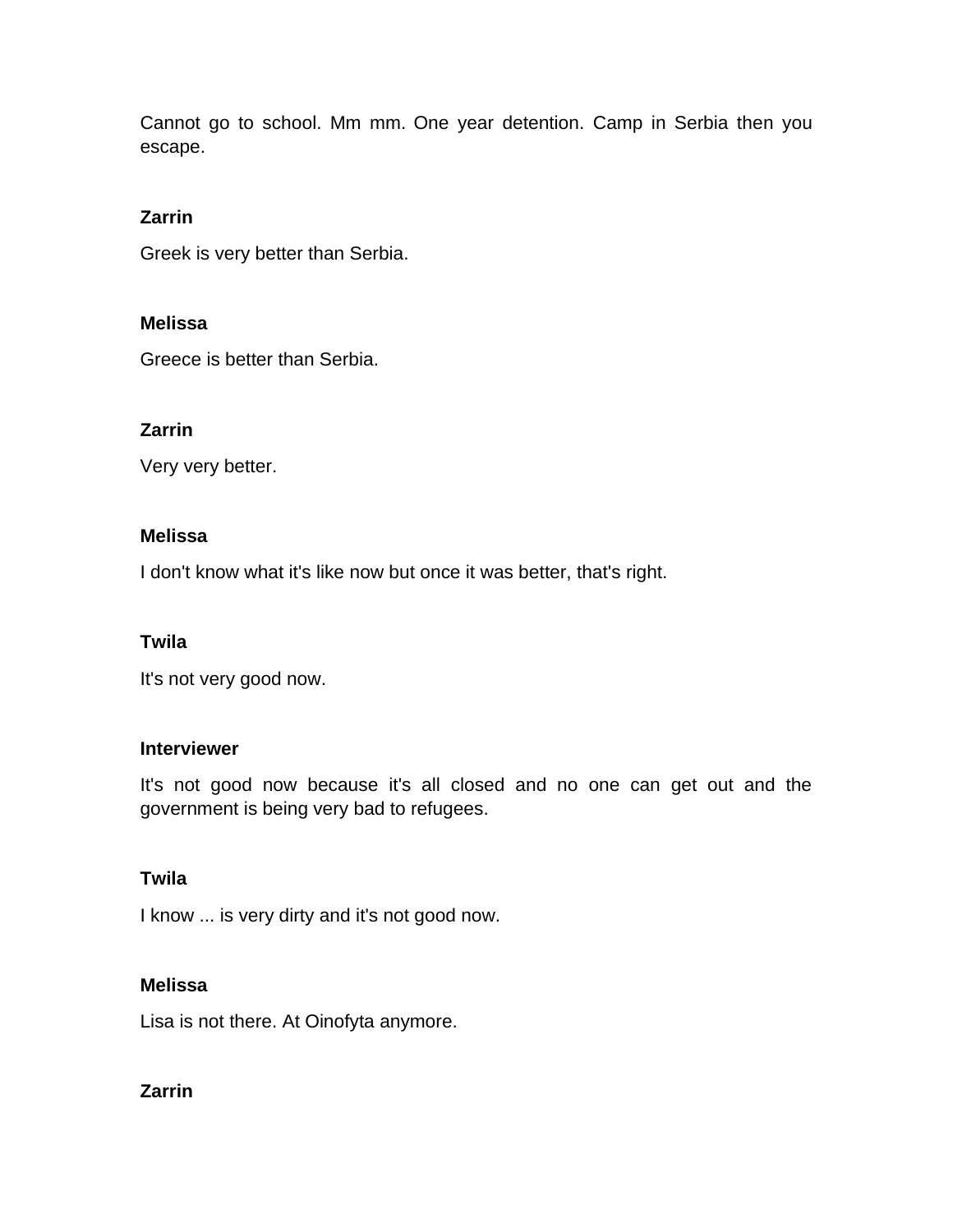Cannot go to school. Mm mm. One year detention. Camp in Serbia then you escape.

**Zarrin**

Greek is very better than Serbia.

**Melissa**

Greece is better than Serbia.

**Zarrin**

Very very better.

**Melissa**

I don't know what it's like now but once it was better, that's right.

**Twila**

It's not very good now.

**Interviewer**

It's not good now because it's all closed and no one can get out and the government is being very bad to refugees.

**Twila**

I know ... is very dirty and it's not good now.

**Melissa**

Lisa is not there. At Oinofyta anymore.

**Zarrin**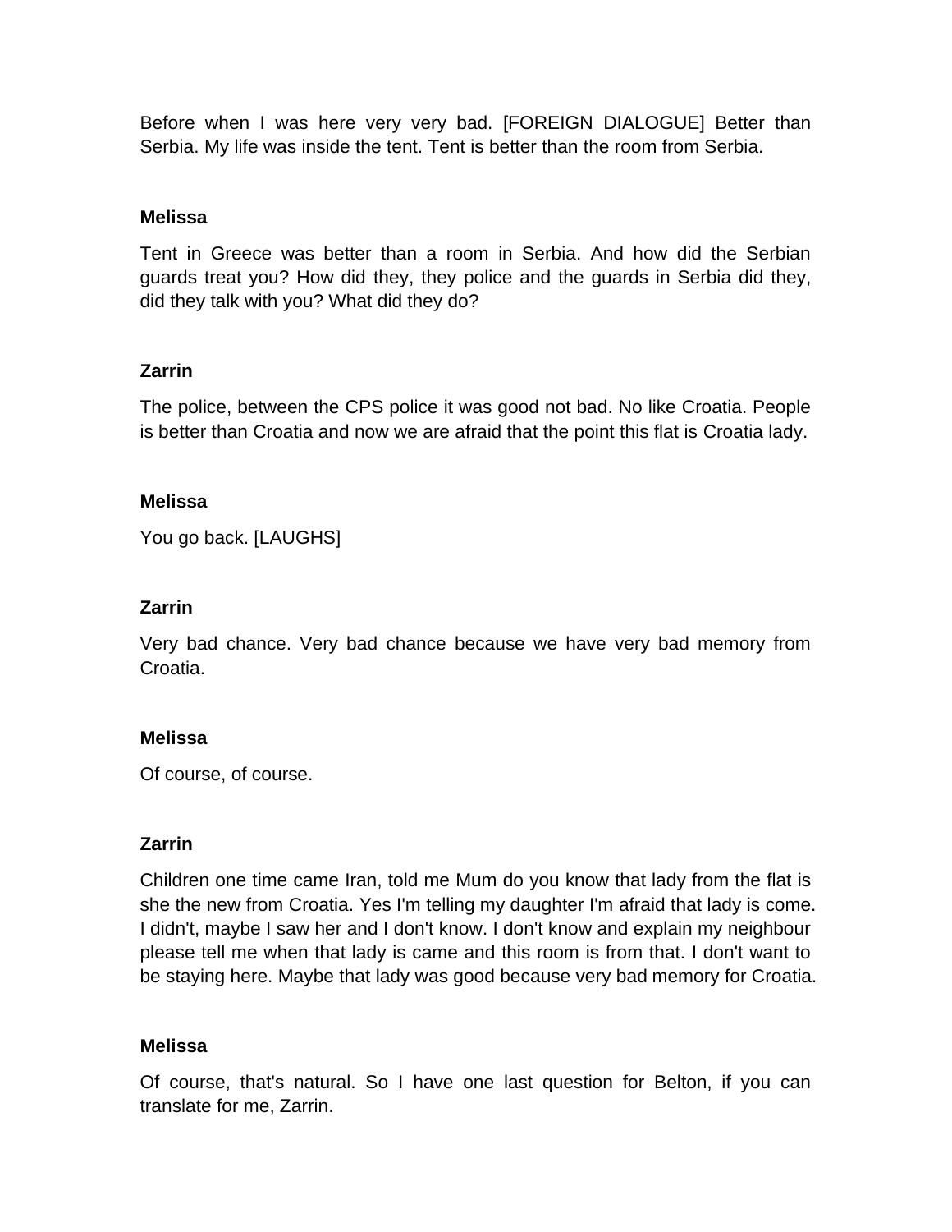Before when I was here very very bad. [FOREIGN DIALOGUE] Better than Serbia. My life was inside the tent. Tent is better than the room from Serbia.

**Melissa**

Tent in Greece was better than a room in Serbia. And how did the Serbian guards treat you? How did they, they police and the guards in Serbia did they, did they talk with you? What did they do?

**Zarrin**

The police, between the CPS police it was good not bad. No like Croatia. People is better than Croatia and now we are afraid that the point this flat is Croatia lady.

**Melissa**

You go back. [LAUGHS]

**Zarrin**

Very bad chance. Very bad chance because we have very bad memory from Croatia.

**Melissa**

Of course, of course.

**Zarrin**

Children one time came Iran, told me Mum do you know that lady from the flat is she the new from Croatia. Yes I'm telling my daughter I'm afraid that lady is come. I didn't, maybe I saw her and I don't know. I don't know and explain my neighbour please tell me when that lady is came and this room is from that. I don't want to be staying here. Maybe that lady was good because very bad memory for Croatia.

**Melissa**

Of course, that's natural. So I have one last question for Belton, if you can translate for me, Zarrin.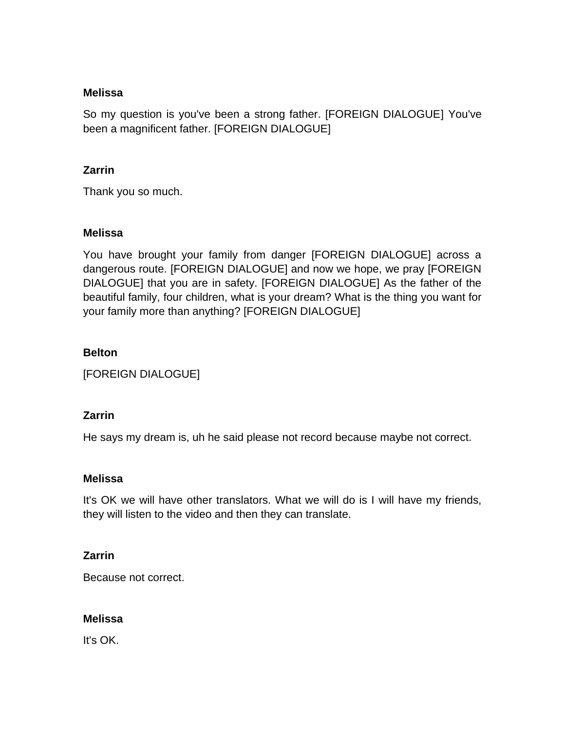**Melissa**

So my question is you've been a strong father. [FOREIGN DIALOGUE] You've been a magnificent father. [FOREIGN DIALOGUE]

**Zarrin**

Thank you so much.

**Melissa**

You have brought your family from danger [FOREIGN DIALOGUE] across a dangerous route. [FOREIGN DIALOGUE] and now we hope, we pray [FOREIGN DIALOGUE] that you are in safety. [FOREIGN DIALOGUE] As the father of the beautiful family, four children, what is your dream? What is the thing you want for your family more than anything? [FOREIGN DIALOGUE]

**Belton**

[FOREIGN DIALOGUE]

**Zarrin**

He says my dream is, uh he said please not record because maybe not correct.

**Melissa**

It's OK we will have other translators. What we will do is I will have my friends, they will listen to the video and then they can translate.

**Zarrin**

Because not correct.

**Melissa**

It's OK.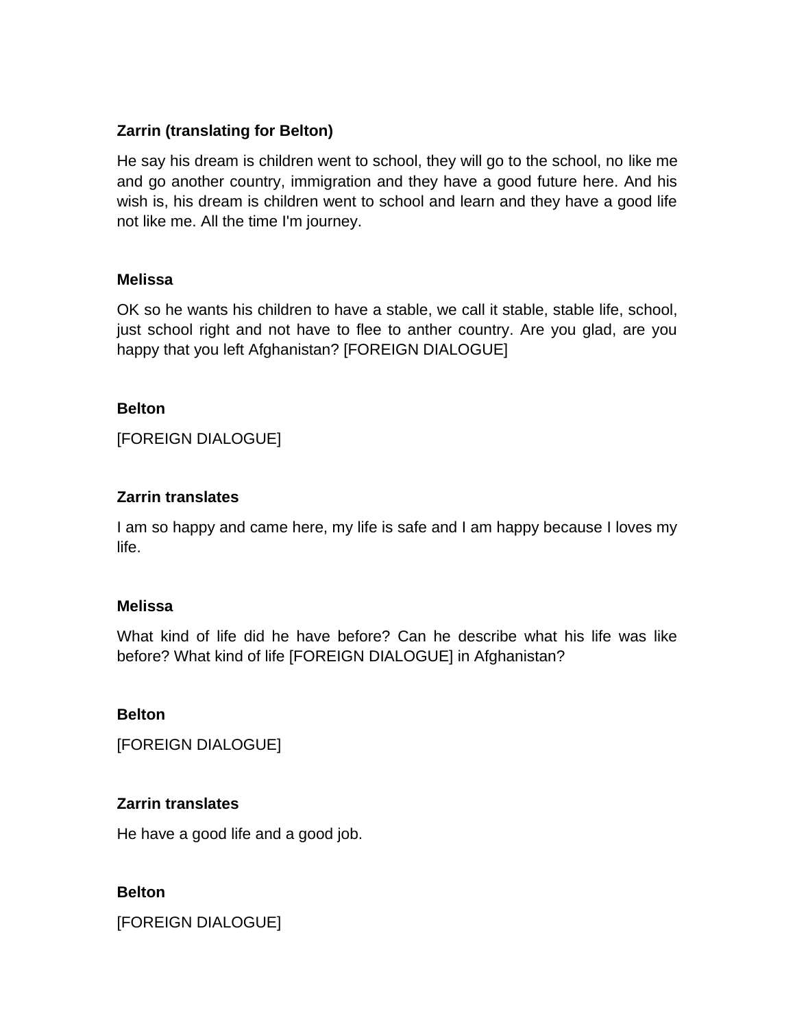**Zarrin (translating for Belton)**

He say his dream is children went to school, they will go to the school, no like me and go another country, immigration and they have a good future here. And his wish is, his dream is children went to school and learn and they have a good life not like me. All the time I'm journey.

**Melissa**

OK so he wants his children to have a stable, we call it stable, stable life, school, just school right and not have to flee to anther country. Are you glad, are you happy that you left Afghanistan? [FOREIGN DIALOGUE]

**Belton**

[FOREIGN DIALOGUE]

**Zarrin translates**

I am so happy and came here, my life is safe and I am happy because I loves my life.

**Melissa**

What kind of life did he have before? Can he describe what his life was like before? What kind of life [FOREIGN DIALOGUE] in Afghanistan?

**Belton**

[FOREIGN DIALOGUE]

**Zarrin translates**

He have a good life and a good job.

**Belton**

[FOREIGN DIALOGUE]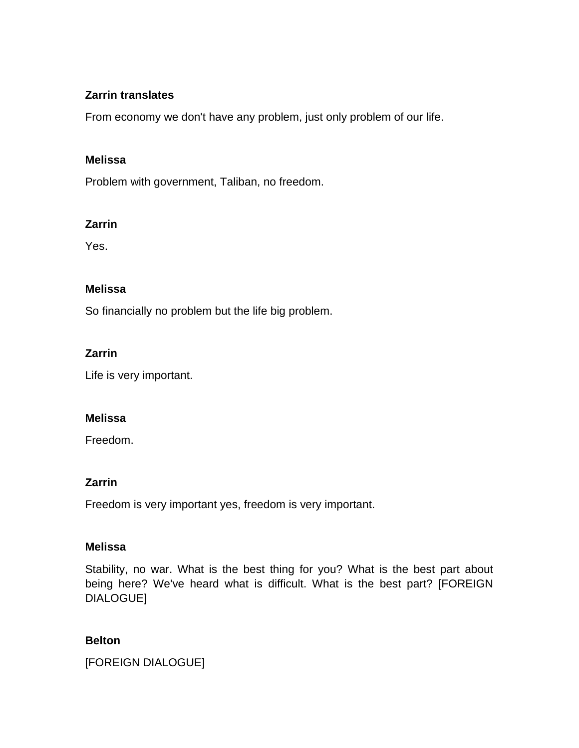**Zarrin translates**

From economy we don't have any problem, just only problem of our life.

**Melissa**

Problem with government, Taliban, no freedom.

**Zarrin**

Yes.

**Melissa**

So financially no problem but the life big problem.

**Zarrin**

Life is very important.

**Melissa**

Freedom.

**Zarrin**

Freedom is very important yes, freedom is very important.

**Melissa**

Stability, no war. What is the best thing for you? What is the best part about being here? We've heard what is difficult. What is the best part? [FOREIGN DIALOGUE]

**Belton**

[FOREIGN DIALOGUE]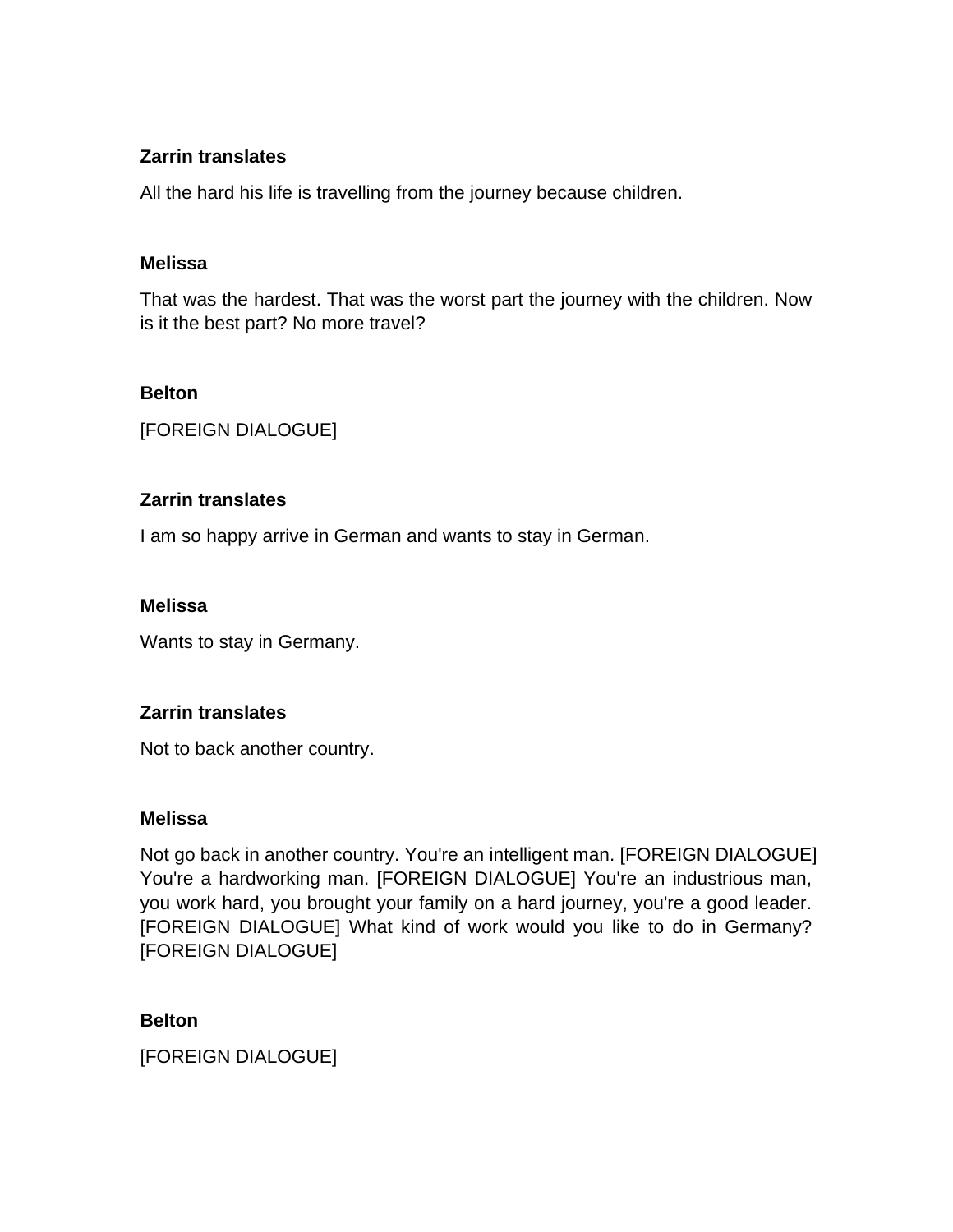**Zarrin translates**

All the hard his life is travelling from the journey because children.

**Melissa**

That was the hardest. That was the worst part the journey with the children. Now is it the best part? No more travel?

**Belton**

[FOREIGN DIALOGUE]

**Zarrin translates**

I am so happy arrive in German and wants to stay in German.

**Melissa**

Wants to stay in Germany.

**Zarrin translates**

Not to back another country.

**Melissa**

Not go back in another country. You're an intelligent man. [FOREIGN DIALOGUE] You're a hardworking man. [FOREIGN DIALOGUE] You're an industrious man, you work hard, you brought your family on a hard journey, you're a good leader. [FOREIGN DIALOGUE] What kind of work would you like to do in Germany? [FOREIGN DIALOGUE]

**Belton**

[FOREIGN DIALOGUE]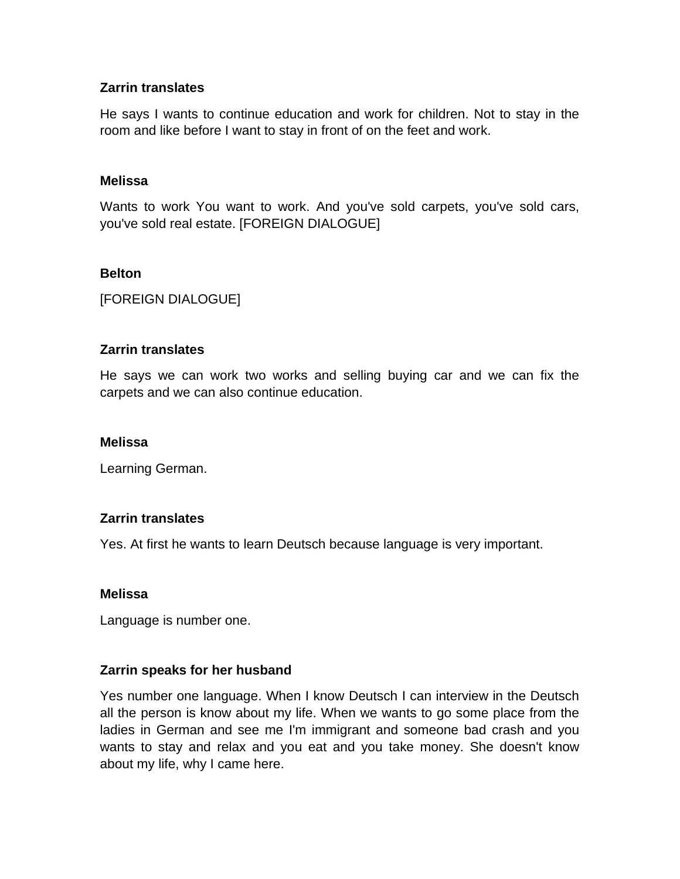**Zarrin translates**

He says I wants to continue education and work for children. Not to stay in the room and like before I want to stay in front of on the feet and work.

**Melissa**

Wants to work You want to work. And you've sold carpets, you've sold cars, you've sold real estate. [FOREIGN DIALOGUE]

**Belton**

[FOREIGN DIALOGUE]

**Zarrin translates**

He says we can work two works and selling buying car and we can fix the carpets and we can also continue education.

**Melissa**

Learning German.

**Zarrin translates**

Yes. At first he wants to learn Deutsch because language is very important.

**Melissa**

Language is number one.

**Zarrin speaks for her husband**

Yes number one language. When I know Deutsch I can interview in the Deutsch all the person is know about my life. When we wants to go some place from the ladies in German and see me I'm immigrant and someone bad crash and you wants to stay and relax and you eat and you take money. She doesn't know about my life, why I came here.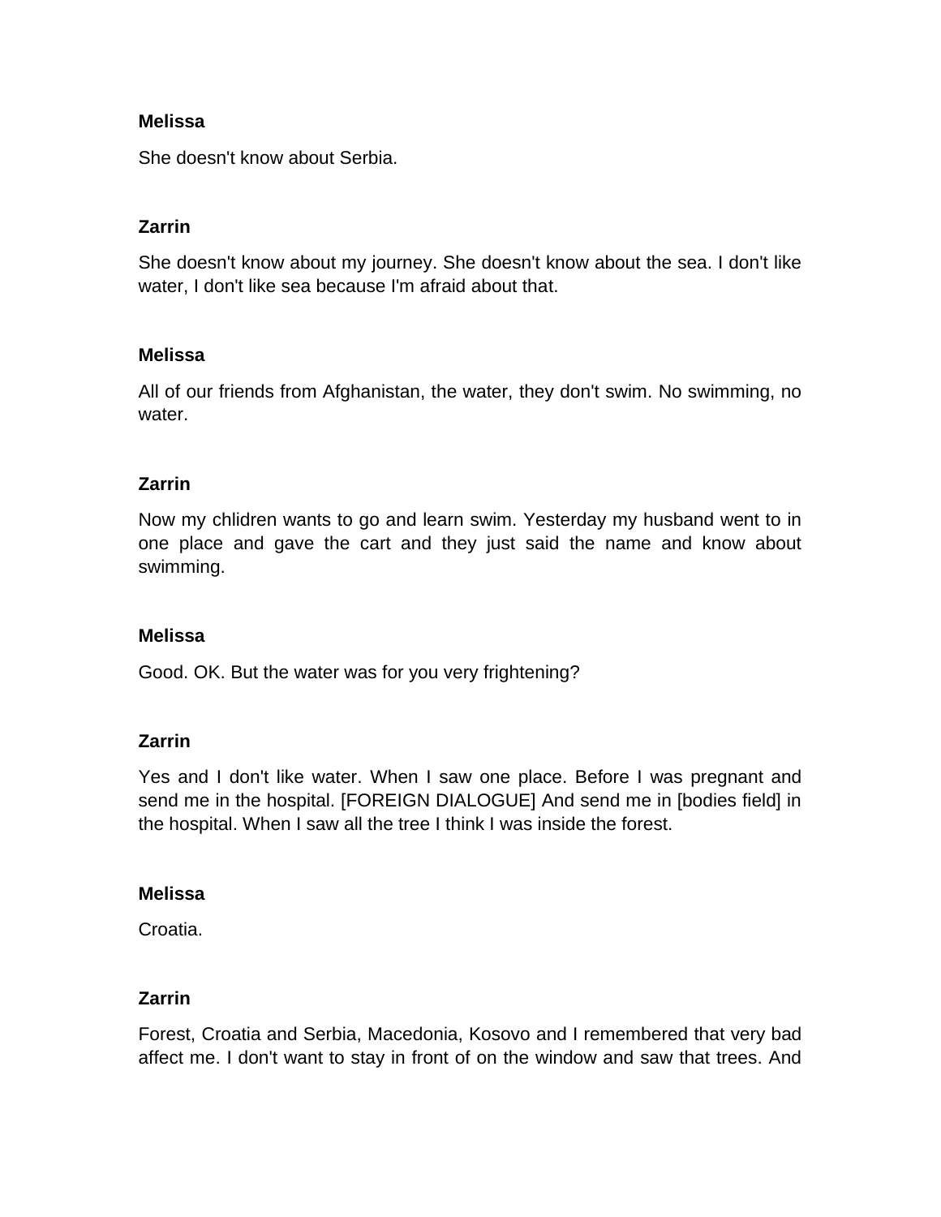**Melissa**

She doesn't know about Serbia.

**Zarrin**

She doesn't know about my journey. She doesn't know about the sea. I don't like water, I don't like sea because I'm afraid about that.

**Melissa**

All of our friends from Afghanistan, the water, they don't swim. No swimming, no water.

**Zarrin**

Now my chlidren wants to go and learn swim. Yesterday my husband went to in one place and gave the cart and they just said the name and know about swimming.

**Melissa**

Good. OK. But the water was for you very frightening?

**Zarrin**

Yes and I don't like water. When I saw one place. Before I was pregnant and send me in the hospital. [FOREIGN DIALOGUE] And send me in [bodies field] in the hospital. When I saw all the tree I think I was inside the forest.

**Melissa**

Croatia.

**Zarrin**

Forest, Croatia and Serbia, Macedonia, Kosovo and I remembered that very bad affect me. I don't want to stay in front of on the window and saw that trees. And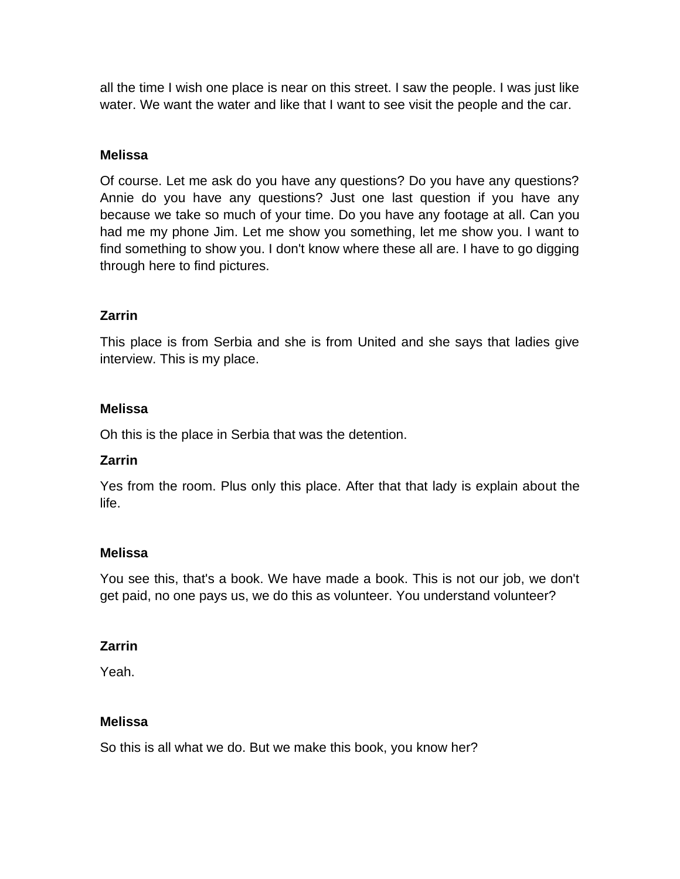all the time I wish one place is near on this street. I saw the people. I was just like water. We want the water and like that I want to see visit the people and the car.

**Melissa**

Of course. Let me ask do you have any questions? Do you have any questions? Annie do you have any questions? Just one last question if you have any because we take so much of your time. Do you have any footage at all. Can you had me my phone Jim. Let me show you something, let me show you. I want to find something to show you. I don't know where these all are. I have to go digging through here to find pictures.

**Zarrin**

This place is from Serbia and she is from United and she says that ladies give interview. This is my place.

**Melissa**

Oh this is the place in Serbia that was the detention.

**Zarrin**

Yes from the room. Plus only this place. After that that lady is explain about the life.

**Melissa**

You see this, that's a book. We have made a book. This is not our job, we don't get paid, no one pays us, we do this as volunteer. You understand volunteer?

**Zarrin**

Yeah.

**Melissa**

So this is all what we do. But we make this book, you know her?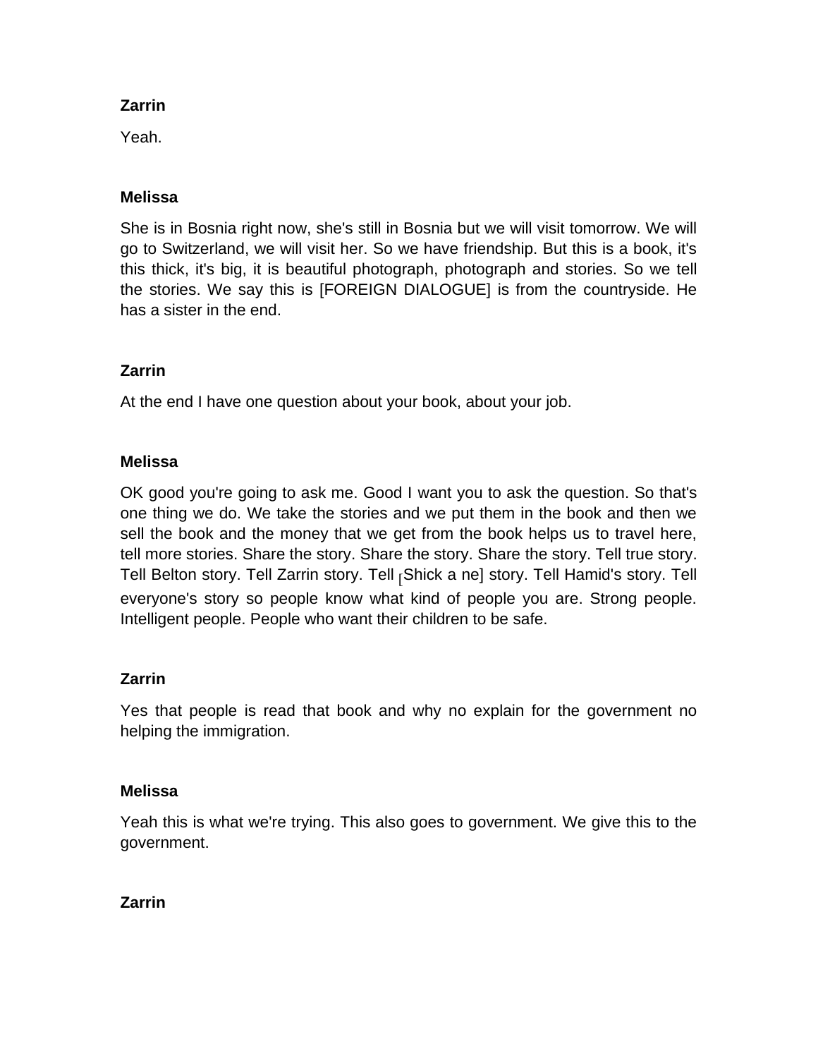**Zarrin**

Yeah.

**Melissa**

She is in Bosnia right now, she's still in Bosnia but we will visit tomorrow. We will go to Switzerland, we will visit her. So we have friendship. But this is a book, it's this thick, it's big, it is beautiful photograph, photograph and stories. So we tell the stories. We say this is [FOREIGN DIALOGUE] is from the countryside. He has a sister in the end.

**Zarrin**

At the end I have one question about your book, about your job.

**Melissa**

OK good you're going to ask me. Good I want you to ask the question. So that's one thing we do. We take the stories and we put them in the book and then we sell the book and the money that we get from the book helps us to travel here, tell more stories. Share the story. Share the story. Share the story. Tell true story. Tell Belton story. Tell Zarrin story. Tell [Shick a ne] story. Tell Hamid's story. Tell everyone's story so people know what kind of people you are. Strong people. Intelligent people. People who want their children to be safe.

**Zarrin**

Yes that people is read that book and why no explain for the government no helping the immigration.

**Melissa**

Yeah this is what we're trying. This also goes to government. We give this to the government.

**Zarrin**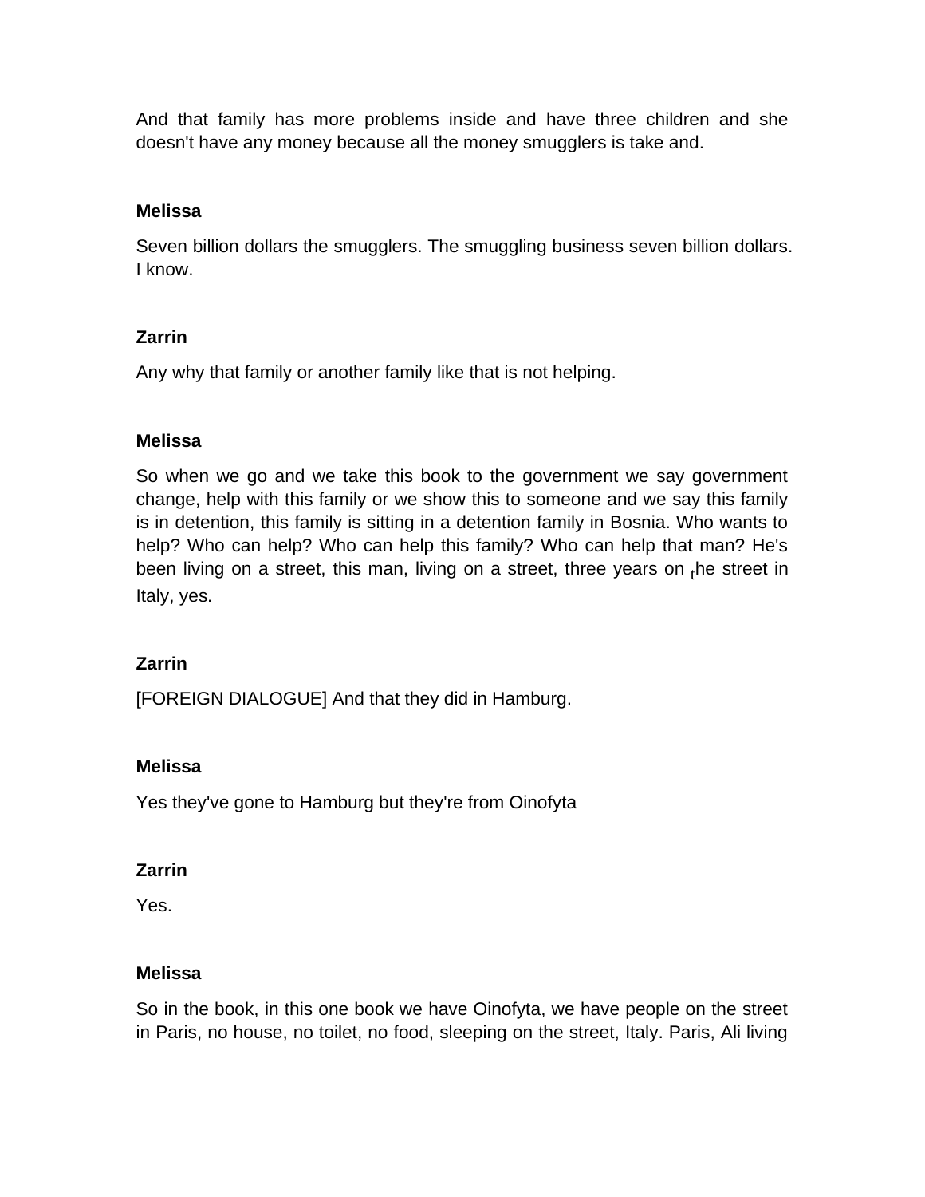And that family has more problems inside and have three children and she doesn't have any money because all the money smugglers is take and.

**Melissa**

Seven billion dollars the smugglers. The smuggling business seven billion dollars. I know.

**Zarrin**

Any why that family or another family like that is not helping.

**Melissa**

So when we go and we take this book to the government we say government change, help with this family or we show this to someone and we say this family is in detention, this family is sitting in a detention family in Bosnia. Who wants to help? Who can help? Who can help this family? Who can help that man? He's been living on a street, this man, living on a street, three years on the street in Italy, yes.

**Zarrin**

[FOREIGN DIALOGUE] And that they did in Hamburg.

**Melissa**

Yes they've gone to Hamburg but they're from Oinofyta

**Zarrin**

Yes.

**Melissa**

So in the book, in this one book we have Oinofyta, we have people on the street in Paris, no house, no toilet, no food, sleeping on the street, Italy. Paris, Ali living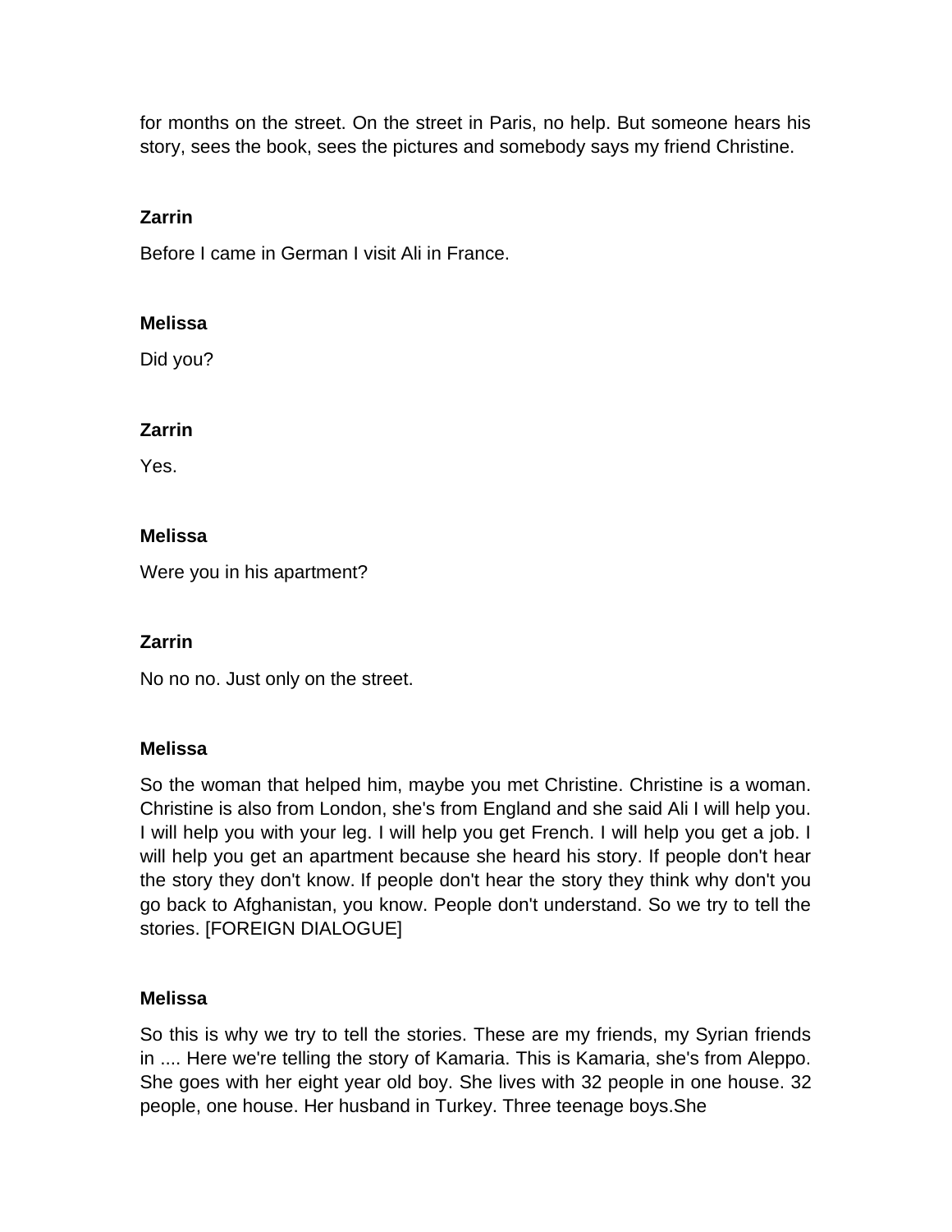for months on the street. On the street in Paris, no help. But someone hears his story, sees the book, sees the pictures and somebody says my friend Christine.

**Zarrin**

Before I came in German I visit Ali in France.

**Melissa**

Did you?

**Zarrin**

Yes.

**Melissa**

Were you in his apartment?

**Zarrin**

No no no. Just only on the street.

**Melissa**

So the woman that helped him, maybe you met Christine. Christine is a woman. Christine is also from London, she's from England and she said Ali I will help you. I will help you with your leg. I will help you get French. I will help you get a job. I will help you get an apartment because she heard his story. If people don't hear the story they don't know. If people don't hear the story they think why don't you go back to Afghanistan, you know. People don't understand. So we try to tell the stories. [FOREIGN DIALOGUE]

**Melissa**

So this is why we try to tell the stories. These are my friends, my Syrian friends in .... Here we're telling the story of Kamaria. This is Kamaria, she's from Aleppo. She goes with her eight year old boy. She lives with 32 people in one house. 32 people, one house. Her husband in Turkey. Three teenage boys.She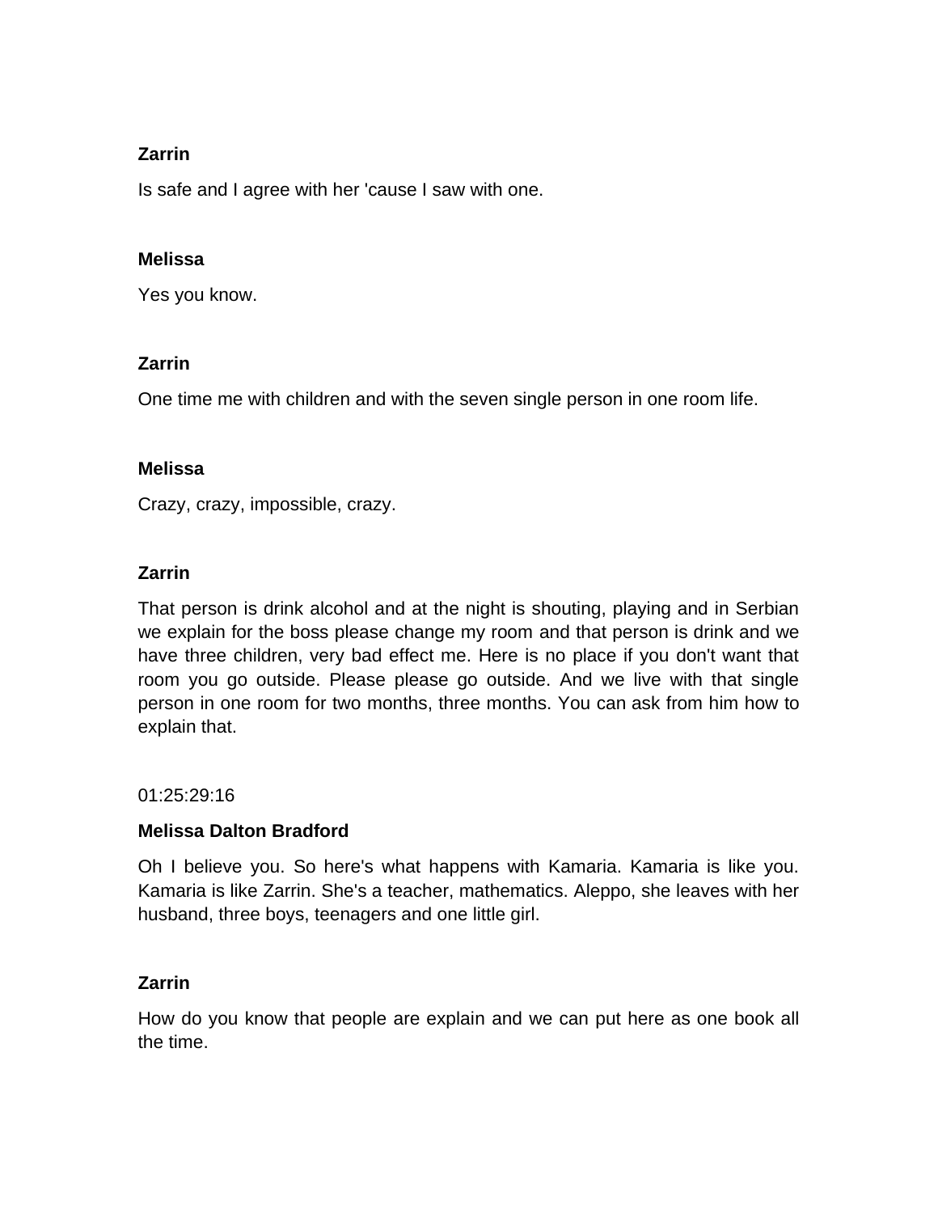**Zarrin**

Is safe and I agree with her 'cause I saw with one.

**Melissa**

Yes you know.

**Zarrin**

One time me with children and with the seven single person in one room life.

**Melissa**

Crazy, crazy, impossible, crazy.

**Zarrin**

That person is drink alcohol and at the night is shouting, playing and in Serbian we explain for the boss please change my room and that person is drink and we have three children, very bad effect me. Here is no place if you don't want that room you go outside. Please please go outside. And we live with that single person in one room for two months, three months. You can ask from him how to explain that.

01:25:29:16

**Melissa Dalton Bradford**

Oh I believe you. So here's what happens with Kamaria. Kamaria is like you. Kamaria is like Zarrin. She's a teacher, mathematics. Aleppo, she leaves with her husband, three boys, teenagers and one little girl.

**Zarrin**

How do you know that people are explain and we can put here as one book all the time.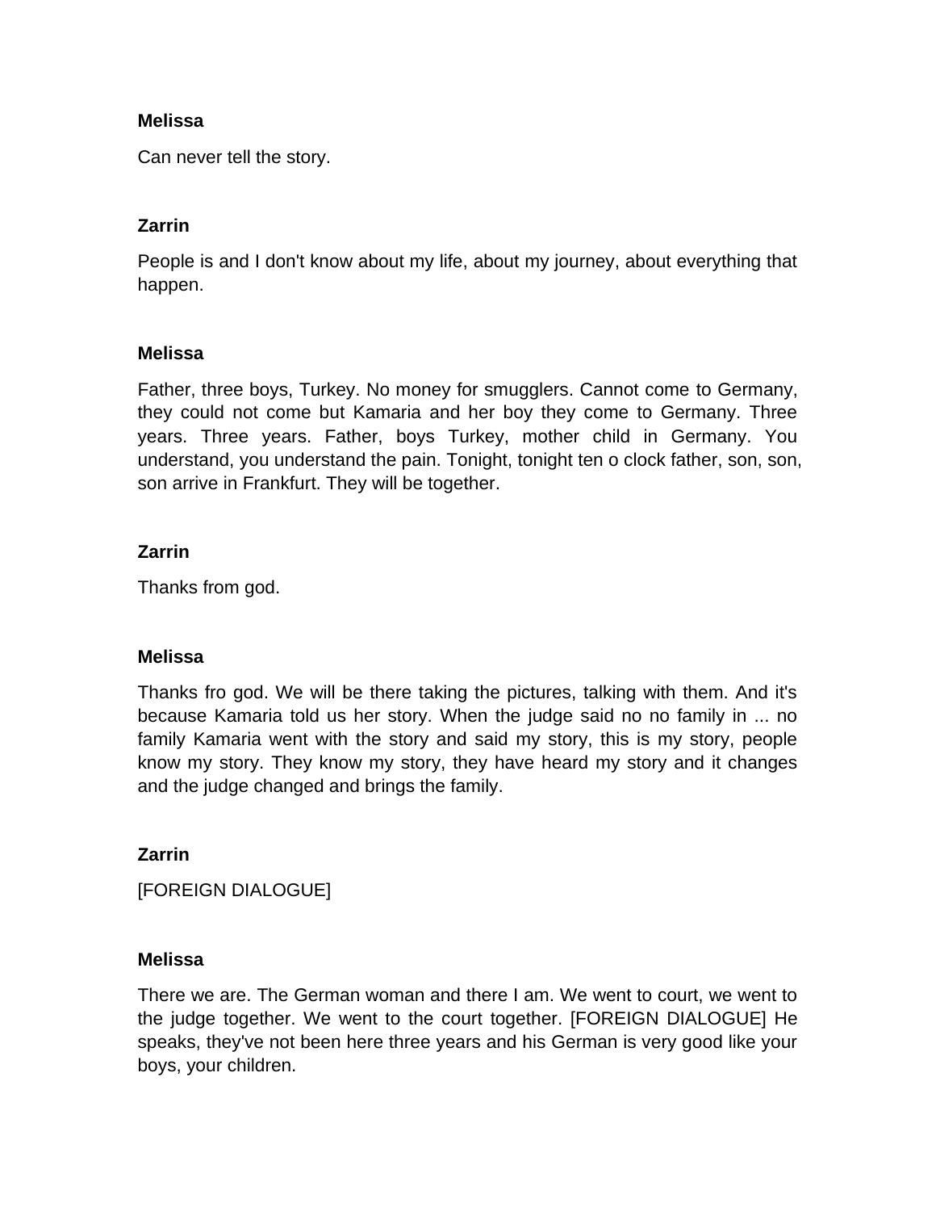**Melissa**

Can never tell the story.

**Zarrin**

People is and I don't know about my life, about my journey, about everything that happen.

**Melissa**

Father, three boys, Turkey. No money for smugglers. Cannot come to Germany, they could not come but Kamaria and her boy they come to Germany. Three years. Three years. Father, boys Turkey, mother child in Germany. You understand, you understand the pain. Tonight, tonight ten o clock father, son, son, son arrive in Frankfurt. They will be together.

**Zarrin**

Thanks from god.

**Melissa**

Thanks fro god. We will be there taking the pictures, talking with them. And it's because Kamaria told us her story. When the judge said no no family in ... no family Kamaria went with the story and said my story, this is my story, people know my story. They know my story, they have heard my story and it changes and the judge changed and brings the family.

**Zarrin**

[FOREIGN DIALOGUE]

**Melissa**

There we are. The German woman and there I am. We went to court, we went to the judge together. We went to the court together. [FOREIGN DIALOGUE] He speaks, they've not been here three years and his German is very good like your boys, your children.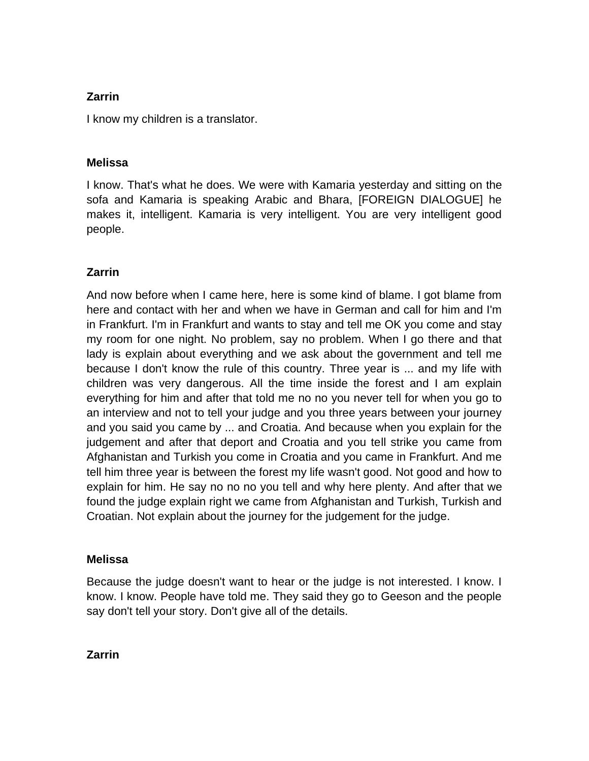**Zarrin**

I know my children is a translator.

**Melissa**

I know. That's what he does. We were with Kamaria yesterday and sitting on the sofa and Kamaria is speaking Arabic and Bhara, [FOREIGN DIALOGUE] he makes it, intelligent. Kamaria is very intelligent. You are very intelligent good people.

**Zarrin**

And now before when I came here, here is some kind of blame. I got blame from here and contact with her and when we have in German and call for him and I'm in Frankfurt. I'm in Frankfurt and wants to stay and tell me OK you come and stay my room for one night. No problem, say no problem. When I go there and that lady is explain about everything and we ask about the government and tell me because I don't know the rule of this country. Three year is ... and my life with children was very dangerous. All the time inside the forest and I am explain everything for him and after that told me no no you never tell for when you go to an interview and not to tell your judge and you three years between your journey and you said you came by ... and Croatia. And because when you explain for the judgement and after that deport and Croatia and you tell strike you came from Afghanistan and Turkish you come in Croatia and you came in Frankfurt. And me tell him three year is between the forest my life wasn't good. Not good and how to explain for him. He say no no no you tell and why here plenty. And after that we found the judge explain right we came from Afghanistan and Turkish, Turkish and Croatian. Not explain about the journey for the judgement for the judge.

**Melissa**

Because the judge doesn't want to hear or the judge is not interested. I know. I know. I know. People have told me. They said they go to Geeson and the people say don't tell your story. Don't give all of the details.

**Zarrin**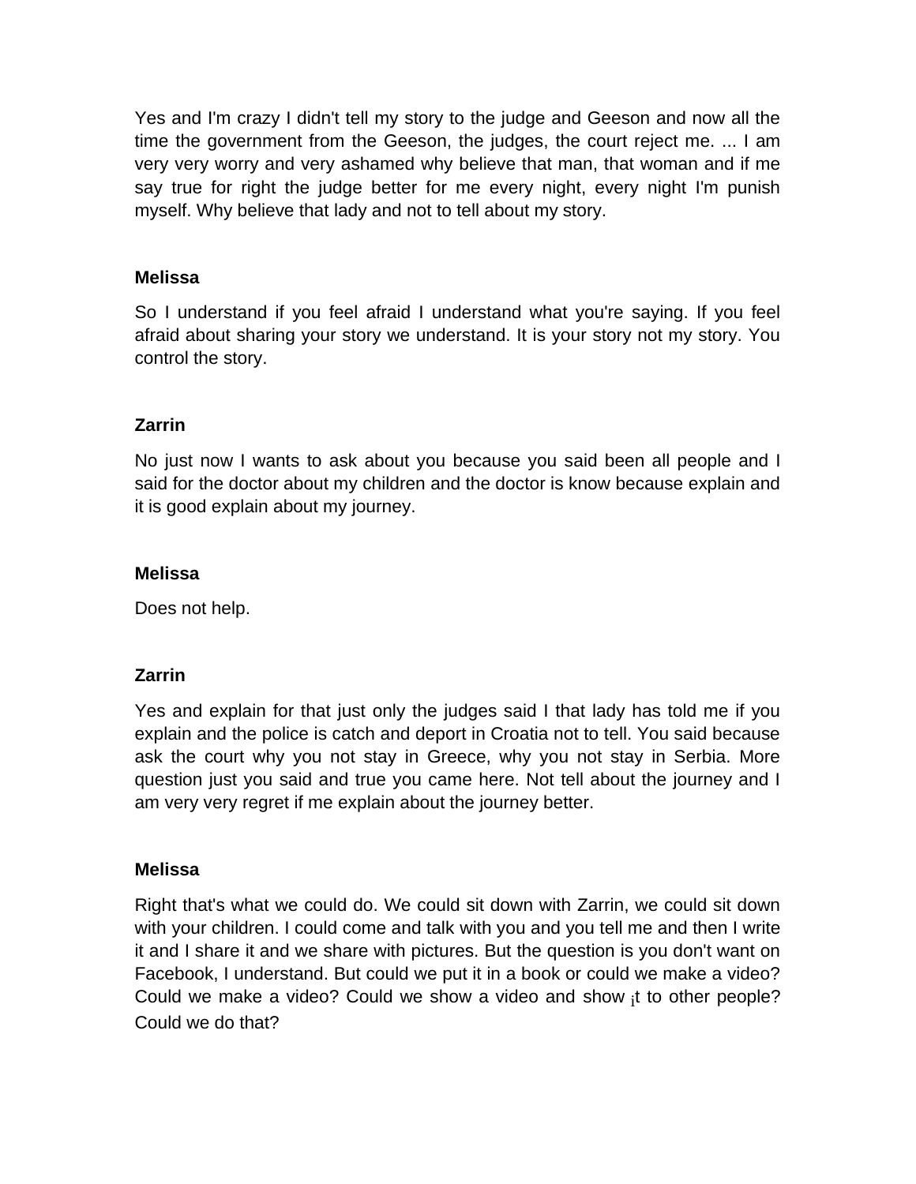Yes and I'm crazy I didn't tell my story to the judge and Geeson and now all the time the government from the Geeson, the judges, the court reject me. ... I am very very worry and very ashamed why believe that man, that woman and if me say true for right the judge better for me every night, every night I'm punish myself. Why believe that lady and not to tell about my story.

**Melissa**

So I understand if you feel afraid I understand what you're saying. If you feel afraid about sharing your story we understand. It is your story not my story. You control the story.

**Zarrin**

No just now I wants to ask about you because you said been all people and I said for the doctor about my children and the doctor is know because explain and it is good explain about my journey.

**Melissa**

Does not help.

**Zarrin**

Yes and explain for that just only the judges said I that lady has told me if you explain and the police is catch and deport in Croatia not to tell. You said because ask the court why you not stay in Greece, why you not stay in Serbia. More question just you said and true you came here. Not tell about the journey and I am very very regret if me explain about the journey better.

**Melissa**

Right that's what we could do. We could sit down with Zarrin, we could sit down with your children. I could come and talk with you and you tell me and then I write it and I share it and we share with pictures. But the question is you don't want on Facebook, I understand. But could we put it in a book or could we make a video? Could we make a video? Could we show a video and show it to other people? Could we do that?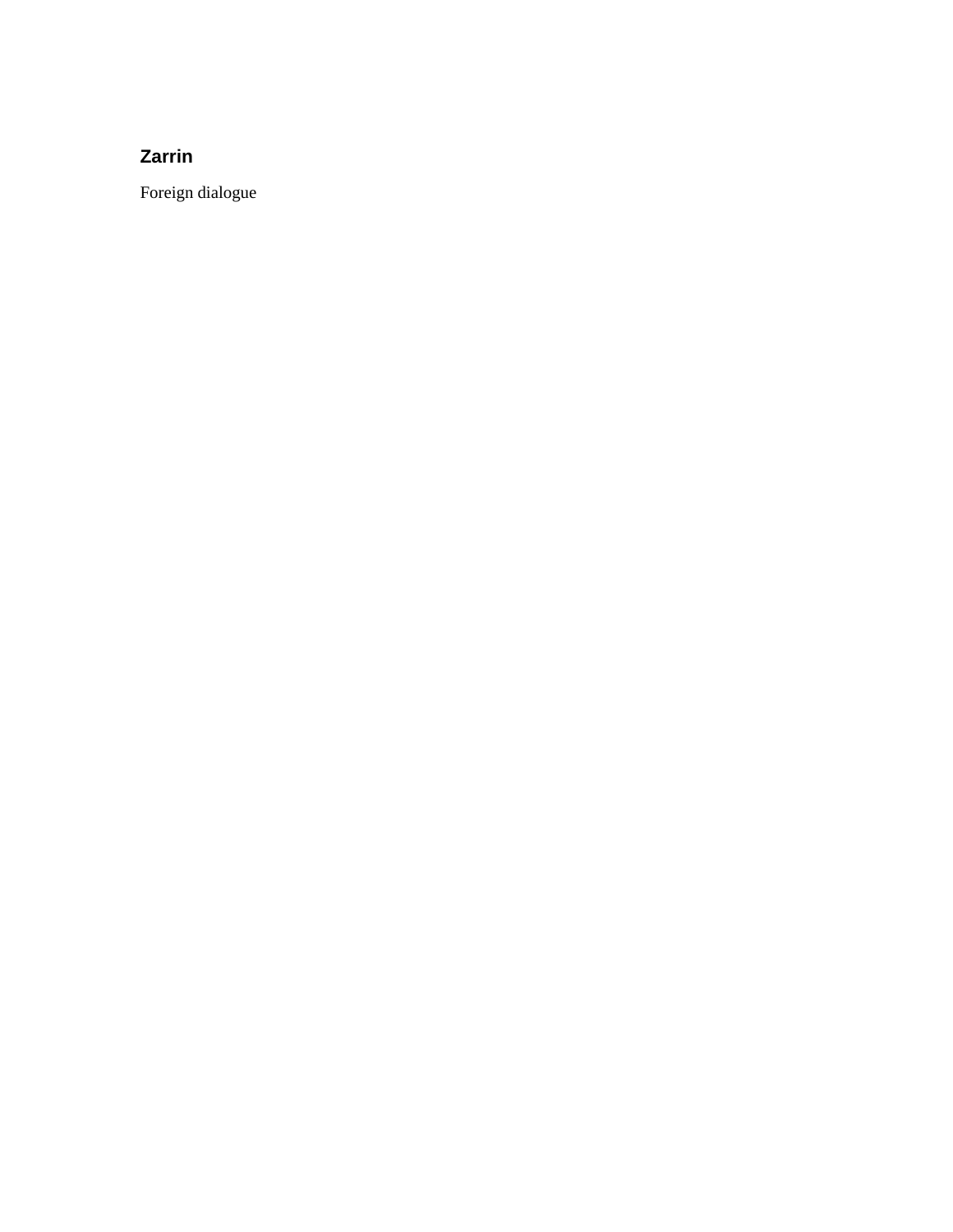### Zarrin

Foreign dialogue